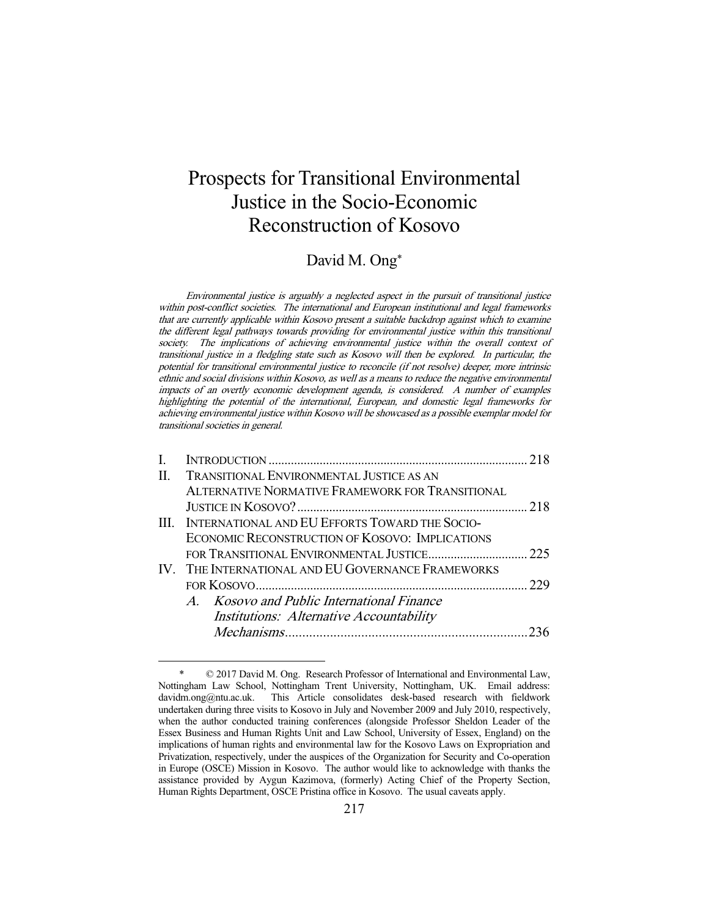# Prospects for Transitional Environmental Justice in the Socio-Economic Reconstruction of Kosovo

David M. Ong*

*Environmental justice is arguably a neglected aspect in the pursuit of transitional justice within post-conflict societies. The international and European institutional and legal frameworks that are currently applicable within Kosovo present a suitable backdrop against which to examine the different legal pathways towards providing for environmental justice within this transitional society. The implications of achieving environmental justice within the overall context of transitional justice in a fledgling state such as Kosovo will then be explored. In particular, the potential for transitional environmental justice to reconcile (if not resolve) deeper, more intrinsic ethnic and social divisions within Kosovo, as well as a means to reduce the negative environmental impacts of an overtly economic development agenda, is considered. A number of examples highlighting the potential of the international, European, and domestic legal frameworks for achieving environmental justice within Kosovo will be showcased as a possible exemplar model for transitional societies in general.*

| | | |
|---|---|---|
| I. | INTRODUCTION | 218 |
| II. | TRANSITIONAL ENVIRONMENTAL JUSTICE AS AN ALTERNATIVE NORMATIVE FRAMEWORK FOR TRANSITIONAL JUSTICE IN KOSOVO? | 218 |
| III. | INTERNATIONAL AND EU EFFORTS TOWARD THE SOCIO-ECONOMIC RECONSTRUCTION OF KOSOVO: IMPLICATIONS FOR TRANSITIONAL ENVIRONMENTAL JUSTICE | 225 |
| IV. | THE INTERNATIONAL AND EU GOVERNANCE FRAMEWORKS FOR KOSOVO | 229 |
| | *A. Kosovo and Public International Finance Institutions: Alternative Accountability Mechanisms* | 236 |

\* © 2017 David M. Ong. Research Professor of International and Environmental Law, Nottingham Law School, Nottingham Trent University, Nottingham, UK. Email address: davidm.ong@ntu.ac.uk. This Article consolidates desk-based research with fieldwork undertaken during three visits to Kosovo in July and November 2009 and July 2010, respectively, when the author conducted training conferences (alongside Professor Sheldon Leader of the Essex Business and Human Rights Unit and Law School, University of Essex, England) on the implications of human rights and environmental law for the Kosovo Laws on Expropriation and Privatization, respectively, under the auspices of the Organization for Security and Co-operation in Europe (OSCE) Mission in Kosovo. The author would like to acknowledge with thanks the assistance provided by Aygun Kazimova, (formerly) Acting Chief of the Property Section, Human Rights Department, OSCE Pristina office in Kosovo. The usual caveats apply.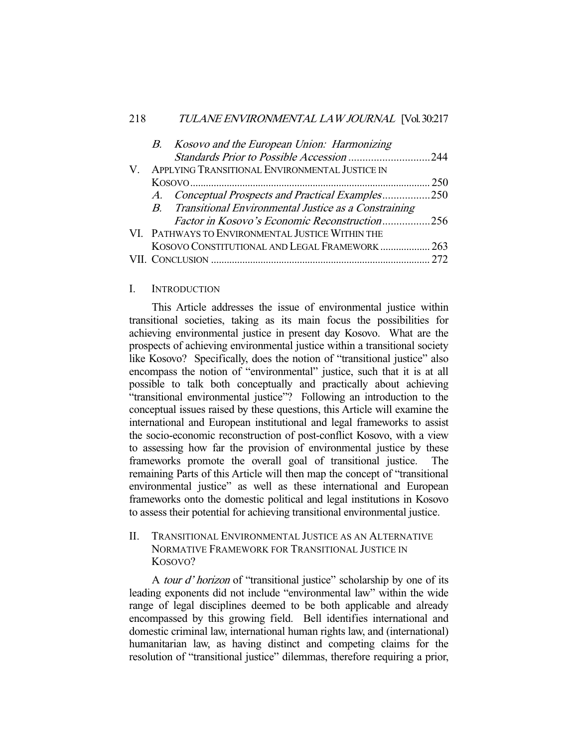B. *Kosovo and the European Union: Harmonizing Standards Prior to Possible Accession* .............................244

V. APPLYING TRANSITIONAL ENVIRONMENTAL JUSTICE IN KOSOVO ........................................................................................... 250

A. *Conceptual Prospects and Practical Examples*.................250

B. *Transitional Environmental Justice as a Constraining Factor in Kosovo's Economic Reconstruction*.................256

VI. PATHWAYS TO ENVIRONMENTAL JUSTICE WITHIN THE KOSOVO CONSTITUTIONAL AND LEGAL FRAMEWORK ................... 263

VII. CONCLUSION ................................................................................... 272

## I. INTRODUCTION

This Article addresses the issue of environmental justice within transitional societies, taking as its main focus the possibilities for achieving environmental justice in present day Kosovo. What are the prospects of achieving environmental justice within a transitional society like Kosovo? Specifically, does the notion of "transitional justice" also encompass the notion of "environmental" justice, such that it is at all possible to talk both conceptually and practically about achieving "transitional environmental justice"? Following an introduction to the conceptual issues raised by these questions, this Article will examine the international and European institutional and legal frameworks to assist the socio-economic reconstruction of post-conflict Kosovo, with a view to assessing how far the provision of environmental justice by these frameworks promote the overall goal of transitional justice. The remaining Parts of this Article will then map the concept of "transitional environmental justice" as well as these international and European frameworks onto the domestic political and legal institutions in Kosovo to assess their potential for achieving transitional environmental justice.

## II. TRANSITIONAL ENVIRONMENTAL JUSTICE AS AN ALTERNATIVE NORMATIVE FRAMEWORK FOR TRANSITIONAL JUSTICE IN KOSOVO?

A *tour d' horizon* of "transitional justice" scholarship by one of its leading exponents did not include "environmental law" within the wide range of legal disciplines deemed to be both applicable and already encompassed by this growing field. Bell identifies international and domestic criminal law, international human rights law, and (international) humanitarian law, as having distinct and competing claims for the resolution of "transitional justice" dilemmas, therefore requiring a prior,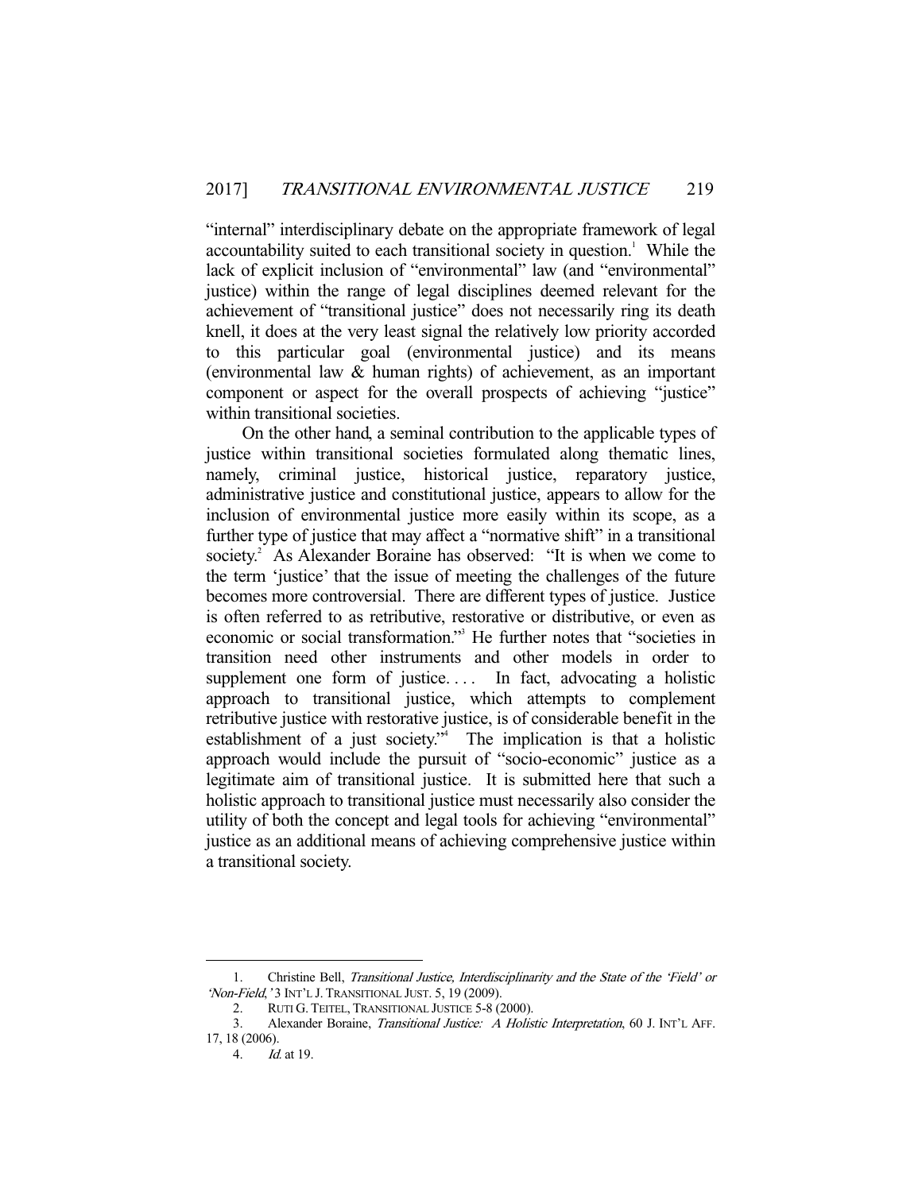"internal" interdisciplinary debate on the appropriate framework of legal accountability suited to each transitional society in question.[1] While the lack of explicit inclusion of "environmental" law (and "environmental" justice) within the range of legal disciplines deemed relevant for the achievement of "transitional justice" does not necessarily ring its death knell, it does at the very least signal the relatively low priority accorded to this particular goal (environmental justice) and its means (environmental law & human rights) of achievement, as an important component or aspect for the overall prospects of achieving "justice" within transitional societies.

On the other hand, a seminal contribution to the applicable types of justice within transitional societies formulated along thematic lines, namely, criminal justice, historical justice, reparatory justice, administrative justice and constitutional justice, appears to allow for the inclusion of environmental justice more easily within its scope, as a further type of justice that may affect a "normative shift" in a transitional society.[2] As Alexander Boraine has observed: "It is when we come to the term 'justice' that the issue of meeting the challenges of the future becomes more controversial. There are different types of justice. Justice is often referred to as retributive, restorative or distributive, or even as economic or social transformation."[3] He further notes that "societies in transition need other instruments and other models in order to supplement one form of justice. . . . In fact, advocating a holistic approach to transitional justice, which attempts to complement retributive justice with restorative justice, is of considerable benefit in the establishment of a just society."[4] The implication is that a holistic approach would include the pursuit of "socio-economic" justice as a legitimate aim of transitional justice. It is submitted here that such a holistic approach to transitional justice must necessarily also consider the utility of both the concept and legal tools for achieving "environmental" justice as an additional means of achieving comprehensive justice within a transitional society.

---

1. Christine Bell, *Transitional Justice, Interdisciplinarity and the State of the 'Field' or 'Non-Field,'* 3 INT'L J. TRANSITIONAL JUST. 5, 19 (2009).
2. RUTI G. TEITEL, TRANSITIONAL JUSTICE 5-8 (2000).
3. Alexander Boraine, *Transitional Justice: A Holistic Interpretation*, 60 J. INT'L AFF. 17, 18 (2006).
4. *Id.* at 19.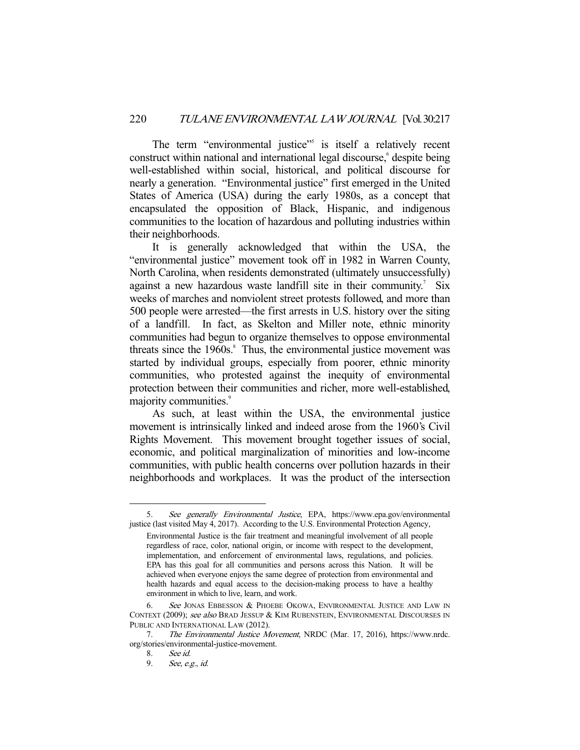The term "environmental justice"[5] is itself a relatively recent construct within national and international legal discourse,[6] despite being well-established within social, historical, and political discourse for nearly a generation. "Environmental justice" first emerged in the United States of America (USA) during the early 1980s, as a concept that encapsulated the opposition of Black, Hispanic, and indigenous communities to the location of hazardous and polluting industries within their neighborhoods.

It is generally acknowledged that within the USA, the "environmental justice" movement took off in 1982 in Warren County, North Carolina, when residents demonstrated (ultimately unsuccessfully) against a new hazardous waste landfill site in their community.[7] Six weeks of marches and nonviolent street protests followed, and more than 500 people were arrested—the first arrests in U.S. history over the siting of a landfill. In fact, as Skelton and Miller note, ethnic minority communities had begun to organize themselves to oppose environmental threats since the 1960s.[8] Thus, the environmental justice movement was started by individual groups, especially from poorer, ethnic minority communities, who protested against the inequity of environmental protection between their communities and richer, more well-established, majority communities.[9]

As such, at least within the USA, the environmental justice movement is intrinsically linked and indeed arose from the 1960's Civil Rights Movement. This movement brought together issues of social, economic, and political marginalization of minorities and low-income communities, with public health concerns over pollution hazards in their neighborhoods and workplaces. It was the product of the intersection

---

5. *See generally Environmental Justice*, EPA, https://www.epa.gov/environmentaljustice (last visited May 4, 2017). According to the U.S. Environmental Protection Agency,

> Environmental Justice is the fair treatment and meaningful involvement of all people regardless of race, color, national origin, or income with respect to the development, implementation, and enforcement of environmental laws, regulations, and policies. EPA has this goal for all communities and persons across this Nation. It will be achieved when everyone enjoys the same degree of protection from environmental and health hazards and equal access to the decision-making process to have a healthy environment in which to live, learn, and work.

6. *See* JONAS EBBESSON & PHOEBE OKOWA, ENVIRONMENTAL JUSTICE AND LAW IN CONTEXT (2009); *see also* BRAD JESSUP & KIM RUBENSTEIN, ENVIRONMENTAL DISCOURSES IN PUBLIC AND INTERNATIONAL LAW (2012).

7. *The Environmental Justice Movement*, NRDC (Mar. 17, 2016), https://www.nrdc.org/stories/environmental-justice-movement.

8. *See id.*

9. *See, e.g.*, *id.*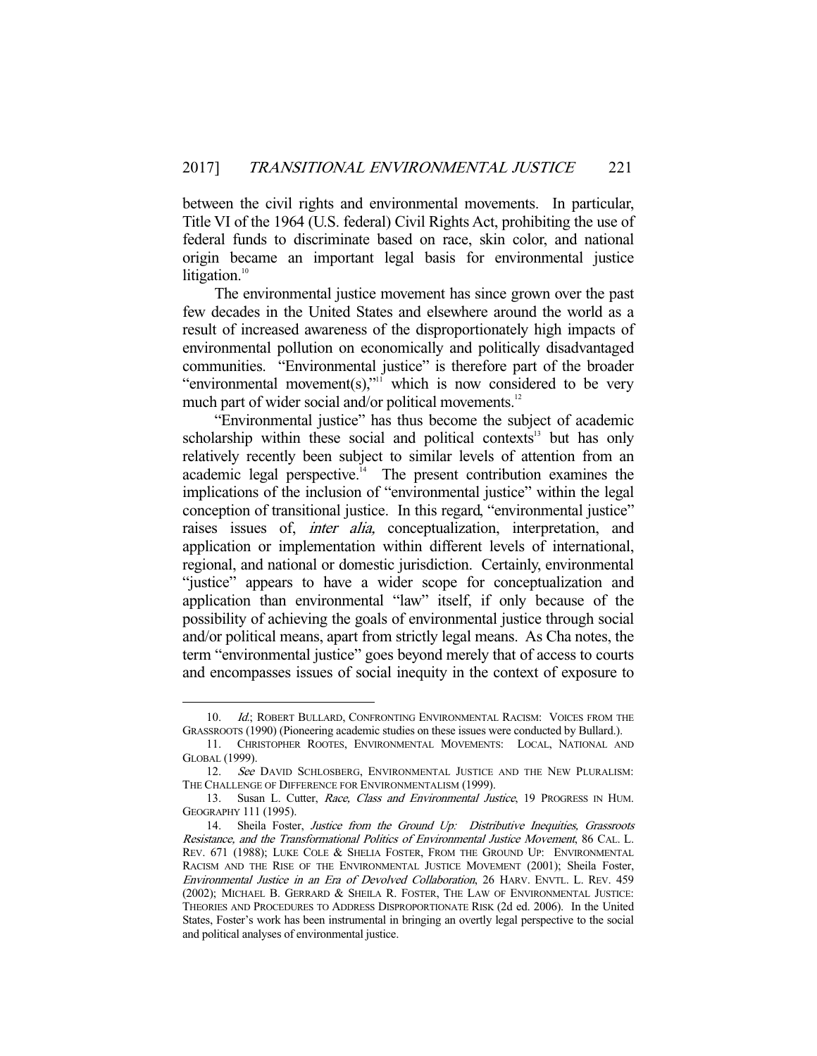between the civil rights and environmental movements. In particular, Title VI of the 1964 (U.S. federal) Civil Rights Act, prohibiting the use of federal funds to discriminate based on race, skin color, and national origin became an important legal basis for environmental justice litigation.[10]

The environmental justice movement has since grown over the past few decades in the United States and elsewhere around the world as a result of increased awareness of the disproportionately high impacts of environmental pollution on economically and politically disadvantaged communities. "Environmental justice" is therefore part of the broader "environmental movement(s),"[11] which is now considered to be very much part of wider social and/or political movements.[12]

"Environmental justice" has thus become the subject of academic scholarship within these social and political contexts[13] but has only relatively recently been subject to similar levels of attention from an academic legal perspective.[14] The present contribution examines the implications of the inclusion of "environmental justice" within the legal conception of transitional justice. In this regard, "environmental justice" raises issues of, *inter alia,* conceptualization, interpretation, and application or implementation within different levels of international, regional, and national or domestic jurisdiction. Certainly, environmental "justice" appears to have a wider scope for conceptualization and application than environmental "law" itself, if only because of the possibility of achieving the goals of environmental justice through social and/or political means, apart from strictly legal means. As Cha notes, the term "environmental justice" goes beyond merely that of access to courts and encompasses issues of social inequity in the context of exposure to

---

10. *Id.*; ROBERT BULLARD, CONFRONTING ENVIRONMENTAL RACISM: VOICES FROM THE GRASSROOTS (1990) (Pioneering academic studies on these issues were conducted by Bullard.).

11. CHRISTOPHER ROOTES, ENVIRONMENTAL MOVEMENTS: LOCAL, NATIONAL AND GLOBAL (1999).

12. *See* DAVID SCHLOSBERG, ENVIRONMENTAL JUSTICE AND THE NEW PLURALISM: THE CHALLENGE OF DIFFERENCE FOR ENVIRONMENTALISM (1999).

13. Susan L. Cutter, *Race, Class and Environmental Justice*, 19 PROGRESS IN HUM. GEOGRAPHY 111 (1995).

14. Sheila Foster, *Justice from the Ground Up: Distributive Inequities, Grassroots Resistance, and the Transformational Politics of Environmental Justice Movement*, 86 CAL. L. REV. 671 (1988); LUKE COLE & SHELIA FOSTER, FROM THE GROUND UP: ENVIRONMENTAL RACISM AND THE RISE OF THE ENVIRONMENTAL JUSTICE MOVEMENT (2001); Sheila Foster, *Environmental Justice in an Era of Devolved Collaboration*, 26 HARV. ENVTL. L. REV. 459 (2002); MICHAEL B. GERRARD & SHEILA R. FOSTER, THE LAW OF ENVIRONMENTAL JUSTICE: THEORIES AND PROCEDURES TO ADDRESS DISPROPORTIONATE RISK (2d ed. 2006). In the United States, Foster's work has been instrumental in bringing an overtly legal perspective to the social and political analyses of environmental justice.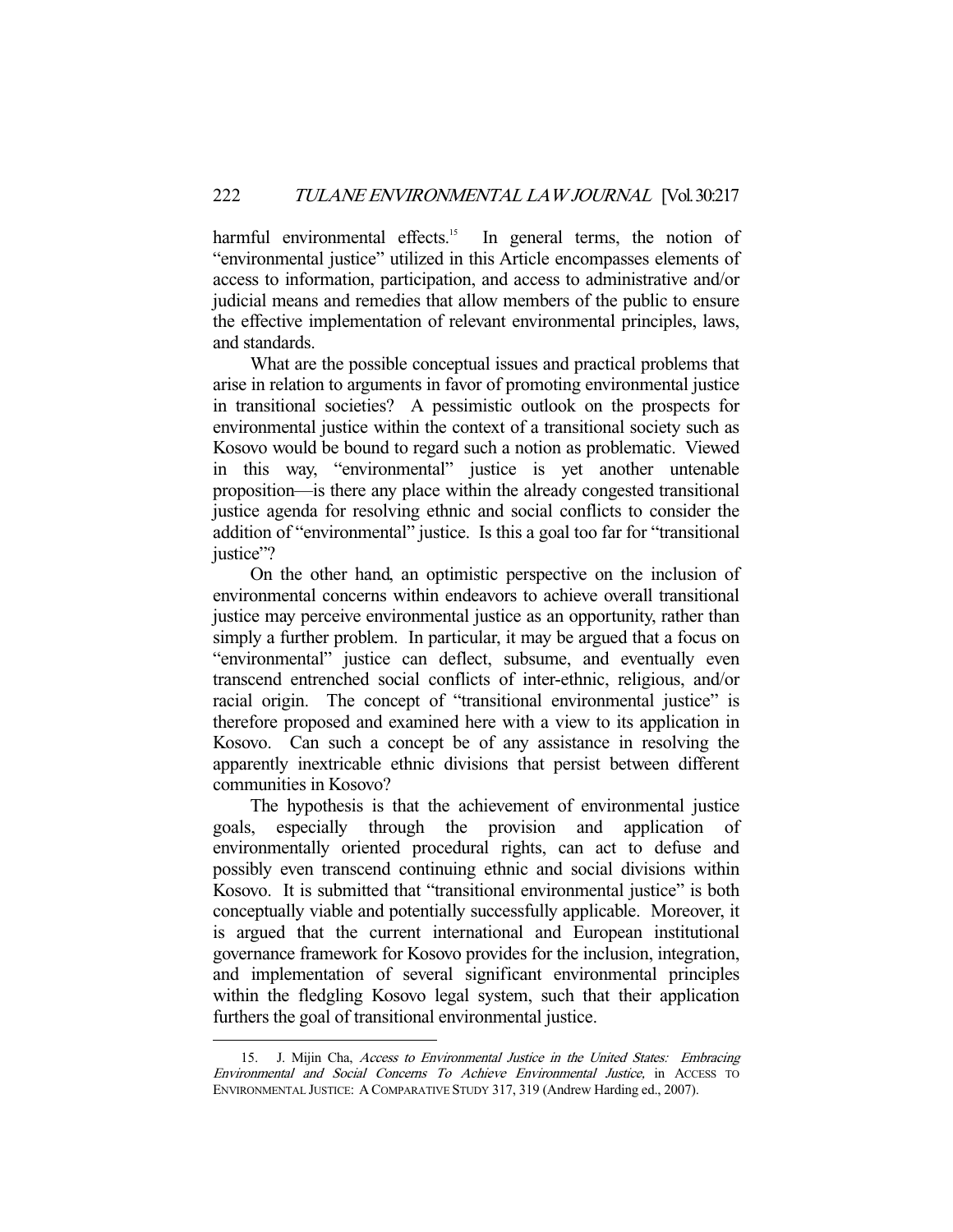harmful environmental effects.[15] In general terms, the notion of "environmental justice" utilized in this Article encompasses elements of access to information, participation, and access to administrative and/or judicial means and remedies that allow members of the public to ensure the effective implementation of relevant environmental principles, laws, and standards.

What are the possible conceptual issues and practical problems that arise in relation to arguments in favor of promoting environmental justice in transitional societies? A pessimistic outlook on the prospects for environmental justice within the context of a transitional society such as Kosovo would be bound to regard such a notion as problematic. Viewed in this way, "environmental" justice is yet another untenable proposition—is there any place within the already congested transitional justice agenda for resolving ethnic and social conflicts to consider the addition of "environmental" justice. Is this a goal too far for "transitional justice"?

On the other hand, an optimistic perspective on the inclusion of environmental concerns within endeavors to achieve overall transitional justice may perceive environmental justice as an opportunity, rather than simply a further problem. In particular, it may be argued that a focus on "environmental" justice can deflect, subsume, and eventually even transcend entrenched social conflicts of inter-ethnic, religious, and/or racial origin. The concept of "transitional environmental justice" is therefore proposed and examined here with a view to its application in Kosovo. Can such a concept be of any assistance in resolving the apparently inextricable ethnic divisions that persist between different communities in Kosovo?

The hypothesis is that the achievement of environmental justice goals, especially through the provision and application of environmentally oriented procedural rights, can act to defuse and possibly even transcend continuing ethnic and social divisions within Kosovo. It is submitted that "transitional environmental justice" is both conceptually viable and potentially successfully applicable. Moreover, it is argued that the current international and European institutional governance framework for Kosovo provides for the inclusion, integration, and implementation of several significant environmental principles within the fledgling Kosovo legal system, such that their application furthers the goal of transitional environmental justice.

---

15. J. Mijin Cha, *Access to Environmental Justice in the United States: Embracing Environmental and Social Concerns To Achieve Environmental Justice*, in ACCESS TO ENVIRONMENTAL JUSTICE: A COMPARATIVE STUDY 317, 319 (Andrew Harding ed., 2007).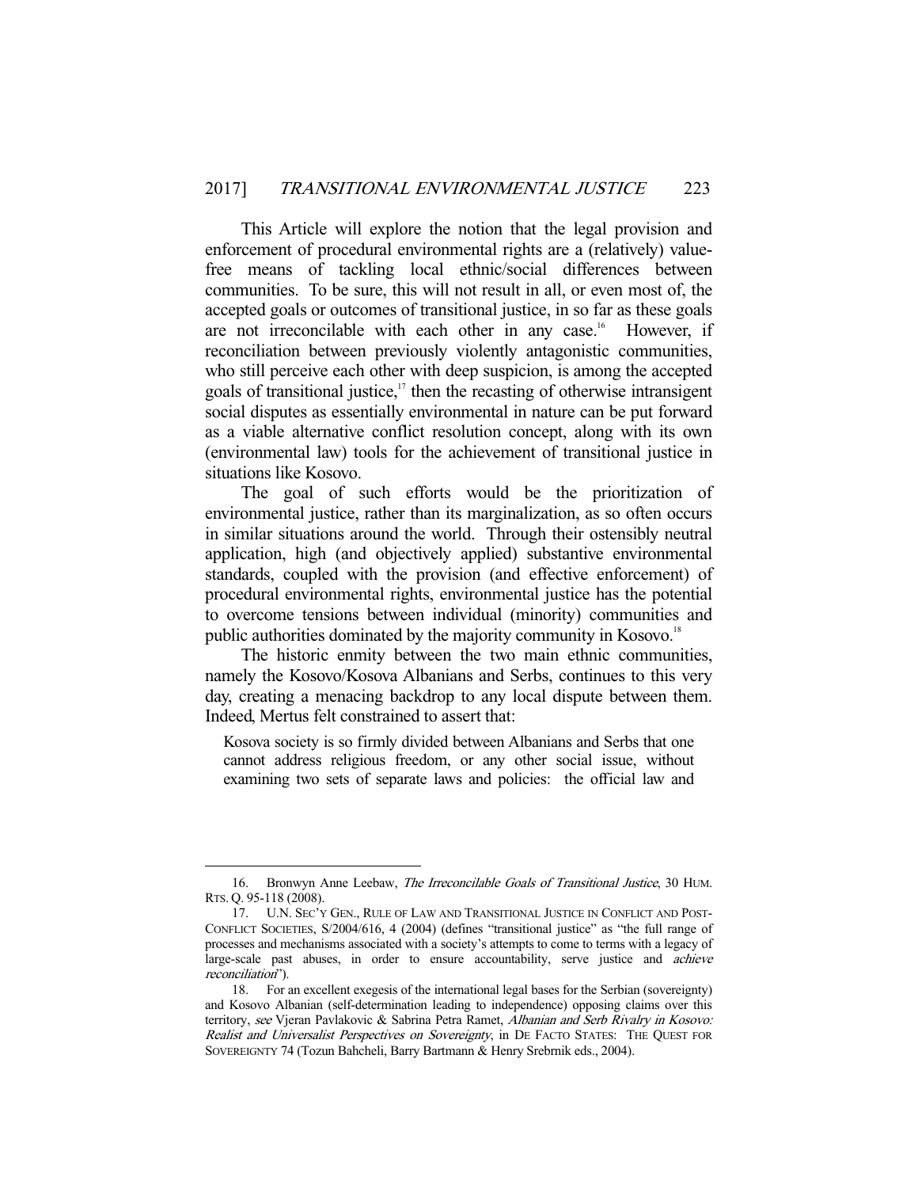This Article will explore the notion that the legal provision and enforcement of procedural environmental rights are a (relatively) value-free means of tackling local ethnic/social differences between communities. To be sure, this will not result in all, or even most of, the accepted goals or outcomes of transitional justice, in so far as these goals are not irreconcilable with each other in any case.[16] However, if reconciliation between previously violently antagonistic communities, who still perceive each other with deep suspicion, is among the accepted goals of transitional justice,[17] then the recasting of otherwise intransigent social disputes as essentially environmental in nature can be put forward as a viable alternative conflict resolution concept, along with its own (environmental law) tools for the achievement of transitional justice in situations like Kosovo.

The goal of such efforts would be the prioritization of environmental justice, rather than its marginalization, as so often occurs in similar situations around the world. Through their ostensibly neutral application, high (and objectively applied) substantive environmental standards, coupled with the provision (and effective enforcement) of procedural environmental rights, environmental justice has the potential to overcome tensions between individual (minority) communities and public authorities dominated by the majority community in Kosovo.[18]

The historic enmity between the two main ethnic communities, namely the Kosovo/Kosova Albanians and Serbs, continues to this very day, creating a menacing backdrop to any local dispute between them. Indeed, Mertus felt constrained to assert that:

> Kosova society is so firmly divided between Albanians and Serbs that one cannot address religious freedom, or any other social issue, without examining two sets of separate laws and policies: the official law and

---

16. Bronwyn Anne Leebaw, *The Irreconcilable Goals of Transitional Justice*, 30 HUM. RTS. Q. 95-118 (2008).

17. U.N. SEC'Y GEN., RULE OF LAW AND TRANSITIONAL JUSTICE IN CONFLICT AND POST-CONFLICT SOCIETIES, S/2004/616, 4 (2004) (defines "transitional justice" as "the full range of processes and mechanisms associated with a society's attempts to come to terms with a legacy of large-scale past abuses, in order to ensure accountability, serve justice and *achieve reconciliation*").

18. For an excellent exegesis of the international legal bases for the Serbian (sovereignty) and Kosovo Albanian (self-determination leading to independence) opposing claims over this territory, *see* Vjeran Pavlakovic & Sabrina Petra Ramet, *Albanian and Serb Rivalry in Kosovo: Realist and Universalist Perspectives on Sovereignty*, in DE FACTO STATES: THE QUEST FOR SOVEREIGNTY 74 (Tozun Bahcheli, Barry Bartmann & Henry Srebrnik eds., 2004).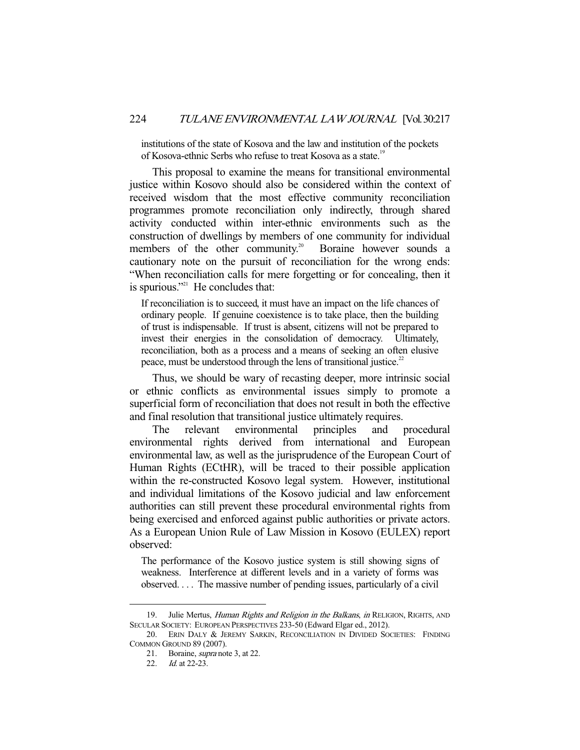institutions of the state of Kosova and the law and institution of the pockets of Kosova-ethnic Serbs who refuse to treat Kosova as a state.[19]

This proposal to examine the means for transitional environmental justice within Kosovo should also be considered within the context of received wisdom that the most effective community reconciliation programmes promote reconciliation only indirectly, through shared activity conducted within inter-ethnic environments such as the construction of dwellings by members of one community for individual members of the other community.[20] Boraine however sounds a cautionary note on the pursuit of reconciliation for the wrong ends: "When reconciliation calls for mere forgetting or for concealing, then it is spurious."[21] He concludes that:

> If reconciliation is to succeed, it must have an impact on the life chances of ordinary people. If genuine coexistence is to take place, then the building of trust is indispensable. If trust is absent, citizens will not be prepared to invest their energies in the consolidation of democracy. Ultimately, reconciliation, both as a process and a means of seeking an often elusive peace, must be understood through the lens of transitional justice.[22]

Thus, we should be wary of recasting deeper, more intrinsic social or ethnic conflicts as environmental issues simply to promote a superficial form of reconciliation that does not result in both the effective and final resolution that transitional justice ultimately requires.

The relevant environmental principles and procedural environmental rights derived from international and European environmental law, as well as the jurisprudence of the European Court of Human Rights (ECtHR), will be traced to their possible application within the re-constructed Kosovo legal system. However, institutional and individual limitations of the Kosovo judicial and law enforcement authorities can still prevent these procedural environmental rights from being exercised and enforced against public authorities or private actors. As a European Union Rule of Law Mission in Kosovo (EULEX) report observed:

> The performance of the Kosovo justice system is still showing signs of weakness. Interference at different levels and in a variety of forms was observed. . . . The massive number of pending issues, particularly of a civil

---

19. Julie Mertus, *Human Rights and Religion in the Balkans*, *in* RELIGION, RIGHTS, AND SECULAR SOCIETY: EUROPEAN PERSPECTIVES 233-50 (Edward Elgar ed., 2012).

20. ERIN DALY & JEREMY SARKIN, RECONCILIATION IN DIVIDED SOCIETIES: FINDING COMMON GROUND 89 (2007).

21. Boraine, *supra* note 3, at 22.

22. *Id.* at 22-23.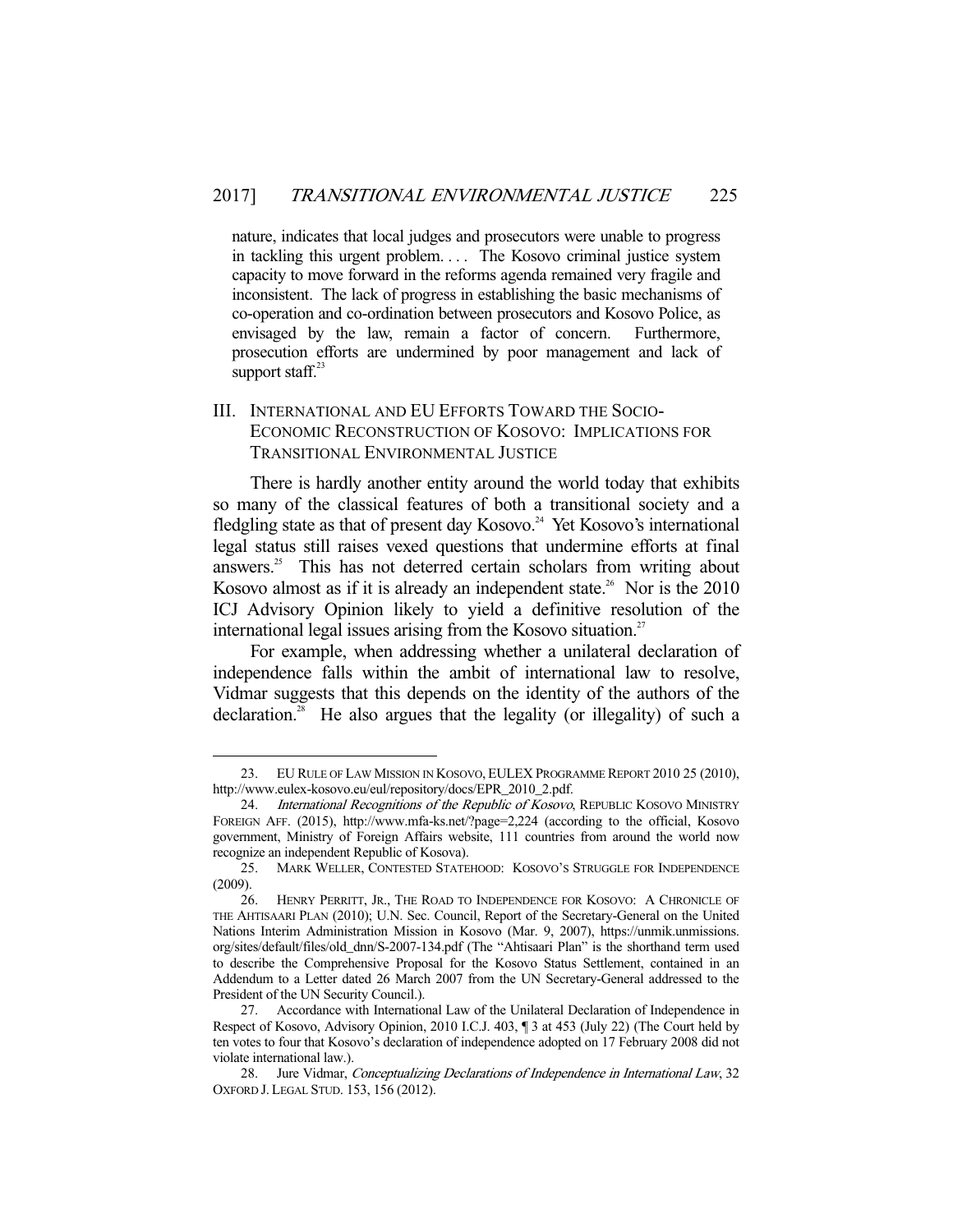> nature, indicates that local judges and prosecutors were unable to progress in tackling this urgent problem. . . . The Kosovo criminal justice system capacity to move forward in the reforms agenda remained very fragile and inconsistent. The lack of progress in establishing the basic mechanisms of co-operation and co-ordination between prosecutors and Kosovo Police, as envisaged by the law, remain a factor of concern. Furthermore, prosecution efforts are undermined by poor management and lack of support staff.[23]

## III. International and EU Efforts Toward the Socio-Economic Reconstruction of Kosovo: Implications for Transitional Environmental Justice

There is hardly another entity around the world today that exhibits so many of the classical features of both a transitional society and a fledgling state as that of present day Kosovo.[24] Yet Kosovo's international legal status still raises vexed questions that undermine efforts at final answers.[25] This has not deterred certain scholars from writing about Kosovo almost as if it is already an independent state.[26] Nor is the 2010 ICJ Advisory Opinion likely to yield a definitive resolution of the international legal issues arising from the Kosovo situation.[27]

For example, when addressing whether a unilateral declaration of independence falls within the ambit of international law to resolve, Vidmar suggests that this depends on the identity of the authors of the declaration.[28] He also argues that the legality (or illegality) of such a

---

23. EU Rule of Law Mission in Kosovo, EULEX Programme Report 2010 25 (2010), http://www.eulex-kosovo.eu/eul/repository/docs/EPR_2010_2.pdf.

24. *International Recognitions of the Republic of Kosovo*, Republic Kosovo Ministry Foreign Aff. (2015), http://www.mfa-ks.net/?page=2,224 (according to the official, Kosovo government, Ministry of Foreign Affairs website, 111 countries from around the world now recognize an independent Republic of Kosova).

25. Mark Weller, Contested Statehood: Kosovo's Struggle for Independence (2009).

26. Henry Perritt, Jr., The Road to Independence for Kosovo: A Chronicle of the Ahtisaari Plan (2010); U.N. Sec. Council, Report of the Secretary-General on the United Nations Interim Administration Mission in Kosovo (Mar. 9, 2007), https://unmik.unmissions.org/sites/default/files/old_dnn/S-2007-134.pdf (The "Ahtisaari Plan" is the shorthand term used to describe the Comprehensive Proposal for the Kosovo Status Settlement, contained in an Addendum to a Letter dated 26 March 2007 from the UN Secretary-General addressed to the President of the UN Security Council.).

27. Accordance with International Law of the Unilateral Declaration of Independence in Respect of Kosovo, Advisory Opinion, 2010 I.C.J. 403, ¶ 3 at 453 (July 22) (The Court held by ten votes to four that Kosovo's declaration of independence adopted on 17 February 2008 did not violate international law.).

28. Jure Vidmar, *Conceptualizing Declarations of Independence in International Law*, 32 Oxford J. Legal Stud. 153, 156 (2012).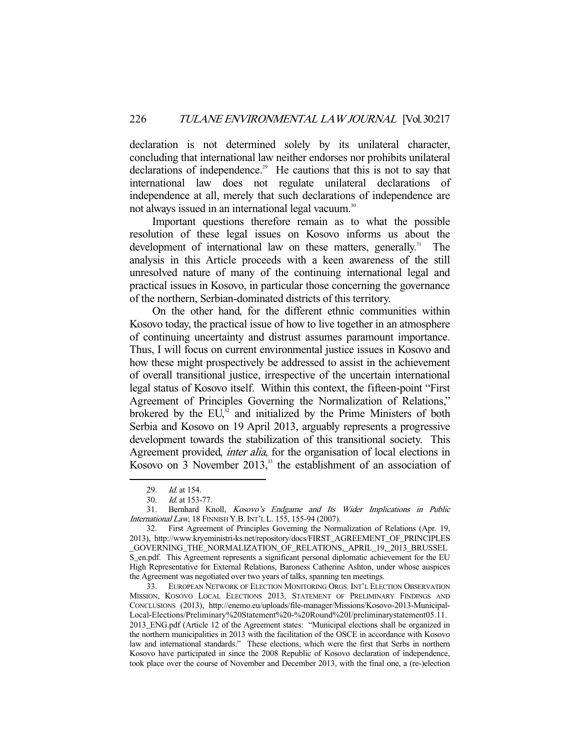declaration is not determined solely by its unilateral character, concluding that international law neither endorses nor prohibits unilateral declarations of independence.[29] He cautions that this is not to say that international law does not regulate unilateral declarations of independence at all, merely that such declarations of independence are not always issued in an international legal vacuum.[30]

Important questions therefore remain as to what the possible resolution of these legal issues on Kosovo informs us about the development of international law on these matters, generally.[31] The analysis in this Article proceeds with a keen awareness of the still unresolved nature of many of the continuing international legal and practical issues in Kosovo, in particular those concerning the governance of the northern, Serbian-dominated districts of this territory.

On the other hand, for the different ethnic communities within Kosovo today, the practical issue of how to live together in an atmosphere of continuing uncertainty and distrust assumes paramount importance. Thus, I will focus on current environmental justice issues in Kosovo and how these might prospectively be addressed to assist in the achievement of overall transitional justice, irrespective of the uncertain international legal status of Kosovo itself. Within this context, the fifteen-point "First Agreement of Principles Governing the Normalization of Relations," brokered by the EU,[32] and initialized by the Prime Ministers of both Serbia and Kosovo on 19 April 2013, arguably represents a progressive development towards the stabilization of this transitional society. This Agreement provided, *inter alia*, for the organisation of local elections in Kosovo on 3 November 2013,[33] the establishment of an association of

---

29. *Id.* at 154.

30. *Id.* at 153-77.

31. Bernhard Knoll, *Kosovo's Endgame and Its Wider Implications in Public International Law*, 18 FINNISH Y.B. INT'L L. 155, 155-94 (2007).

32. First Agreement of Principles Governing the Normalization of Relations (Apr. 19, 2013), http://www.kryeministri-ks.net/repository/docs/FIRST_AGREEMENT_OF_PRINCIPLES_GOVERNING_THE_NORMALIZATION_OF_RELATIONS,_APRIL_19,_2013_BRUSSELS_en.pdf. This Agreement represents a significant personal diplomatic achievement for the EU High Representative for External Relations, Baroness Catherine Ashton, under whose auspices the Agreement was negotiated over two years of talks, spanning ten meetings.

33. EUROPEAN NETWORK OF ELECTION MONITORING ORGS. INT'L ELECTION OBSERVATION MISSION, KOSOVO LOCAL ELECTIONS 2013, STATEMENT OF PRELIMINARY FINDINGS AND CONCLUSIONS (2013), http://enemo.eu/uploads/file-manager/Missions/Kosovo-2013-Municipal-Local-Elections/Preliminary%20Statement%20-%20Round%20I/preliminarystatement05.11.2013_ENG.pdf (Article 12 of the Agreement states: "Municipal elections shall be organized in the northern municipalities in 2013 with the facilitation of the OSCE in accordance with Kosovo law and international standards." These elections, which were the first that Serbs in northern Kosovo have participated in since the 2008 Republic of Kosovo declaration of independence, took place over the course of November and December 2013, with the final one, a (re-)election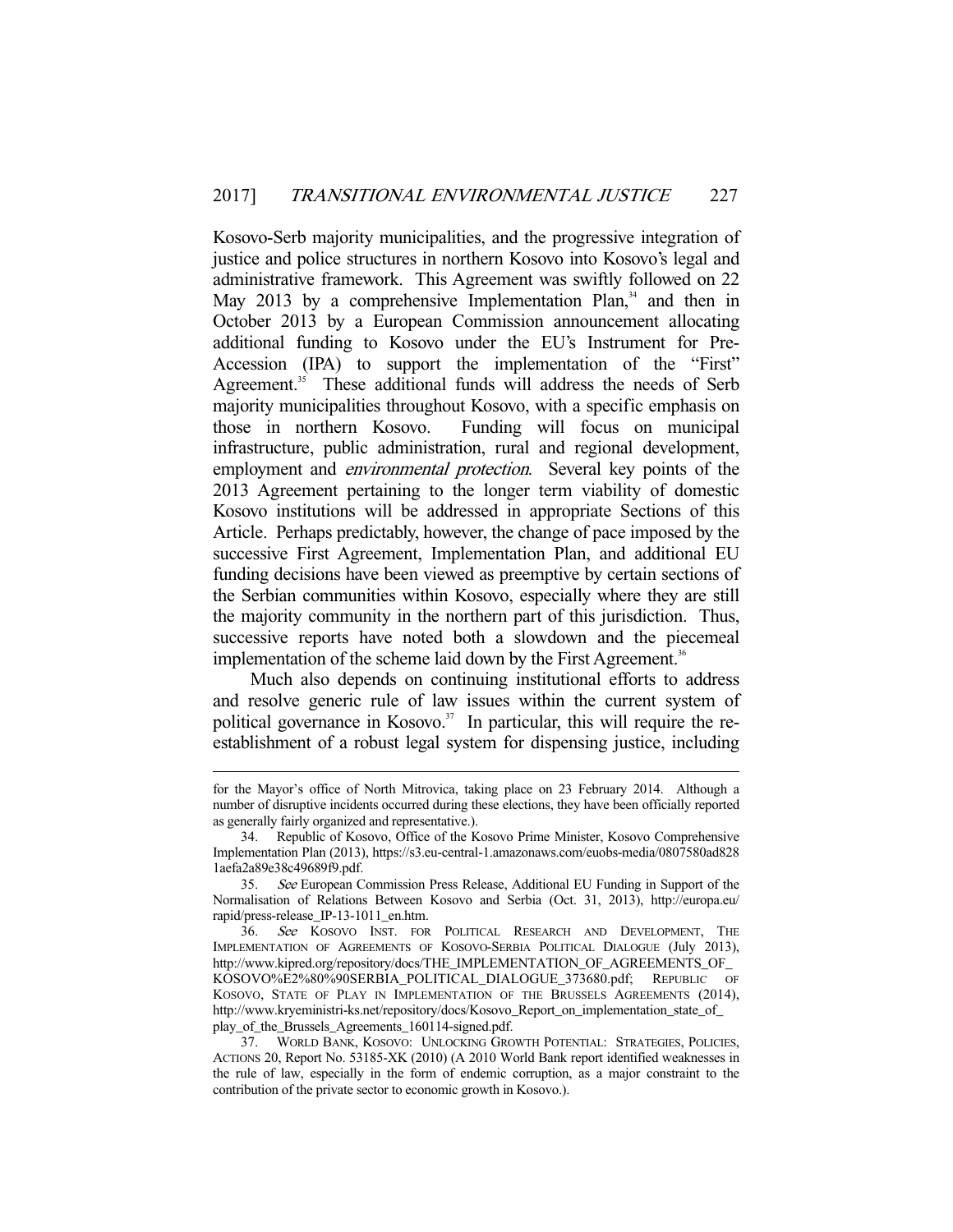Kosovo-Serb majority municipalities, and the progressive integration of justice and police structures in northern Kosovo into Kosovo's legal and administrative framework. This Agreement was swiftly followed on 22 May 2013 by a comprehensive Implementation Plan,[34] and then in October 2013 by a European Commission announcement allocating additional funding to Kosovo under the EU's Instrument for Pre-Accession (IPA) to support the implementation of the "First" Agreement.[35] These additional funds will address the needs of Serb majority municipalities throughout Kosovo, with a specific emphasis on those in northern Kosovo. Funding will focus on municipal infrastructure, public administration, rural and regional development, employment and *environmental protection*. Several key points of the 2013 Agreement pertaining to the longer term viability of domestic Kosovo institutions will be addressed in appropriate Sections of this Article. Perhaps predictably, however, the change of pace imposed by the successive First Agreement, Implementation Plan, and additional EU funding decisions have been viewed as preemptive by certain sections of the Serbian communities within Kosovo, especially where they are still the majority community in the northern part of this jurisdiction. Thus, successive reports have noted both a slowdown and the piecemeal implementation of the scheme laid down by the First Agreement.[36]

Much also depends on continuing institutional efforts to address and resolve generic rule of law issues within the current system of political governance in Kosovo.[37] In particular, this will require the re-establishment of a robust legal system for dispensing justice, including

---

for the Mayor's office of North Mitrovica, taking place on 23 February 2014. Although a number of disruptive incidents occurred during these elections, they have been officially reported as generally fairly organized and representative.).

34. Republic of Kosovo, Office of the Kosovo Prime Minister, Kosovo Comprehensive Implementation Plan (2013), https://s3.eu-central-1.amazonaws.com/euobs-media/0807580ad8281aefa2a89e38c49689f9.pdf.

35. *See* European Commission Press Release, Additional EU Funding in Support of the Normalisation of Relations Between Kosovo and Serbia (Oct. 31, 2013), http://europa.eu/rapid/press-release_IP-13-1011_en.htm.

36. *See* KOSOVO INST. FOR POLITICAL RESEARCH AND DEVELOPMENT, THE IMPLEMENTATION OF AGREEMENTS OF KOSOVO-SERBIA POLITICAL DIALOGUE (July 2013), http://www.kipred.org/repository/docs/THE_IMPLEMENTATION_OF_AGREEMENTS_OF_KOSOVO%E2%80%90SERBIA_POLITICAL_DIALOGUE_373680.pdf; REPUBLIC OF KOSOVO, STATE OF PLAY IN IMPLEMENTATION OF THE BRUSSELS AGREEMENTS (2014), http://www.kryeministri-ks.net/repository/docs/Kosovo_Report_on_implementation_state_of_play_of_the_Brussels_Agreements_160114-signed.pdf.

37. WORLD BANK, KOSOVO: UNLOCKING GROWTH POTENTIAL: STRATEGIES, POLICIES, ACTIONS 20, Report No. 53185-XK (2010) (A 2010 World Bank report identified weaknesses in the rule of law, especially in the form of endemic corruption, as a major constraint to the contribution of the private sector to economic growth in Kosovo.).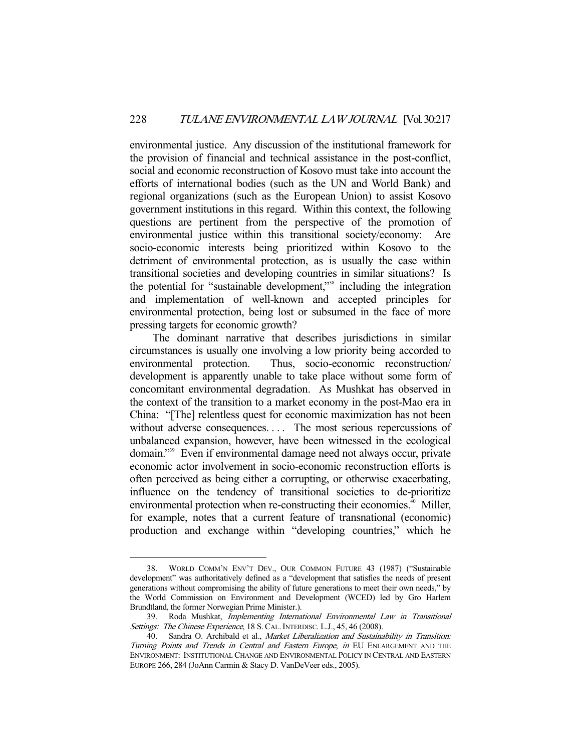environmental justice. Any discussion of the institutional framework for the provision of financial and technical assistance in the post-conflict, social and economic reconstruction of Kosovo must take into account the efforts of international bodies (such as the UN and World Bank) and regional organizations (such as the European Union) to assist Kosovo government institutions in this regard. Within this context, the following questions are pertinent from the perspective of the promotion of environmental justice within this transitional society/economy: Are socio-economic interests being prioritized within Kosovo to the detriment of environmental protection, as is usually the case within transitional societies and developing countries in similar situations? Is the potential for "sustainable development,"[38] including the integration and implementation of well-known and accepted principles for environmental protection, being lost or subsumed in the face of more pressing targets for economic growth?

The dominant narrative that describes jurisdictions in similar circumstances is usually one involving a low priority being accorded to environmental protection. Thus, socio-economic reconstruction/ development is apparently unable to take place without some form of concomitant environmental degradation. As Mushkat has observed in the context of the transition to a market economy in the post-Mao era in China: "[The] relentless quest for economic maximization has not been without adverse consequences. . . . The most serious repercussions of unbalanced expansion, however, have been witnessed in the ecological domain."[39] Even if environmental damage need not always occur, private economic actor involvement in socio-economic reconstruction efforts is often perceived as being either a corrupting, or otherwise exacerbating, influence on the tendency of transitional societies to de-prioritize environmental protection when re-constructing their economies.[40] Miller, for example, notes that a current feature of transnational (economic) production and exchange within "developing countries," which he

38. WORLD COMM'N ENV'T DEV., OUR COMMON FUTURE 43 (1987) ("Sustainable development" was authoritatively defined as a "development that satisfies the needs of present generations without compromising the ability of future generations to meet their own needs," by the World Commission on Environment and Development (WCED) led by Gro Harlem Brundtland, the former Norwegian Prime Minister.).

39. Roda Mushkat, *Implementing International Environmental Law in Transitional Settings: The Chinese Experience*, 18 S. CAL. INTERDISC. L.J., 45, 46 (2008).

40. Sandra O. Archibald et al., *Market Liberalization and Sustainability in Transition: Turning Points and Trends in Central and Eastern Europe*, *in* EU ENLARGEMENT AND THE ENVIRONMENT: INSTITUTIONAL CHANGE AND ENVIRONMENTAL POLICY IN CENTRAL AND EASTERN EUROPE 266, 284 (JoAnn Carmin & Stacy D. VanDeVeer eds., 2005).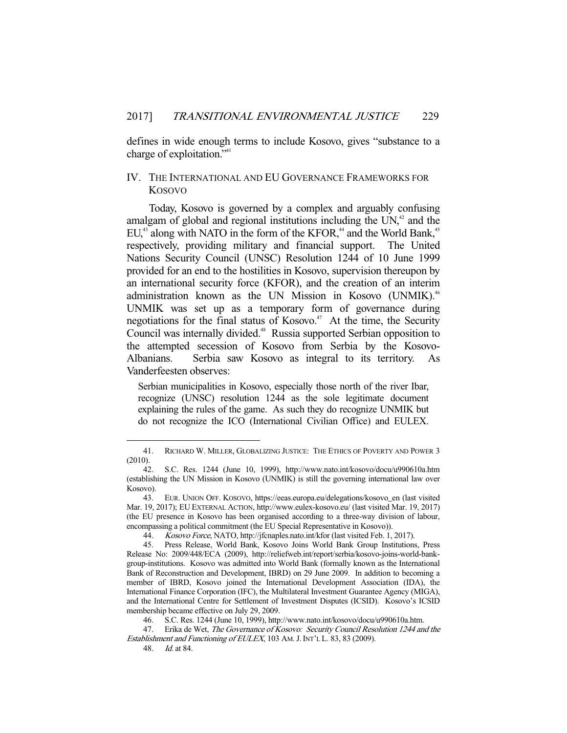defines in wide enough terms to include Kosovo, gives "substance to a charge of exploitation."[41]

## IV. THE INTERNATIONAL AND EU GOVERNANCE FRAMEWORKS FOR KOSOVO

Today, Kosovo is governed by a complex and arguably confusing amalgam of global and regional institutions including the UN,[42] and the EU,[43] along with NATO in the form of the KFOR,[44] and the World Bank,[45] respectively, providing military and financial support. The United Nations Security Council (UNSC) Resolution 1244 of 10 June 1999 provided for an end to the hostilities in Kosovo, supervision thereupon by an international security force (KFOR), and the creation of an interim administration known as the UN Mission in Kosovo (UNMIK).[46] UNMIK was set up as a temporary form of governance during negotiations for the final status of Kosovo.[47] At the time, the Security Council was internally divided.[48] Russia supported Serbian opposition to the attempted secession of Kosovo from Serbia by the Kosovo-Albanians. Serbia saw Kosovo as integral to its territory. As Vanderfeesten observes:

> Serbian municipalities in Kosovo, especially those north of the river Ibar, recognize (UNSC) resolution 1244 as the sole legitimate document explaining the rules of the game. As such they do recognize UNMIK but do not recognize the ICO (International Civilian Office) and EULEX.

---

41. RICHARD W. MILLER, GLOBALIZING JUSTICE: THE ETHICS OF POVERTY AND POWER 3 (2010).

42. S.C. Res. 1244 (June 10, 1999), http://www.nato.int/kosovo/docu/u990610a.htm (establishing the UN Mission in Kosovo (UNMIK) is still the governing international law over Kosovo).

43. EUR. UNION OFF. KOSOVO, https://eeas.europa.eu/delegations/kosovo_en (last visited Mar. 19, 2017); EU EXTERNAL ACTION, http://www.eulex-kosovo.eu/ (last visited Mar. 19, 2017) (the EU presence in Kosovo has been organised according to a three-way division of labour, encompassing a political commitment (the EU Special Representative in Kosovo)).

44. *Kosovo Force*, NATO, http://jfcnaples.nato.int/kfor (last visited Feb. 1, 2017).

45. Press Release, World Bank, Kosovo Joins World Bank Group Institutions, Press Release No: 2009/448/ECA (2009), http://reliefweb.int/report/serbia/kosovo-joins-world-bank-group-institutions. Kosovo was admitted into World Bank (formally known as the International Bank of Reconstruction and Development, IBRD) on 29 June 2009. In addition to becoming a member of IBRD, Kosovo joined the International Development Association (IDA), the International Finance Corporation (IFC), the Multilateral Investment Guarantee Agency (MIGA), and the International Centre for Settlement of Investment Disputes (ICSID). Kosovo's ICSID membership became effective on July 29, 2009.

46. S.C. Res. 1244 (June 10, 1999), http://www.nato.int/kosovo/docu/u990610a.htm.

47. Erika de Wet, *The Governance of Kosovo: Security Council Resolution 1244 and the Establishment and Functioning of EULEX*, 103 AM. J. INT'L L. 83, 83 (2009).

48. *Id.* at 84.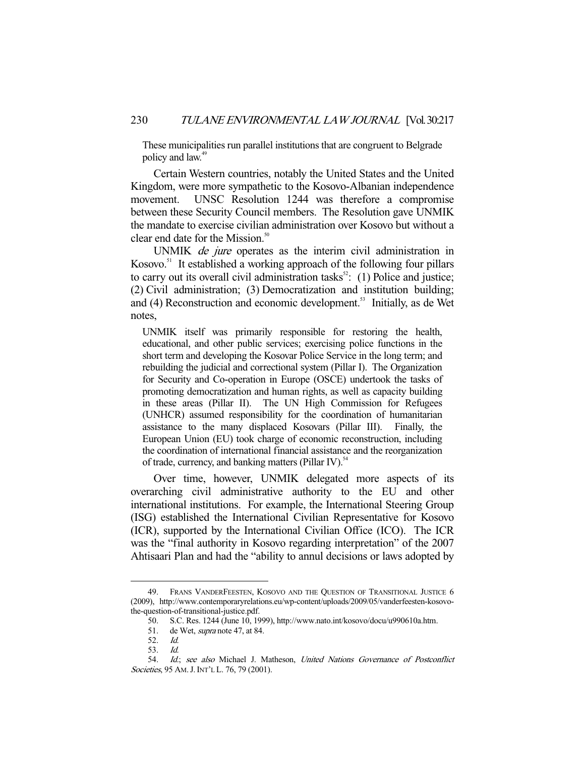These municipalities run parallel institutions that are congruent to Belgrade policy and law.[49]

Certain Western countries, notably the United States and the United Kingdom, were more sympathetic to the Kosovo-Albanian independence movement. UNSC Resolution 1244 was therefore a compromise between these Security Council members. The Resolution gave UNMIK the mandate to exercise civilian administration over Kosovo but without a clear end date for the Mission.[50]

UNMIK *de jure* operates as the interim civil administration in Kosovo.[51] It established a working approach of the following four pillars to carry out its overall civil administration tasks[52]: (1) Police and justice; (2) Civil administration; (3) Democratization and institution building; and (4) Reconstruction and economic development.[53] Initially, as de Wet notes,

> UNMIK itself was primarily responsible for restoring the health, educational, and other public services; exercising police functions in the short term and developing the Kosovar Police Service in the long term; and rebuilding the judicial and correctional system (Pillar I). The Organization for Security and Co-operation in Europe (OSCE) undertook the tasks of promoting democratization and human rights, as well as capacity building in these areas (Pillar II). The UN High Commission for Refugees (UNHCR) assumed responsibility for the coordination of humanitarian assistance to the many displaced Kosovars (Pillar III). Finally, the European Union (EU) took charge of economic reconstruction, including the coordination of international financial assistance and the reorganization of trade, currency, and banking matters (Pillar IV).[54]

Over time, however, UNMIK delegated more aspects of its overarching civil administrative authority to the EU and other international institutions. For example, the International Steering Group (ISG) established the International Civilian Representative for Kosovo (ICR), supported by the International Civilian Office (ICO). The ICR was the "final authority in Kosovo regarding interpretation" of the 2007 Ahtisaari Plan and had the "ability to annul decisions or laws adopted by

---

49. FRANS VANDERFEESTEN, KOSOVO AND THE QUESTION OF TRANSITIONAL JUSTICE 6 (2009), http://www.contemporaryrelations.eu/wp-content/uploads/2009/05/vanderfeesten-kosovo-the-question-of-transitional-justice.pdf.

50. S.C. Res. 1244 (June 10, 1999), http://www.nato.int/kosovo/docu/u990610a.htm.

51. de Wet, *supra* note 47, at 84.

52. *Id.*

53. *Id.*

54. *Id.*; *see also* Michael J. Matheson, *United Nations Governance of Postconflict Societies*, 95 AM. J. INT'L L. 76, 79 (2001).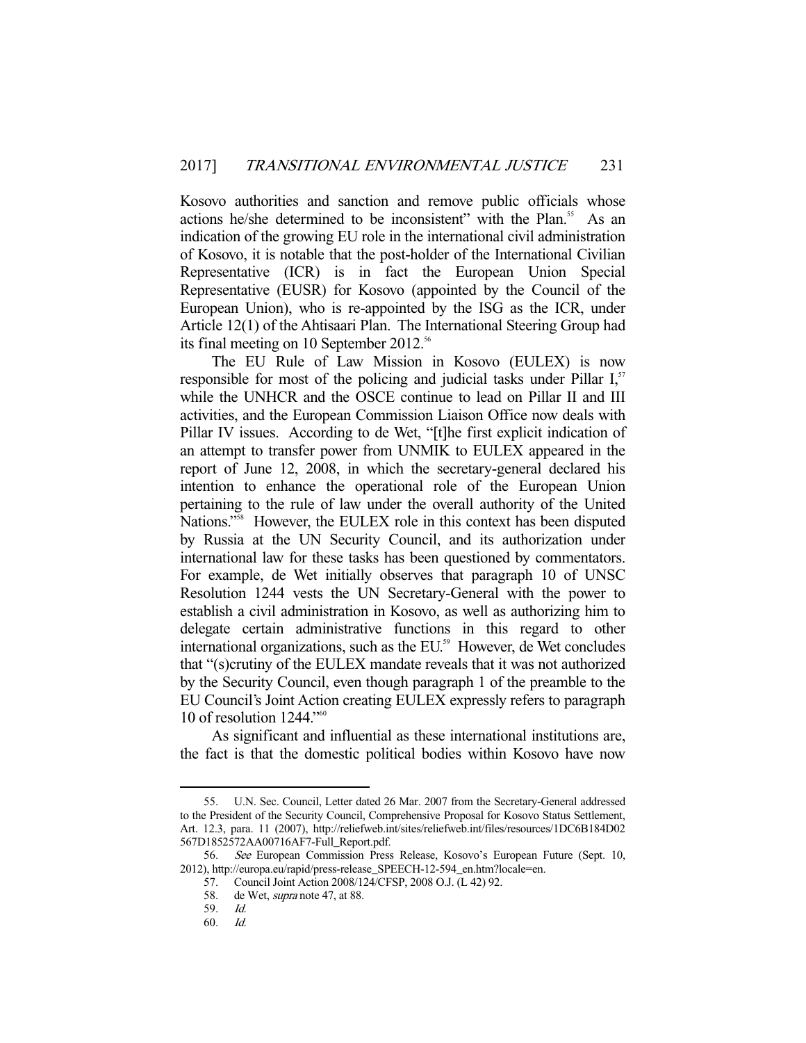Kosovo authorities and sanction and remove public officials whose actions he/she determined to be inconsistent" with the Plan.[55] As an indication of the growing EU role in the international civil administration of Kosovo, it is notable that the post-holder of the International Civilian Representative (ICR) is in fact the European Union Special Representative (EUSR) for Kosovo (appointed by the Council of the European Union), who is re-appointed by the ISG as the ICR, under Article 12(1) of the Ahtisaari Plan. The International Steering Group had its final meeting on 10 September 2012.[56]

The EU Rule of Law Mission in Kosovo (EULEX) is now responsible for most of the policing and judicial tasks under Pillar I,[57] while the UNHCR and the OSCE continue to lead on Pillar II and III activities, and the European Commission Liaison Office now deals with Pillar IV issues. According to de Wet, "[t]he first explicit indication of an attempt to transfer power from UNMIK to EULEX appeared in the report of June 12, 2008, in which the secretary-general declared his intention to enhance the operational role of the European Union pertaining to the rule of law under the overall authority of the United Nations."[58] However, the EULEX role in this context has been disputed by Russia at the UN Security Council, and its authorization under international law for these tasks has been questioned by commentators. For example, de Wet initially observes that paragraph 10 of UNSC Resolution 1244 vests the UN Secretary-General with the power to establish a civil administration in Kosovo, as well as authorizing him to delegate certain administrative functions in this regard to other international organizations, such as the EU.[59] However, de Wet concludes that "(s)crutiny of the EULEX mandate reveals that it was not authorized by the Security Council, even though paragraph 1 of the preamble to the EU Council's Joint Action creating EULEX expressly refers to paragraph 10 of resolution 1244."[60]

As significant and influential as these international institutions are, the fact is that the domestic political bodies within Kosovo have now

---

55. U.N. Sec. Council, Letter dated 26 Mar. 2007 from the Secretary-General addressed to the President of the Security Council, Comprehensive Proposal for Kosovo Status Settlement, Art. 12.3, para. 11 (2007), http://reliefweb.int/sites/reliefweb.int/files/resources/1DC6B184D02567D1852572AA00716AF7-Full_Report.pdf.

56. *See* European Commission Press Release, Kosovo's European Future (Sept. 10, 2012), http://europa.eu/rapid/press-release_SPEECH-12-594_en.htm?locale=en.

57. Council Joint Action 2008/124/CFSP, 2008 O.J. (L 42) 92.

58. de Wet, *supra* note 47, at 88.

59. *Id.*

60. *Id.*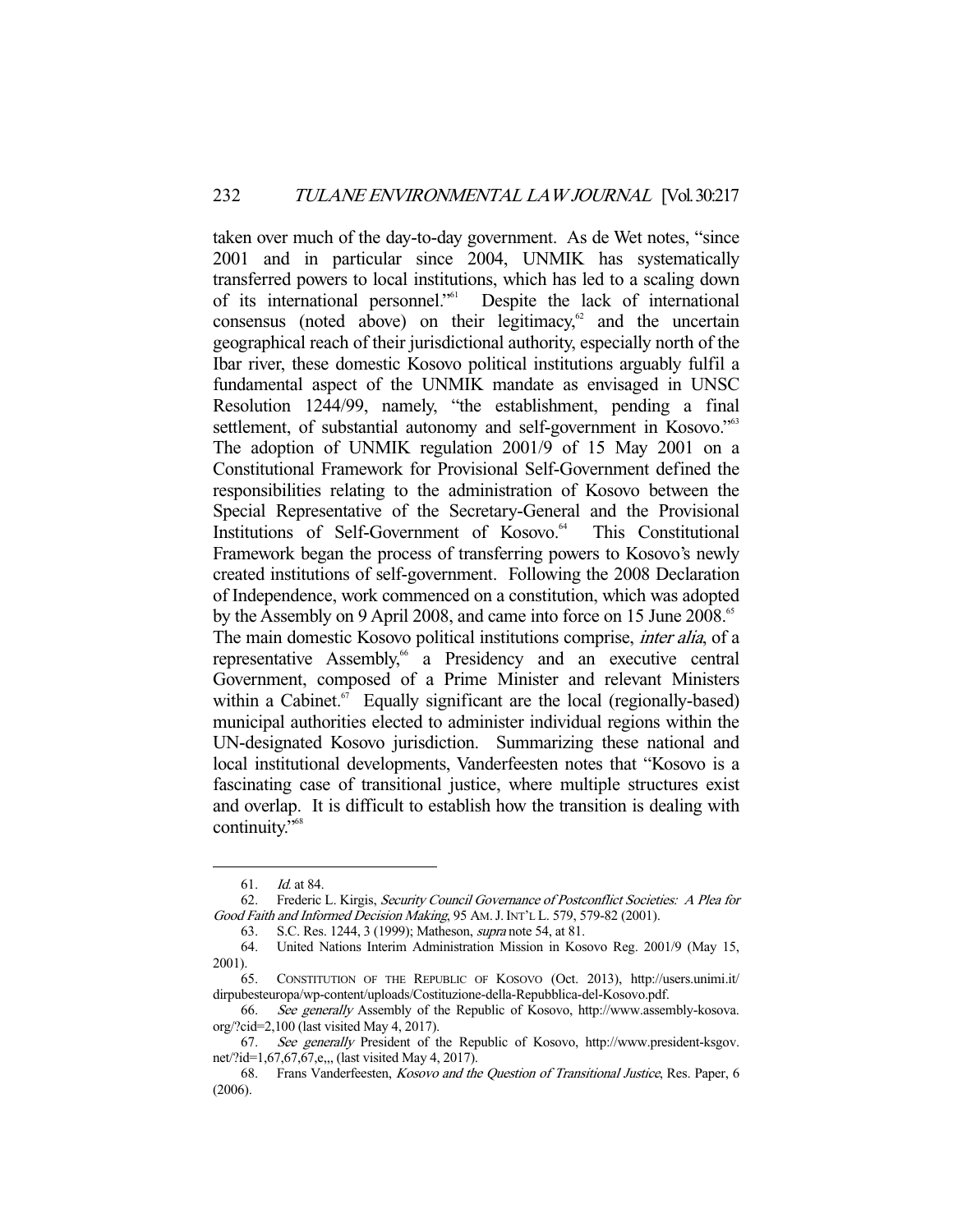taken over much of the day-to-day government. As de Wet notes, "since 2001 and in particular since 2004, UNMIK has systematically transferred powers to local institutions, which has led to a scaling down of its international personnel."[61] Despite the lack of international consensus (noted above) on their legitimacy,[62] and the uncertain geographical reach of their jurisdictional authority, especially north of the Ibar river, these domestic Kosovo political institutions arguably fulfil a fundamental aspect of the UNMIK mandate as envisaged in UNSC Resolution 1244/99, namely, "the establishment, pending a final settlement, of substantial autonomy and self-government in Kosovo."[63] The adoption of UNMIK regulation 2001/9 of 15 May 2001 on a Constitutional Framework for Provisional Self-Government defined the responsibilities relating to the administration of Kosovo between the Special Representative of the Secretary-General and the Provisional Institutions of Self-Government of Kosovo.[64] This Constitutional Framework began the process of transferring powers to Kosovo's newly created institutions of self-government. Following the 2008 Declaration of Independence, work commenced on a constitution, which was adopted by the Assembly on 9 April 2008, and came into force on 15 June 2008.[65] The main domestic Kosovo political institutions comprise, *inter alia*, of a representative Assembly,[66] a Presidency and an executive central Government, composed of a Prime Minister and relevant Ministers within a Cabinet.[67] Equally significant are the local (regionally-based) municipal authorities elected to administer individual regions within the UN-designated Kosovo jurisdiction. Summarizing these national and local institutional developments, Vanderfeesten notes that "Kosovo is a fascinating case of transitional justice, where multiple structures exist and overlap. It is difficult to establish how the transition is dealing with continuity."[68]

---

61. *Id.* at 84.

62. Frederic L. Kirgis, *Security Council Governance of Postconflict Societies: A Plea for Good Faith and Informed Decision Making*, 95 AM. J. INT'L L. 579, 579-82 (2001).

63. S.C. Res. 1244, 3 (1999); Matheson, *supra* note 54, at 81.

64. United Nations Interim Administration Mission in Kosovo Reg. 2001/9 (May 15, 2001).

65. CONSTITUTION OF THE REPUBLIC OF KOSOVO (Oct. 2013), http://users.unimi.it/dirpubesteuropa/wp-content/uploads/Costituzione-della-Repubblica-del-Kosovo.pdf.

66. *See generally* Assembly of the Republic of Kosovo, http://www.assembly-kosova.org/?cid=2,100 (last visited May 4, 2017).

67. *See generally* President of the Republic of Kosovo, http://www.president-ksgov.net/?id=1,67,67,67,e,,, (last visited May 4, 2017).

68. Frans Vanderfeesten, *Kosovo and the Question of Transitional Justice*, Res. Paper, 6 (2006).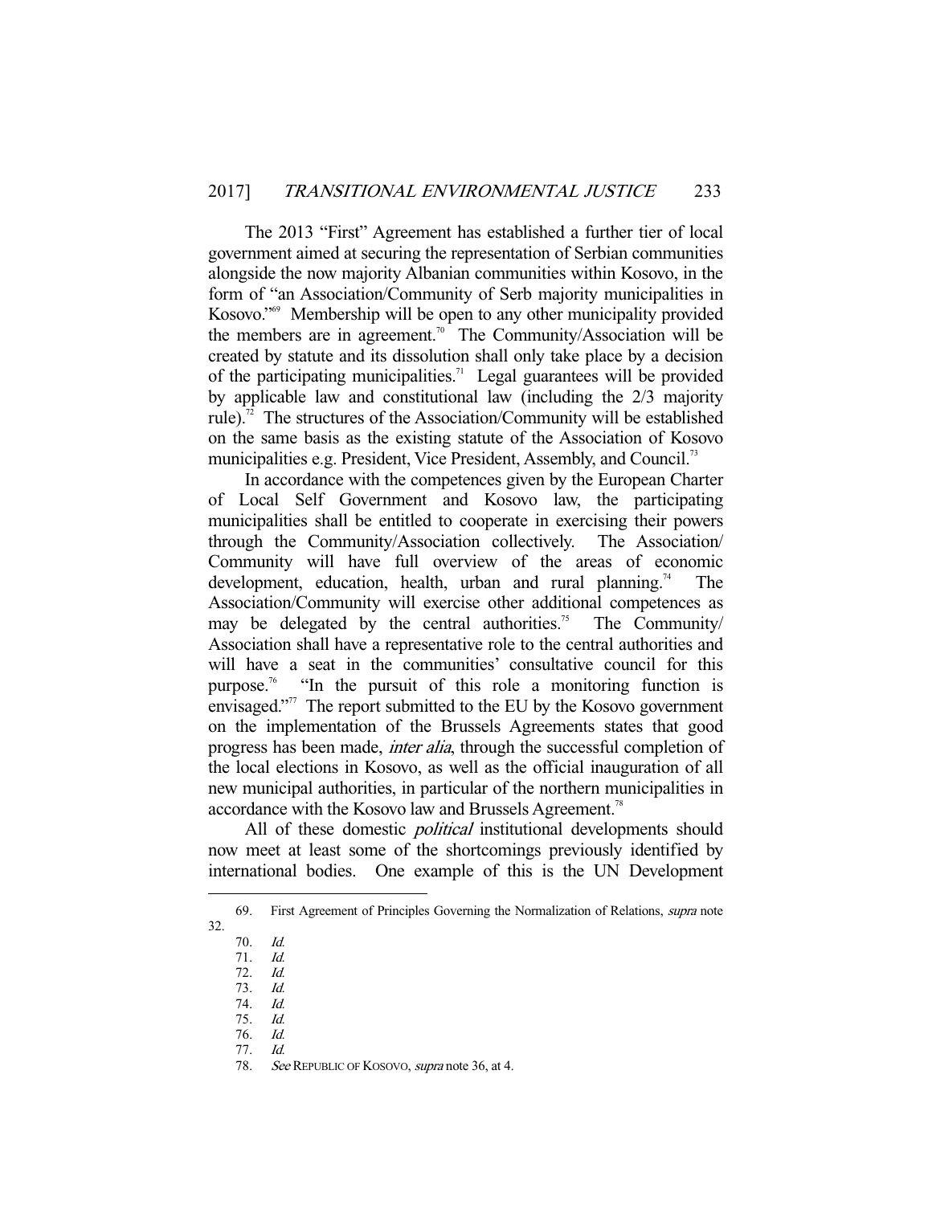The 2013 "First" Agreement has established a further tier of local government aimed at securing the representation of Serbian communities alongside the now majority Albanian communities within Kosovo, in the form of "an Association/Community of Serb majority municipalities in Kosovo."[69] Membership will be open to any other municipality provided the members are in agreement.[70] The Community/Association will be created by statute and its dissolution shall only take place by a decision of the participating municipalities.[71] Legal guarantees will be provided by applicable law and constitutional law (including the 2/3 majority rule).[72] The structures of the Association/Community will be established on the same basis as the existing statute of the Association of Kosovo municipalities e.g. President, Vice President, Assembly, and Council.[73]

In accordance with the competences given by the European Charter of Local Self Government and Kosovo law, the participating municipalities shall be entitled to cooperate in exercising their powers through the Community/Association collectively. The Association/ Community will have full overview of the areas of economic development, education, health, urban and rural planning.[74] The Association/Community will exercise other additional competences as may be delegated by the central authorities.[75] The Community/ Association shall have a representative role to the central authorities and will have a seat in the communities' consultative council for this purpose.[76] "In the pursuit of this role a monitoring function is envisaged."[77] The report submitted to the EU by the Kosovo government on the implementation of the Brussels Agreements states that good progress has been made, *inter alia*, through the successful completion of the local elections in Kosovo, as well as the official inauguration of all new municipal authorities, in particular of the northern municipalities in accordance with the Kosovo law and Brussels Agreement.[78]

All of these domestic *political* institutional developments should now meet at least some of the shortcomings previously identified by international bodies. One example of this is the UN Development

---

69. First Agreement of Principles Governing the Normalization of Relations, *supra* note 32.
70. *Id.*
71. *Id.*
72. *Id.*
73. *Id.*
74. *Id.*
75. *Id.*
76. *Id.*
77. *Id.*
78. *See* REPUBLIC OF KOSOVO, *supra* note 36, at 4.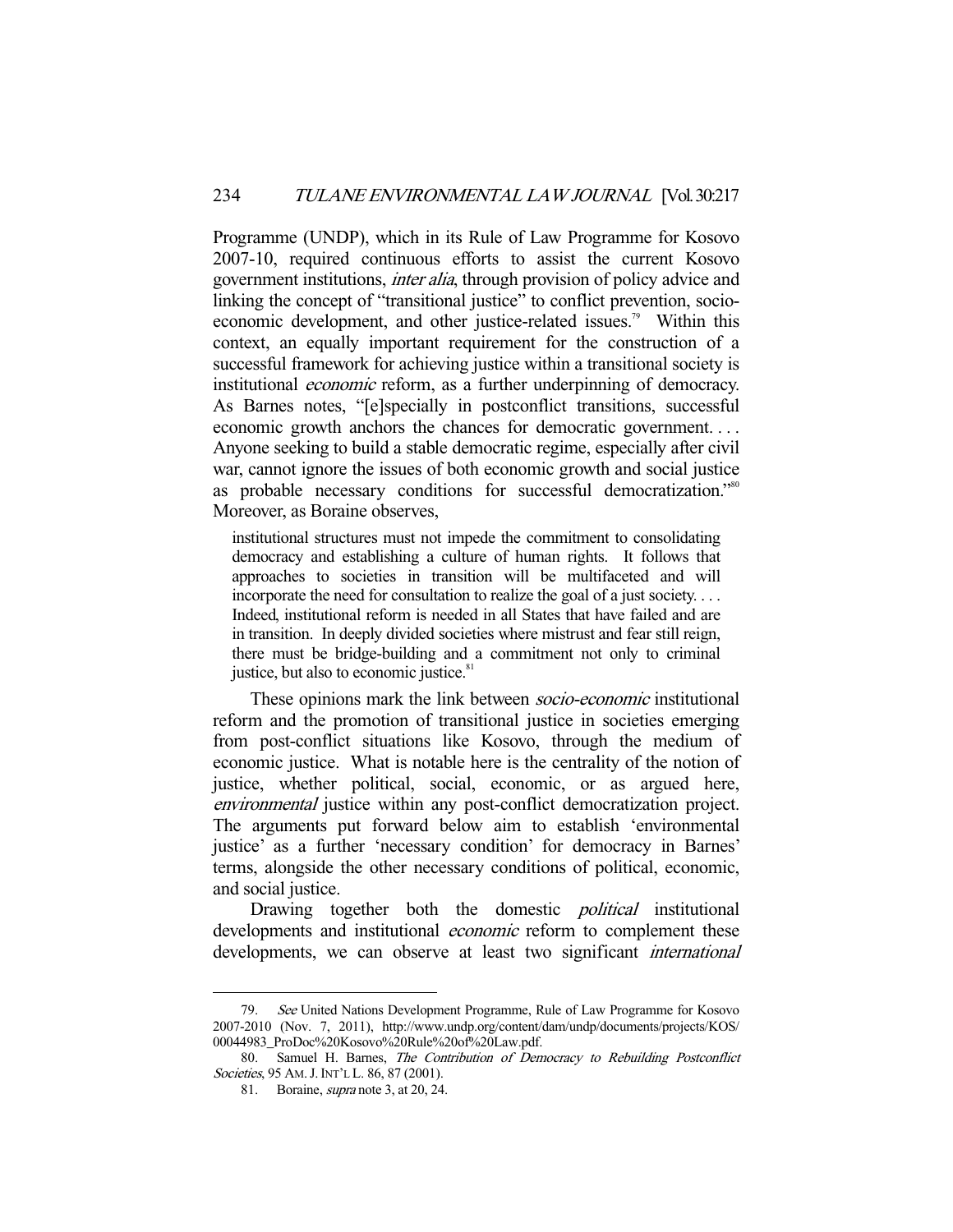Programme (UNDP), which in its Rule of Law Programme for Kosovo 2007-10, required continuous efforts to assist the current Kosovo government institutions, *inter alia*, through provision of policy advice and linking the concept of "transitional justice" to conflict prevention, socio-economic development, and other justice-related issues.[79] Within this context, an equally important requirement for the construction of a successful framework for achieving justice within a transitional society is institutional *economic* reform, as a further underpinning of democracy. As Barnes notes, "[e]specially in postconflict transitions, successful economic growth anchors the chances for democratic government. . . . Anyone seeking to build a stable democratic regime, especially after civil war, cannot ignore the issues of both economic growth and social justice as probable necessary conditions for successful democratization."[80] Moreover, as Boraine observes,

> institutional structures must not impede the commitment to consolidating democracy and establishing a culture of human rights. It follows that approaches to societies in transition will be multifaceted and will incorporate the need for consultation to realize the goal of a just society. . . . Indeed, institutional reform is needed in all States that have failed and are in transition. In deeply divided societies where mistrust and fear still reign, there must be bridge-building and a commitment not only to criminal justice, but also to economic justice.[81]

These opinions mark the link between *socio-economic* institutional reform and the promotion of transitional justice in societies emerging from post-conflict situations like Kosovo, through the medium of economic justice. What is notable here is the centrality of the notion of justice, whether political, social, economic, or as argued here, *environmental* justice within any post-conflict democratization project. The arguments put forward below aim to establish 'environmental justice' as a further 'necessary condition' for democracy in Barnes' terms, alongside the other necessary conditions of political, economic, and social justice.

Drawing together both the domestic *political* institutional developments and institutional *economic* reform to complement these developments, we can observe at least two significant *international*

---

79. *See* United Nations Development Programme, Rule of Law Programme for Kosovo 2007-2010 (Nov. 7, 2011), http://www.undp.org/content/dam/undp/documents/projects/KOS/00044983_ProDoc%20Kosovo%20Rule%20of%20Law.pdf.

80. Samuel H. Barnes, *The Contribution of Democracy to Rebuilding Postconflict Societies*, 95 AM. J. INT'L L. 86, 87 (2001).

81. Boraine, *supra* note 3, at 20, 24.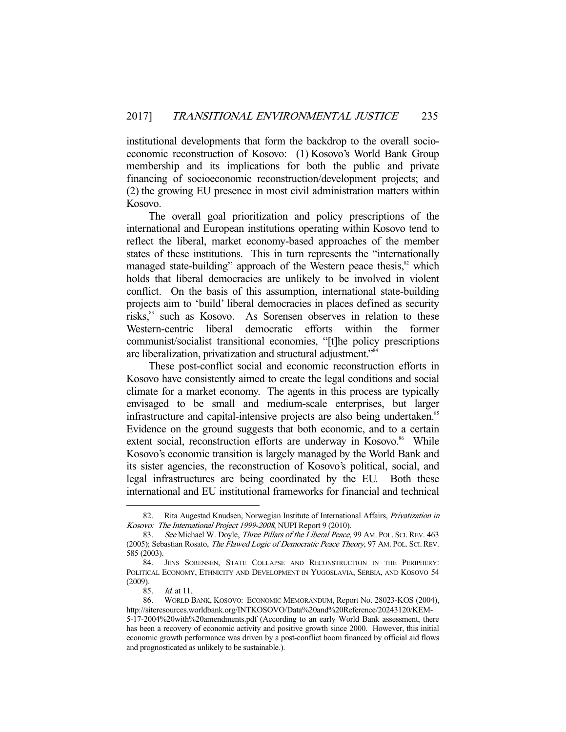institutional developments that form the backdrop to the overall socioeconomic reconstruction of Kosovo: (1) Kosovo's World Bank Group membership and its implications for both the public and private financing of socioeconomic reconstruction/development projects; and (2) the growing EU presence in most civil administration matters within Kosovo.

The overall goal prioritization and policy prescriptions of the international and European institutions operating within Kosovo tend to reflect the liberal, market economy-based approaches of the member states of these institutions. This in turn represents the "internationally managed state-building" approach of the Western peace thesis,[82] which holds that liberal democracies are unlikely to be involved in violent conflict. On the basis of this assumption, international state-building projects aim to 'build' liberal democracies in places defined as security risks,[83] such as Kosovo. As Sorensen observes in relation to these Western-centric liberal democratic efforts within the former communist/socialist transitional economies, "[t]he policy prescriptions are liberalization, privatization and structural adjustment."[84]

These post-conflict social and economic reconstruction efforts in Kosovo have consistently aimed to create the legal conditions and social climate for a market economy. The agents in this process are typically envisaged to be small and medium-scale enterprises, but larger infrastructure and capital-intensive projects are also being undertaken.[85] Evidence on the ground suggests that both economic, and to a certain extent social, reconstruction efforts are underway in Kosovo.[86] While Kosovo's economic transition is largely managed by the World Bank and its sister agencies, the reconstruction of Kosovo's political, social, and legal infrastructures are being coordinated by the EU. Both these international and EU institutional frameworks for financial and technical

---

82. Rita Augestad Knudsen, Norwegian Institute of International Affairs, *Privatization in Kosovo: The International Project 1999-2008*, NUPI Report 9 (2010).

83. *See* Michael W. Doyle, *Three Pillars of the Liberal Peace*, 99 AM. POL. SCI. REV. 463 (2005); Sebastian Rosato, *The Flawed Logic of Democratic Peace Theory*, 97 AM. POL. SCI. REV. 585 (2003).

84. JENS SORENSEN, STATE COLLAPSE AND RECONSTRUCTION IN THE PERIPHERY: POLITICAL ECONOMY, ETHNICITY AND DEVELOPMENT IN YUGOSLAVIA, SERBIA, AND KOSOVO 54 (2009).

85. *Id.* at 11.

86. WORLD BANK, KOSOVO: ECONOMIC MEMORANDUM, Report No. 28023-KOS (2004), http://siteresources.worldbank.org/INTKOSOVO/Data%20and%20Reference/20243120/KEM-5-17-2004%20with%20amendments.pdf (According to an early World Bank assessment, there has been a recovery of economic activity and positive growth since 2000. However, this initial economic growth performance was driven by a post-conflict boom financed by official aid flows and prognosticated as unlikely to be sustainable.).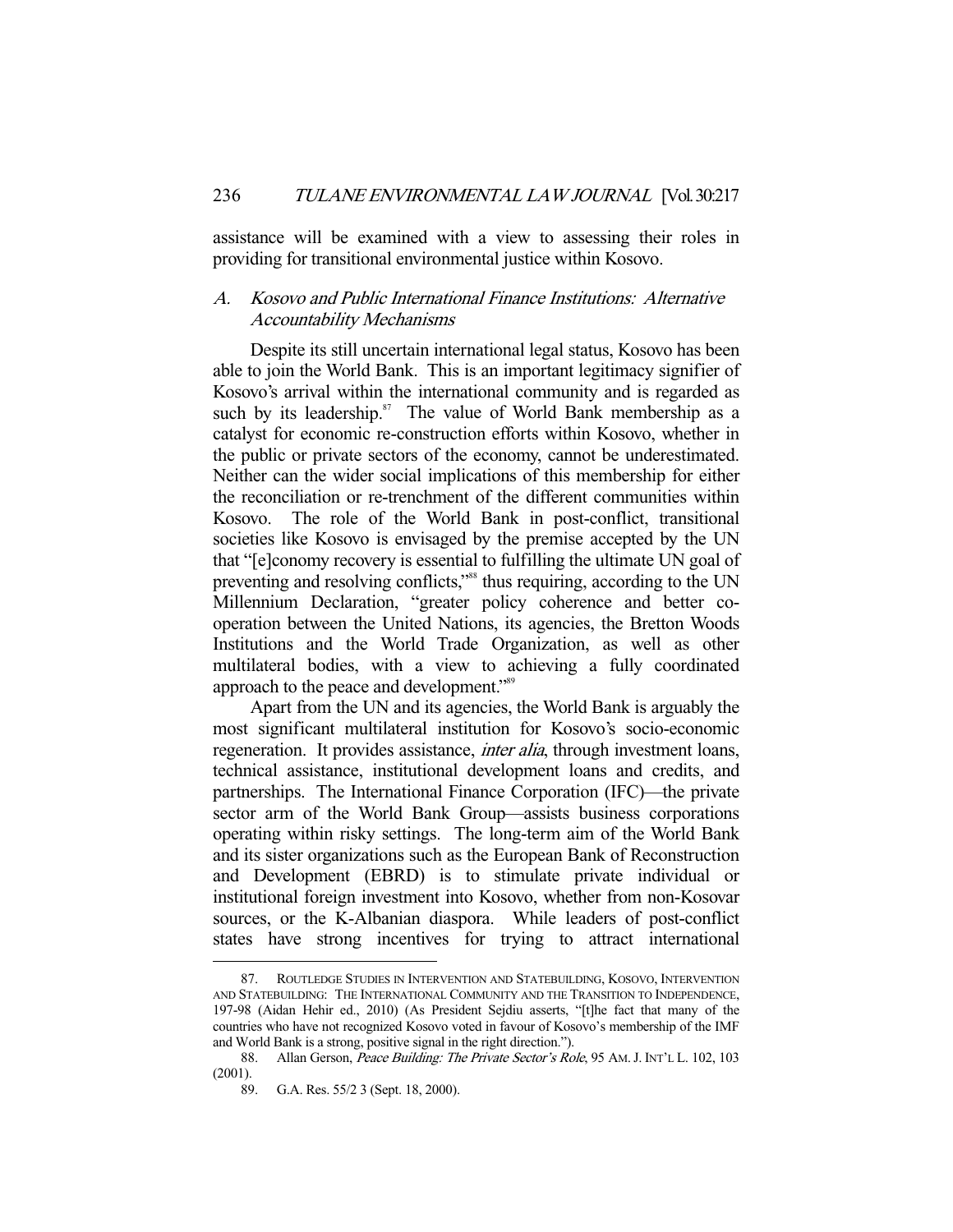assistance will be examined with a view to assessing their roles in providing for transitional environmental justice within Kosovo.

### A. *Kosovo and Public International Finance Institutions: Alternative Accountability Mechanisms*

Despite its still uncertain international legal status, Kosovo has been able to join the World Bank. This is an important legitimacy signifier of Kosovo's arrival within the international community and is regarded as such by its leadership.[87] The value of World Bank membership as a catalyst for economic re-construction efforts within Kosovo, whether in the public or private sectors of the economy, cannot be underestimated. Neither can the wider social implications of this membership for either the reconciliation or re-trenchment of the different communities within Kosovo. The role of the World Bank in post-conflict, transitional societies like Kosovo is envisaged by the premise accepted by the UN that "[e]conomy recovery is essential to fulfilling the ultimate UN goal of preventing and resolving conflicts,"[88] thus requiring, according to the UN Millennium Declaration, "greater policy coherence and better co-operation between the United Nations, its agencies, the Bretton Woods Institutions and the World Trade Organization, as well as other multilateral bodies, with a view to achieving a fully coordinated approach to the peace and development."[89]

Apart from the UN and its agencies, the World Bank is arguably the most significant multilateral institution for Kosovo's socio-economic regeneration. It provides assistance, *inter alia*, through investment loans, technical assistance, institutional development loans and credits, and partnerships. The International Finance Corporation (IFC)—the private sector arm of the World Bank Group—assists business corporations operating within risky settings. The long-term aim of the World Bank and its sister organizations such as the European Bank of Reconstruction and Development (EBRD) is to stimulate private individual or institutional foreign investment into Kosovo, whether from non-Kosovar sources, or the K-Albanian diaspora. While leaders of post-conflict states have strong incentives for trying to attract international

---

87. ROUTLEDGE STUDIES IN INTERVENTION AND STATEBUILDING, KOSOVO, INTERVENTION AND STATEBUILDING: THE INTERNATIONAL COMMUNITY AND THE TRANSITION TO INDEPENDENCE, 197-98 (Aidan Hehir ed., 2010) (As President Sejdiu asserts, "[t]he fact that many of the countries who have not recognized Kosovo voted in favour of Kosovo's membership of the IMF and World Bank is a strong, positive signal in the right direction.").

88. Allan Gerson, *Peace Building: The Private Sector's Role*, 95 AM. J. INT'L L. 102, 103 (2001).

89. G.A. Res. 55/2 3 (Sept. 18, 2000).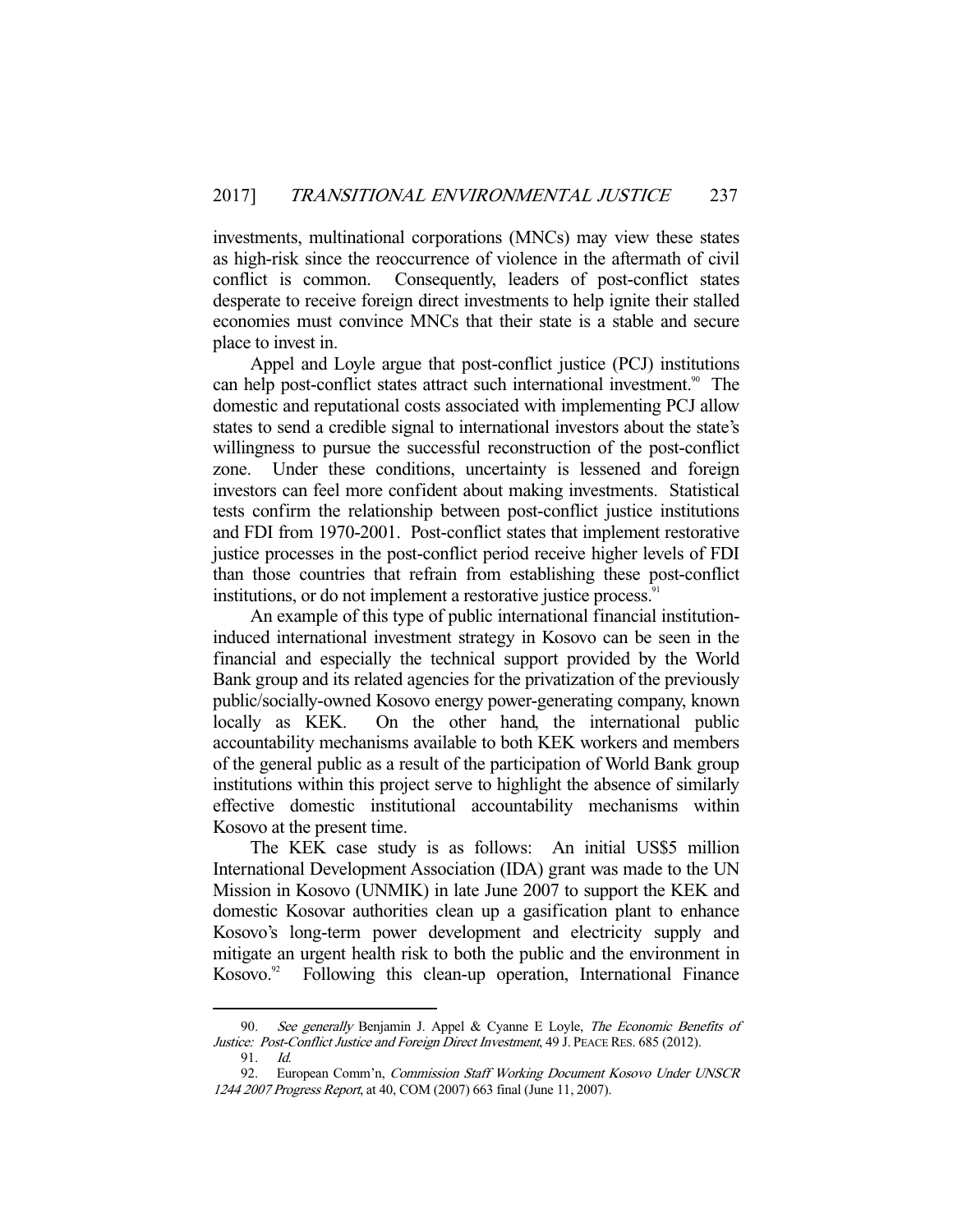investments, multinational corporations (MNCs) may view these states as high-risk since the reoccurrence of violence in the aftermath of civil conflict is common. Consequently, leaders of post-conflict states desperate to receive foreign direct investments to help ignite their stalled economies must convince MNCs that their state is a stable and secure place to invest in.

Appel and Loyle argue that post-conflict justice (PCJ) institutions can help post-conflict states attract such international investment.[90] The domestic and reputational costs associated with implementing PCJ allow states to send a credible signal to international investors about the state's willingness to pursue the successful reconstruction of the post-conflict zone. Under these conditions, uncertainty is lessened and foreign investors can feel more confident about making investments. Statistical tests confirm the relationship between post-conflict justice institutions and FDI from 1970-2001. Post-conflict states that implement restorative justice processes in the post-conflict period receive higher levels of FDI than those countries that refrain from establishing these post-conflict institutions, or do not implement a restorative justice process.[91]

An example of this type of public international financial institution-induced international investment strategy in Kosovo can be seen in the financial and especially the technical support provided by the World Bank group and its related agencies for the privatization of the previously public/socially-owned Kosovo energy power-generating company, known locally as KEK. On the other hand, the international public accountability mechanisms available to both KEK workers and members of the general public as a result of the participation of World Bank group institutions within this project serve to highlight the absence of similarly effective domestic institutional accountability mechanisms within Kosovo at the present time.

The KEK case study is as follows: An initial US$5 million International Development Association (IDA) grant was made to the UN Mission in Kosovo (UNMIK) in late June 2007 to support the KEK and domestic Kosovar authorities clean up a gasification plant to enhance Kosovo's long-term power development and electricity supply and mitigate an urgent health risk to both the public and the environment in Kosovo.[92] Following this clean-up operation, International Finance

---

90. *See generally* Benjamin J. Appel & Cyanne E Loyle, *The Economic Benefits of Justice: Post-Conflict Justice and Foreign Direct Investment*, 49 J. PEACE RES. 685 (2012).

91. *Id.*

92. European Comm'n, *Commission Staff Working Document Kosovo Under UNSCR 1244 2007 Progress Report*, at 40, COM (2007) 663 final (June 11, 2007).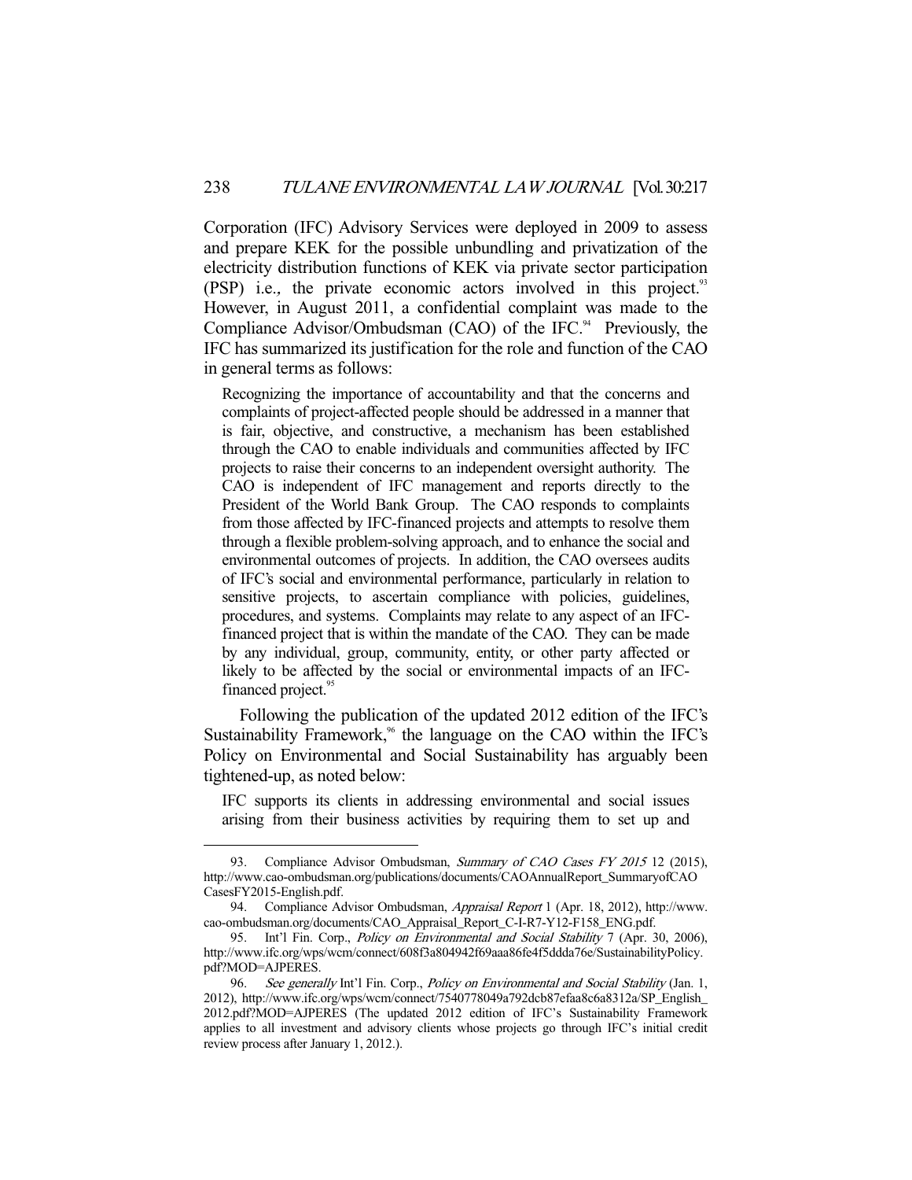Corporation (IFC) Advisory Services were deployed in 2009 to assess and prepare KEK for the possible unbundling and privatization of the electricity distribution functions of KEK via private sector participation (PSP) i.e., the private economic actors involved in this project.[93] However, in August 2011, a confidential complaint was made to the Compliance Advisor/Ombudsman (CAO) of the IFC.[94] Previously, the IFC has summarized its justification for the role and function of the CAO in general terms as follows:

> Recognizing the importance of accountability and that the concerns and complaints of project-affected people should be addressed in a manner that is fair, objective, and constructive, a mechanism has been established through the CAO to enable individuals and communities affected by IFC projects to raise their concerns to an independent oversight authority. The CAO is independent of IFC management and reports directly to the President of the World Bank Group. The CAO responds to complaints from those affected by IFC-financed projects and attempts to resolve them through a flexible problem-solving approach, and to enhance the social and environmental outcomes of projects. In addition, the CAO oversees audits of IFC's social and environmental performance, particularly in relation to sensitive projects, to ascertain compliance with policies, guidelines, procedures, and systems. Complaints may relate to any aspect of an IFC-financed project that is within the mandate of the CAO. They can be made by any individual, group, community, entity, or other party affected or likely to be affected by the social or environmental impacts of an IFC-financed project.[95]

Following the publication of the updated 2012 edition of the IFC's Sustainability Framework,[96] the language on the CAO within the IFC's Policy on Environmental and Social Sustainability has arguably been tightened-up, as noted below:

> IFC supports its clients in addressing environmental and social issues arising from their business activities by requiring them to set up and

---

93. Compliance Advisor Ombudsman, *Summary of CAO Cases FY 2015* 12 (2015), http://www.cao-ombudsman.org/publications/documents/CAOAnnualReport_SummaryofCAOCasesFY2015-English.pdf.

94. Compliance Advisor Ombudsman, *Appraisal Report* 1 (Apr. 18, 2012), http://www.cao-ombudsman.org/documents/CAO_Appraisal_Report_C-I-R7-Y12-F158_ENG.pdf.

95. Int'l Fin. Corp., *Policy on Environmental and Social Stability* 7 (Apr. 30, 2006), http://www.ifc.org/wps/wcm/connect/608f3a804942f69aaa86fe4f5ddda76e/SustainabilityPolicy.pdf?MOD=AJPERES.

96. *See generally* Int'l Fin. Corp., *Policy on Environmental and Social Stability* (Jan. 1, 2012), http://www.ifc.org/wps/wcm/connect/7540778049a792dcb87efaa8c6a8312a/SP_English_2012.pdf?MOD=AJPERES (The updated 2012 edition of IFC's Sustainability Framework applies to all investment and advisory clients whose projects go through IFC's initial credit review process after January 1, 2012.).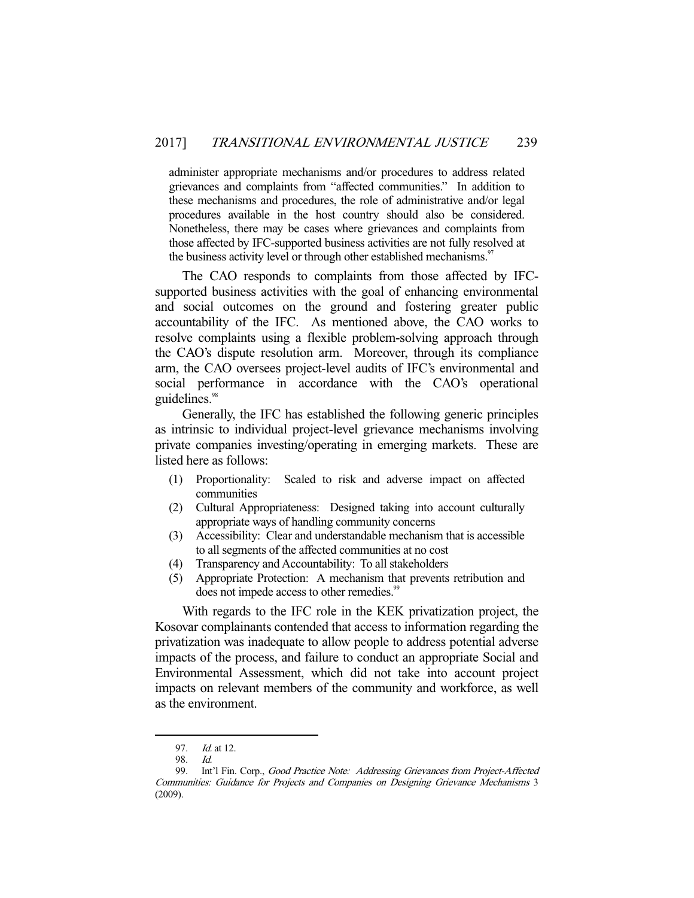> administer appropriate mechanisms and/or procedures to address related grievances and complaints from "affected communities." In addition to these mechanisms and procedures, the role of administrative and/or legal procedures available in the host country should also be considered. Nonetheless, there may be cases where grievances and complaints from those affected by IFC-supported business activities are not fully resolved at the business activity level or through other established mechanisms.[97]

The CAO responds to complaints from those affected by IFC-supported business activities with the goal of enhancing environmental and social outcomes on the ground and fostering greater public accountability of the IFC. As mentioned above, the CAO works to resolve complaints using a flexible problem-solving approach through the CAO's dispute resolution arm. Moreover, through its compliance arm, the CAO oversees project-level audits of IFC's environmental and social performance in accordance with the CAO's operational guidelines.[98]

Generally, the IFC has established the following generic principles as intrinsic to individual project-level grievance mechanisms involving private companies investing/operating in emerging markets. These are listed here as follows:

(1) Proportionality: Scaled to risk and adverse impact on affected communities
(2) Cultural Appropriateness: Designed taking into account culturally appropriate ways of handling community concerns
(3) Accessibility: Clear and understandable mechanism that is accessible to all segments of the affected communities at no cost
(4) Transparency and Accountability: To all stakeholders
(5) Appropriate Protection: A mechanism that prevents retribution and does not impede access to other remedies.[99]

With regards to the IFC role in the KEK privatization project, the Kosovar complainants contended that access to information regarding the privatization was inadequate to allow people to address potential adverse impacts of the process, and failure to conduct an appropriate Social and Environmental Assessment, which did not take into account project impacts on relevant members of the community and workforce, as well as the environment.

---

97. *Id.* at 12.

98. *Id.*

99. Int'l Fin. Corp., *Good Practice Note: Addressing Grievances from Project-Affected Communities: Guidance for Projects and Companies on Designing Grievance Mechanisms* 3 (2009).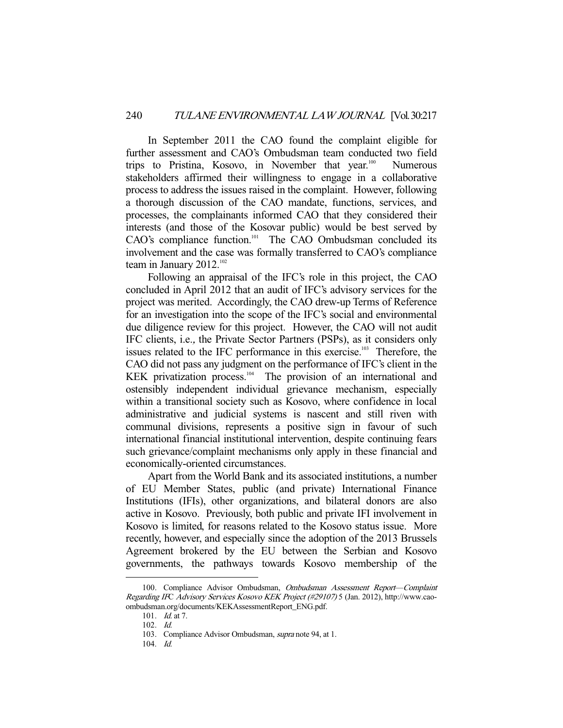In September 2011 the CAO found the complaint eligible for further assessment and CAO's Ombudsman team conducted two field trips to Pristina, Kosovo, in November that year.[100] Numerous stakeholders affirmed their willingness to engage in a collaborative process to address the issues raised in the complaint. However, following a thorough discussion of the CAO mandate, functions, services, and processes, the complainants informed CAO that they considered their interests (and those of the Kosovar public) would be best served by CAO's compliance function.[101] The CAO Ombudsman concluded its involvement and the case was formally transferred to CAO's compliance team in January 2012.[102]

Following an appraisal of the IFC's role in this project, the CAO concluded in April 2012 that an audit of IFC's advisory services for the project was merited. Accordingly, the CAO drew-up Terms of Reference for an investigation into the scope of the IFC's social and environmental due diligence review for this project. However, the CAO will not audit IFC clients, i.e., the Private Sector Partners (PSPs), as it considers only issues related to the IFC performance in this exercise.[103] Therefore, the CAO did not pass any judgment on the performance of IFC's client in the KEK privatization process.[104] The provision of an international and ostensibly independent individual grievance mechanism, especially within a transitional society such as Kosovo, where confidence in local administrative and judicial systems is nascent and still riven with communal divisions, represents a positive sign in favour of such international financial institutional intervention, despite continuing fears such grievance/complaint mechanisms only apply in these financial and economically-oriented circumstances.

Apart from the World Bank and its associated institutions, a number of EU Member States, public (and private) International Finance Institutions (IFIs), other organizations, and bilateral donors are also active in Kosovo. Previously, both public and private IFI involvement in Kosovo is limited, for reasons related to the Kosovo status issue. More recently, however, and especially since the adoption of the 2013 Brussels Agreement brokered by the EU between the Serbian and Kosovo governments, the pathways towards Kosovo membership of the

---

100. Compliance Advisor Ombudsman, *Ombudsman Assessment Report—Complaint Regarding IFC Advisory Services Kosovo KEK Project (#29107)* 5 (Jan. 2012), http://www.cao-ombudsman.org/documents/KEKAssessmentReport_ENG.pdf.

101. *Id.* at 7.

102. *Id.*

103. Compliance Advisor Ombudsman, *supra* note 94, at 1.

104. *Id.*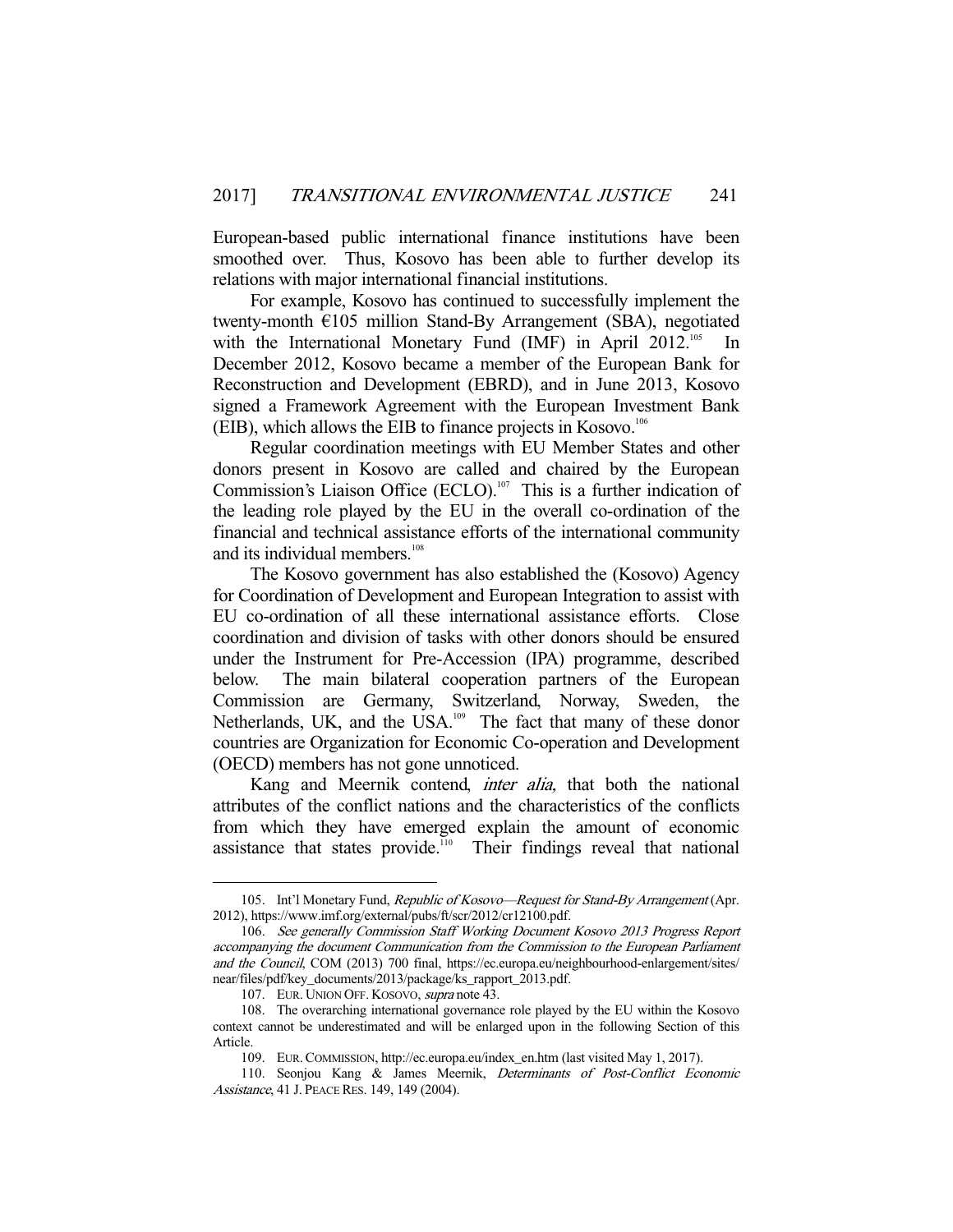European-based public international finance institutions have been smoothed over. Thus, Kosovo has been able to further develop its relations with major international financial institutions.

For example, Kosovo has continued to successfully implement the twenty-month €105 million Stand-By Arrangement (SBA), negotiated with the International Monetary Fund (IMF) in April 2012.[105] In December 2012, Kosovo became a member of the European Bank for Reconstruction and Development (EBRD), and in June 2013, Kosovo signed a Framework Agreement with the European Investment Bank (EIB), which allows the EIB to finance projects in Kosovo.[106]

Regular coordination meetings with EU Member States and other donors present in Kosovo are called and chaired by the European Commission's Liaison Office (ECLO).[107] This is a further indication of the leading role played by the EU in the overall co-ordination of the financial and technical assistance efforts of the international community and its individual members.[108]

The Kosovo government has also established the (Kosovo) Agency for Coordination of Development and European Integration to assist with EU co-ordination of all these international assistance efforts. Close coordination and division of tasks with other donors should be ensured under the Instrument for Pre-Accession (IPA) programme, described below. The main bilateral cooperation partners of the European Commission are Germany, Switzerland, Norway, Sweden, the Netherlands, UK, and the USA.[109] The fact that many of these donor countries are Organization for Economic Co-operation and Development (OECD) members has not gone unnoticed.

Kang and Meernik contend, *inter alia,* that both the national attributes of the conflict nations and the characteristics of the conflicts from which they have emerged explain the amount of economic assistance that states provide.[110] Their findings reveal that national

---

105. Int'l Monetary Fund, *Republic of Kosovo—Request for Stand-By Arrangement* (Apr. 2012), https://www.imf.org/external/pubs/ft/scr/2012/cr12100.pdf.

106. *See generally Commission Staff Working Document Kosovo 2013 Progress Report accompanying the document Communication from the Commission to the European Parliament and the Council*, COM (2013) 700 final, https://ec.europa.eu/neighbourhood-enlargement/sites/near/files/pdf/key_documents/2013/package/ks_rapport_2013.pdf.

107. EUR. UNION OFF. KOSOVO, *supra* note 43.

108. The overarching international governance role played by the EU within the Kosovo context cannot be underestimated and will be enlarged upon in the following Section of this Article.

109. EUR. COMMISSION, http://ec.europa.eu/index_en.htm (last visited May 1, 2017).

110. Seonjou Kang & James Meernik, *Determinants of Post-Conflict Economic Assistance*, 41 J. PEACE RES. 149, 149 (2004).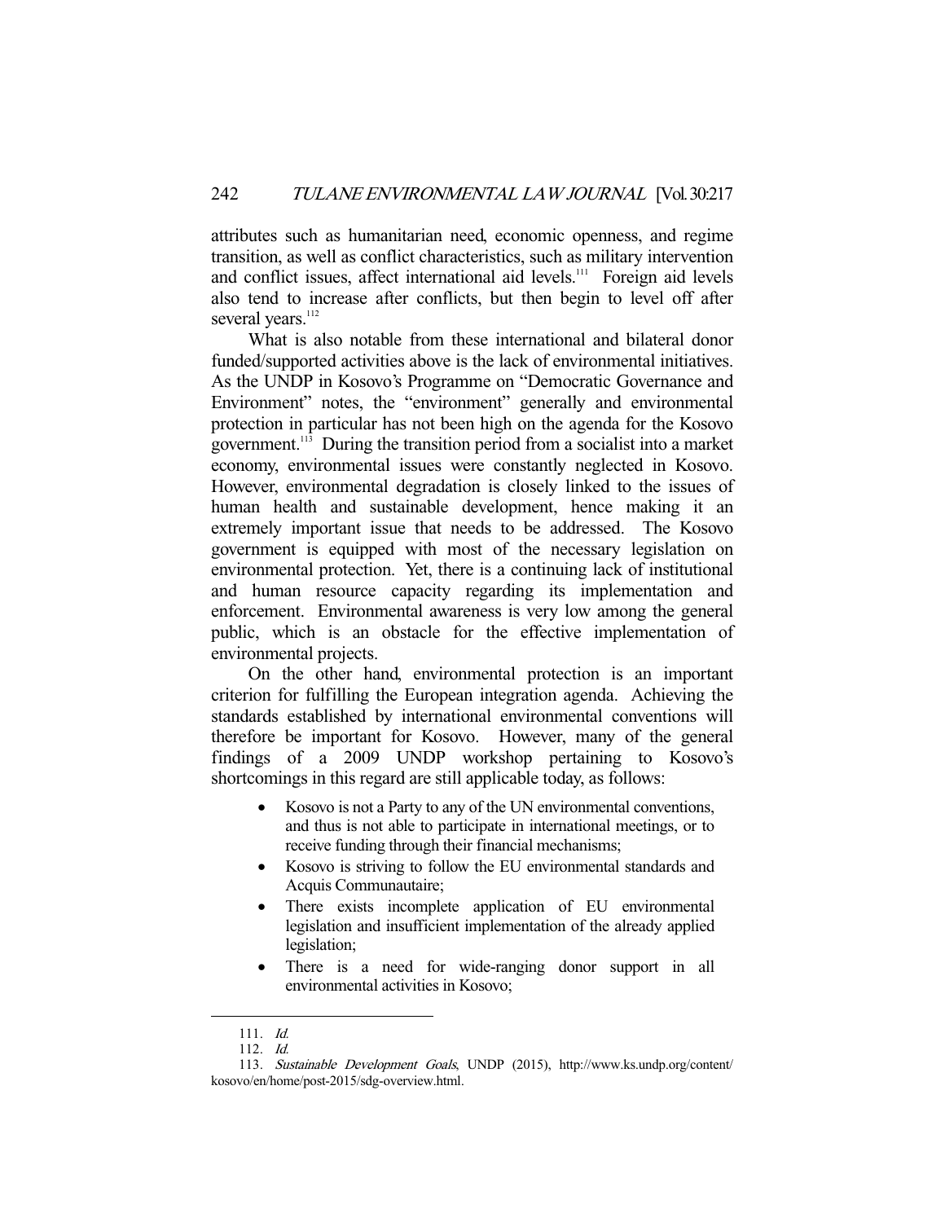attributes such as humanitarian need, economic openness, and regime transition, as well as conflict characteristics, such as military intervention and conflict issues, affect international aid levels.[111] Foreign aid levels also tend to increase after conflicts, but then begin to level off after several years.[112]

What is also notable from these international and bilateral donor funded/supported activities above is the lack of environmental initiatives. As the UNDP in Kosovo's Programme on "Democratic Governance and Environment" notes, the "environment" generally and environmental protection in particular has not been high on the agenda for the Kosovo government.[113] During the transition period from a socialist into a market economy, environmental issues were constantly neglected in Kosovo. However, environmental degradation is closely linked to the issues of human health and sustainable development, hence making it an extremely important issue that needs to be addressed. The Kosovo government is equipped with most of the necessary legislation on environmental protection. Yet, there is a continuing lack of institutional and human resource capacity regarding its implementation and enforcement. Environmental awareness is very low among the general public, which is an obstacle for the effective implementation of environmental projects.

On the other hand, environmental protection is an important criterion for fulfilling the European integration agenda. Achieving the standards established by international environmental conventions will therefore be important for Kosovo. However, many of the general findings of a 2009 UNDP workshop pertaining to Kosovo's shortcomings in this regard are still applicable today, as follows:

- Kosovo is not a Party to any of the UN environmental conventions, and thus is not able to participate in international meetings, or to receive funding through their financial mechanisms;
- Kosovo is striving to follow the EU environmental standards and Acquis Communautaire;
- There exists incomplete application of EU environmental legislation and insufficient implementation of the already applied legislation;
- There is a need for wide-ranging donor support in all environmental activities in Kosovo;

---

111. *Id.*

112. *Id.*

113. *Sustainable Development Goals*, UNDP (2015), http://www.ks.undp.org/content/kosovo/en/home/post-2015/sdg-overview.html.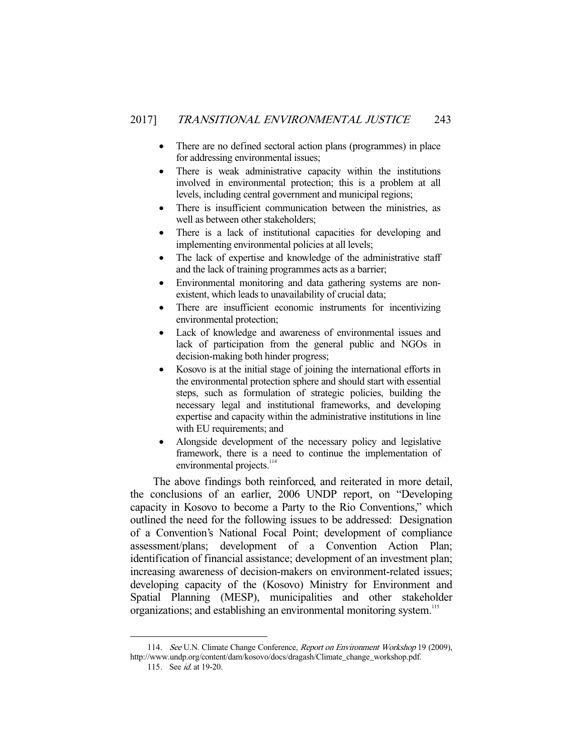- There are no defined sectoral action plans (programmes) in place for addressing environmental issues;
- There is weak administrative capacity within the institutions involved in environmental protection; this is a problem at all levels, including central government and municipal regions;
- There is insufficient communication between the ministries, as well as between other stakeholders;
- There is a lack of institutional capacities for developing and implementing environmental policies at all levels;
- The lack of expertise and knowledge of the administrative staff and the lack of training programmes acts as a barrier;
- Environmental monitoring and data gathering systems are non-existent, which leads to unavailability of crucial data;
- There are insufficient economic instruments for incentivizing environmental protection;
- Lack of knowledge and awareness of environmental issues and lack of participation from the general public and NGOs in decision-making both hinder progress;
- Kosovo is at the initial stage of joining the international efforts in the environmental protection sphere and should start with essential steps, such as formulation of strategic policies, building the necessary legal and institutional frameworks, and developing expertise and capacity within the administrative institutions in line with EU requirements; and
- Alongside development of the necessary policy and legislative framework, there is a need to continue the implementation of environmental projects.[114]

The above findings both reinforced, and reiterated in more detail, the conclusions of an earlier, 2006 UNDP report, on "Developing capacity in Kosovo to become a Party to the Rio Conventions," which outlined the need for the following issues to be addressed: Designation of a Convention's National Focal Point; development of compliance assessment/plans; development of a Convention Action Plan; identification of financial assistance; development of an investment plan; increasing awareness of decision-makers on environment-related issues; developing capacity of the (Kosovo) Ministry for Environment and Spatial Planning (MESP), municipalities and other stakeholder organizations; and establishing an environmental monitoring system.[115]

---

114. *See* U.N. Climate Change Conference, *Report on Environment Workshop* 19 (2009), http://www.undp.org/content/dam/kosovo/docs/dragash/Climate_change_workshop.pdf.

115. See *id.* at 19-20.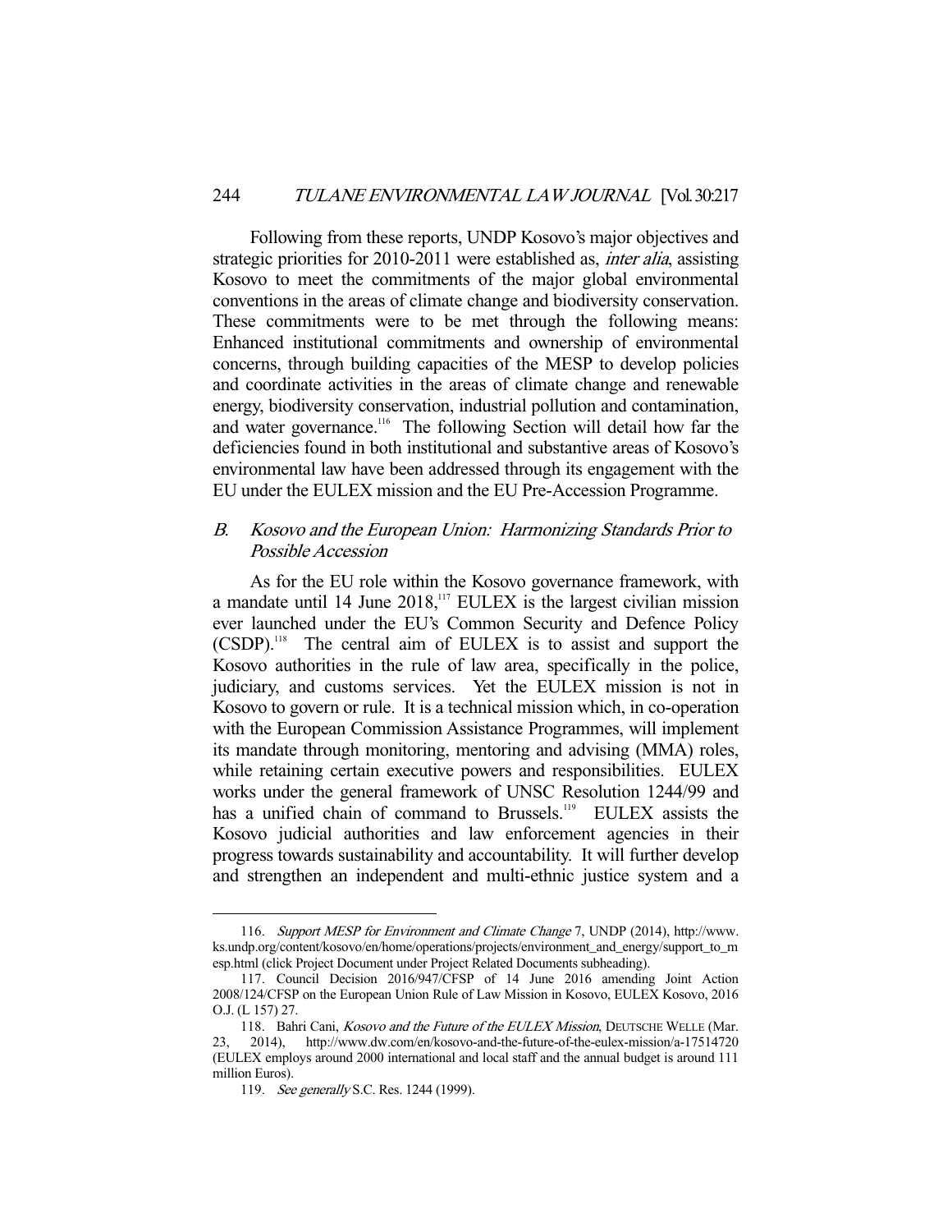Following from these reports, UNDP Kosovo's major objectives and strategic priorities for 2010-2011 were established as, *inter alia*, assisting Kosovo to meet the commitments of the major global environmental conventions in the areas of climate change and biodiversity conservation. These commitments were to be met through the following means: Enhanced institutional commitments and ownership of environmental concerns, through building capacities of the MESP to develop policies and coordinate activities in the areas of climate change and renewable energy, biodiversity conservation, industrial pollution and contamination, and water governance.[116] The following Section will detail how far the deficiencies found in both institutional and substantive areas of Kosovo's environmental law have been addressed through its engagement with the EU under the EULEX mission and the EU Pre-Accession Programme.

### B. *Kosovo and the European Union: Harmonizing Standards Prior to Possible Accession*

As for the EU role within the Kosovo governance framework, with a mandate until 14 June 2018,[117] EULEX is the largest civilian mission ever launched under the EU's Common Security and Defence Policy (CSDP).[118] The central aim of EULEX is to assist and support the Kosovo authorities in the rule of law area, specifically in the police, judiciary, and customs services. Yet the EULEX mission is not in Kosovo to govern or rule. It is a technical mission which, in co-operation with the European Commission Assistance Programmes, will implement its mandate through monitoring, mentoring and advising (MMA) roles, while retaining certain executive powers and responsibilities. EULEX works under the general framework of UNSC Resolution 1244/99 and has a unified chain of command to Brussels.[119] EULEX assists the Kosovo judicial authorities and law enforcement agencies in their progress towards sustainability and accountability. It will further develop and strengthen an independent and multi-ethnic justice system and a

---

116. *Support MESP for Environment and Climate Change* 7, UNDP (2014), http://www.ks.undp.org/content/kosovo/en/home/operations/projects/environment_and_energy/support_to_mesp.html (click Project Document under Project Related Documents subheading).

117. Council Decision 2016/947/CFSP of 14 June 2016 amending Joint Action 2008/124/CFSP on the European Union Rule of Law Mission in Kosovo, EULEX Kosovo, 2016 O.J. (L 157) 27.

118. Bahri Cani, *Kosovo and the Future of the EULEX Mission*, DEUTSCHE WELLE (Mar. 23, 2014), http://www.dw.com/en/kosovo-and-the-future-of-the-eulex-mission/a-17514720 (EULEX employs around 2000 international and local staff and the annual budget is around 111 million Euros).

119. *See generally* S.C. Res. 1244 (1999).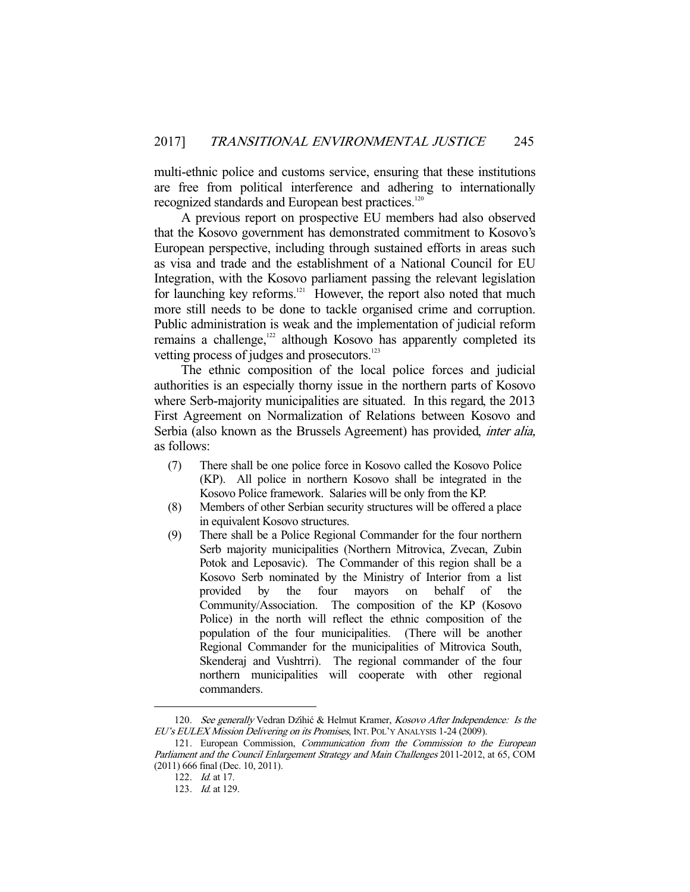multi-ethnic police and customs service, ensuring that these institutions are free from political interference and adhering to internationally recognized standards and European best practices.[120]

A previous report on prospective EU members had also observed that the Kosovo government has demonstrated commitment to Kosovo's European perspective, including through sustained efforts in areas such as visa and trade and the establishment of a National Council for EU Integration, with the Kosovo parliament passing the relevant legislation for launching key reforms.[121] However, the report also noted that much more still needs to be done to tackle organised crime and corruption. Public administration is weak and the implementation of judicial reform remains a challenge,[122] although Kosovo has apparently completed its vetting process of judges and prosecutors.[123]

The ethnic composition of the local police forces and judicial authorities is an especially thorny issue in the northern parts of Kosovo where Serb-majority municipalities are situated. In this regard, the 2013 First Agreement on Normalization of Relations between Kosovo and Serbia (also known as the Brussels Agreement) has provided, *inter alia,* as follows:

(7) There shall be one police force in Kosovo called the Kosovo Police (KP). All police in northern Kosovo shall be integrated in the Kosovo Police framework. Salaries will be only from the KP.

(8) Members of other Serbian security structures will be offered a place in equivalent Kosovo structures.

(9) There shall be a Police Regional Commander for the four northern Serb majority municipalities (Northern Mitrovica, Zvecan, Zubin Potok and Leposavic). The Commander of this region shall be a Kosovo Serb nominated by the Ministry of Interior from a list provided by the four mayors on behalf of the Community/Association. The composition of the KP (Kosovo Police) in the north will reflect the ethnic composition of the population of the four municipalities. (There will be another Regional Commander for the municipalities of Mitrovica South, Skenderaj and Vushtrri). The regional commander of the four northern municipalities will cooperate with other regional commanders.

---

120. *See generally* Vedran Džihić & Helmut Kramer, *Kosovo After Independence: Is the EU's EULEX Mission Delivering on its Promises*, INT. POL'Y ANALYSIS 1-24 (2009).

121. European Commission, *Communication from the Commission to the European Parliament and the Council Enlargement Strategy and Main Challenges* 2011-2012, at 65, COM (2011) 666 final (Dec. 10, 2011).

122. *Id.* at 17.

123. *Id.* at 129.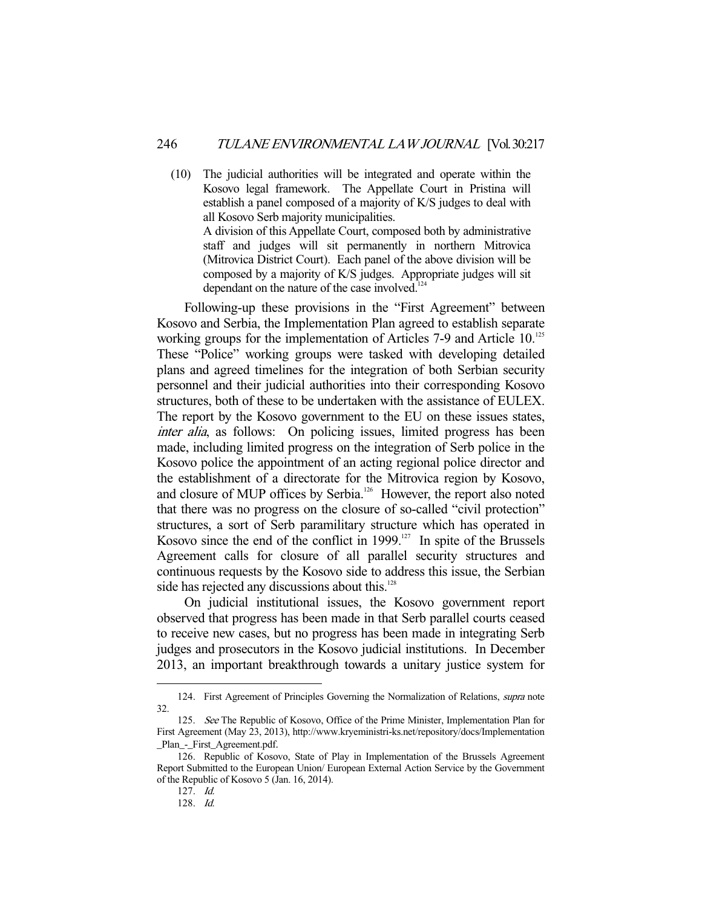(10) The judicial authorities will be integrated and operate within the Kosovo legal framework. The Appellate Court in Pristina will establish a panel composed of a majority of K/S judges to deal with all Kosovo Serb majority municipalities.

A division of this Appellate Court, composed both by administrative staff and judges will sit permanently in northern Mitrovica (Mitrovica District Court). Each panel of the above division will be composed by a majority of K/S judges. Appropriate judges will sit dependant on the nature of the case involved.[124]

Following-up these provisions in the "First Agreement" between Kosovo and Serbia, the Implementation Plan agreed to establish separate working groups for the implementation of Articles 7-9 and Article 10.[125] These "Police" working groups were tasked with developing detailed plans and agreed timelines for the integration of both Serbian security personnel and their judicial authorities into their corresponding Kosovo structures, both of these to be undertaken with the assistance of EULEX. The report by the Kosovo government to the EU on these issues states, *inter alia*, as follows: On policing issues, limited progress has been made, including limited progress on the integration of Serb police in the Kosovo police the appointment of an acting regional police director and the establishment of a directorate for the Mitrovica region by Kosovo, and closure of MUP offices by Serbia.[126] However, the report also noted that there was no progress on the closure of so-called "civil protection" structures, a sort of Serb paramilitary structure which has operated in Kosovo since the end of the conflict in 1999.[127] In spite of the Brussels Agreement calls for closure of all parallel security structures and continuous requests by the Kosovo side to address this issue, the Serbian side has rejected any discussions about this.[128]

On judicial institutional issues, the Kosovo government report observed that progress has been made in that Serb parallel courts ceased to receive new cases, but no progress has been made in integrating Serb judges and prosecutors in the Kosovo judicial institutions. In December 2013, an important breakthrough towards a unitary justice system for

---

124. First Agreement of Principles Governing the Normalization of Relations, *supra* note 32.

125. *See* The Republic of Kosovo, Office of the Prime Minister, Implementation Plan for First Agreement (May 23, 2013), http://www.kryeministri-ks.net/repository/docs/Implementation_Plan_-_First_Agreement.pdf.

126. Republic of Kosovo, State of Play in Implementation of the Brussels Agreement Report Submitted to the European Union/ European External Action Service by the Government of the Republic of Kosovo 5 (Jan. 16, 2014).

127. *Id.*

128. *Id.*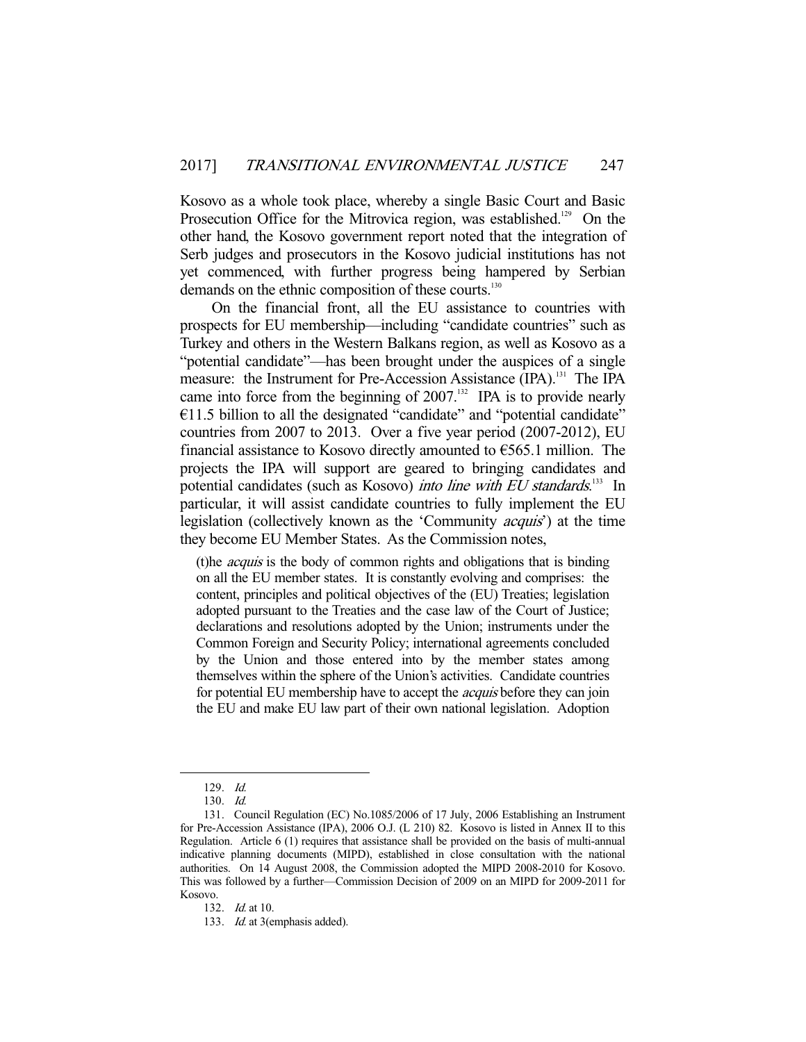Kosovo as a whole took place, whereby a single Basic Court and Basic Prosecution Office for the Mitrovica region, was established.[129] On the other hand, the Kosovo government report noted that the integration of Serb judges and prosecutors in the Kosovo judicial institutions has not yet commenced, with further progress being hampered by Serbian demands on the ethnic composition of these courts.[130]

On the financial front, all the EU assistance to countries with prospects for EU membership—including "candidate countries" such as Turkey and others in the Western Balkans region, as well as Kosovo as a "potential candidate"—has been brought under the auspices of a single measure: the Instrument for Pre-Accession Assistance (IPA).[131] The IPA came into force from the beginning of 2007.[132] IPA is to provide nearly €11.5 billion to all the designated "candidate" and "potential candidate" countries from 2007 to 2013. Over a five year period (2007-2012), EU financial assistance to Kosovo directly amounted to €565.1 million. The projects the IPA will support are geared to bringing candidates and potential candidates (such as Kosovo) *into line with EU standards*.[133] In particular, it will assist candidate countries to fully implement the EU legislation (collectively known as the 'Community *acquis*') at the time they become EU Member States. As the Commission notes,

> (t)he *acquis* is the body of common rights and obligations that is binding on all the EU member states. It is constantly evolving and comprises: the content, principles and political objectives of the (EU) Treaties; legislation adopted pursuant to the Treaties and the case law of the Court of Justice; declarations and resolutions adopted by the Union; instruments under the Common Foreign and Security Policy; international agreements concluded by the Union and those entered into by the member states among themselves within the sphere of the Union's activities. Candidate countries for potential EU membership have to accept the *acquis* before they can join the EU and make EU law part of their own national legislation. Adoption

---

129. *Id.*

130. *Id.*

131. Council Regulation (EC) No.1085/2006 of 17 July, 2006 Establishing an Instrument for Pre-Accession Assistance (IPA), 2006 O.J. (L 210) 82. Kosovo is listed in Annex II to this Regulation. Article 6 (1) requires that assistance shall be provided on the basis of multi-annual indicative planning documents (MIPD), established in close consultation with the national authorities. On 14 August 2008, the Commission adopted the MIPD 2008-2010 for Kosovo. This was followed by a further—Commission Decision of 2009 on an MIPD for 2009-2011 for Kosovo.

132. *Id.* at 10.

133. *Id.* at 3(emphasis added).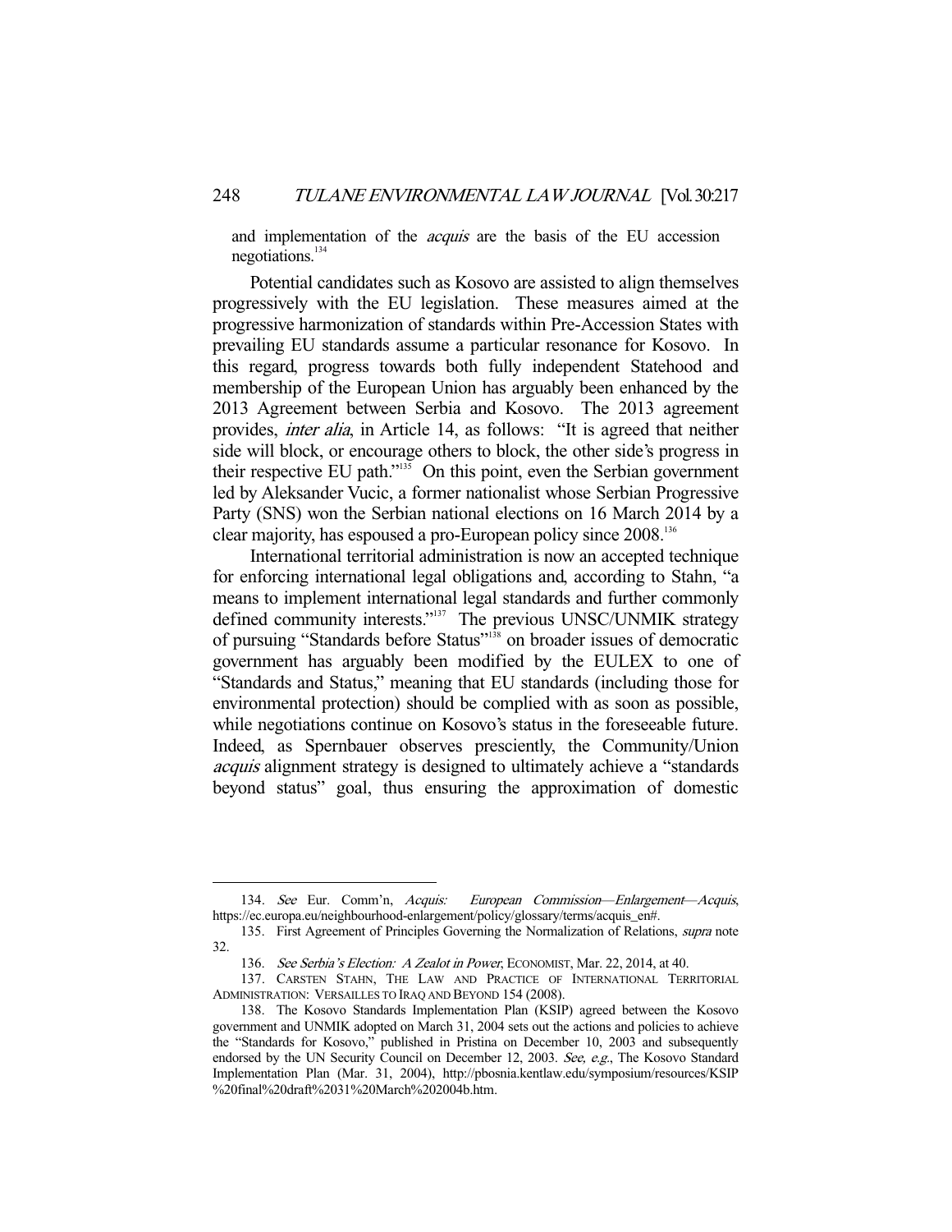and implementation of the *acquis* are the basis of the EU accession negotiations.[134]

Potential candidates such as Kosovo are assisted to align themselves progressively with the EU legislation. These measures aimed at the progressive harmonization of standards within Pre-Accession States with prevailing EU standards assume a particular resonance for Kosovo. In this regard, progress towards both fully independent Statehood and membership of the European Union has arguably been enhanced by the 2013 Agreement between Serbia and Kosovo. The 2013 agreement provides, *inter alia*, in Article 14, as follows: "It is agreed that neither side will block, or encourage others to block, the other side's progress in their respective EU path."[135] On this point, even the Serbian government led by Aleksander Vucic, a former nationalist whose Serbian Progressive Party (SNS) won the Serbian national elections on 16 March 2014 by a clear majority, has espoused a pro-European policy since 2008.[136]

International territorial administration is now an accepted technique for enforcing international legal obligations and, according to Stahn, "a means to implement international legal standards and further commonly defined community interests."[137] The previous UNSC/UNMIK strategy of pursuing "Standards before Status"[138] on broader issues of democratic government has arguably been modified by the EULEX to one of "Standards and Status," meaning that EU standards (including those for environmental protection) should be complied with as soon as possible, while negotiations continue on Kosovo's status in the foreseeable future. Indeed, as Spernbauer observes presciently, the Community/Union *acquis* alignment strategy is designed to ultimately achieve a "standards beyond status" goal, thus ensuring the approximation of domestic

---

134. *See* Eur. Comm'n, *Acquis: European Commission—Enlargement—Acquis*, https://ec.europa.eu/neighbourhood-enlargement/policy/glossary/terms/acquis_en#.

135. First Agreement of Principles Governing the Normalization of Relations, *supra* note 32.

136. *See Serbia's Election: A Zealot in Power*, ECONOMIST, Mar. 22, 2014, at 40.

137. CARSTEN STAHN, THE LAW AND PRACTICE OF INTERNATIONAL TERRITORIAL ADMINISTRATION: VERSAILLES TO IRAQ AND BEYOND 154 (2008).

138. The Kosovo Standards Implementation Plan (KSIP) agreed between the Kosovo government and UNMIK adopted on March 31, 2004 sets out the actions and policies to achieve the "Standards for Kosovo," published in Pristina on December 10, 2003 and subsequently endorsed by the UN Security Council on December 12, 2003. *See, e.g.*, The Kosovo Standard Implementation Plan (Mar. 31, 2004), http://pbosnia.kentlaw.edu/symposium/resources/KSIP%20final%20draft%2031%20March%202004b.htm.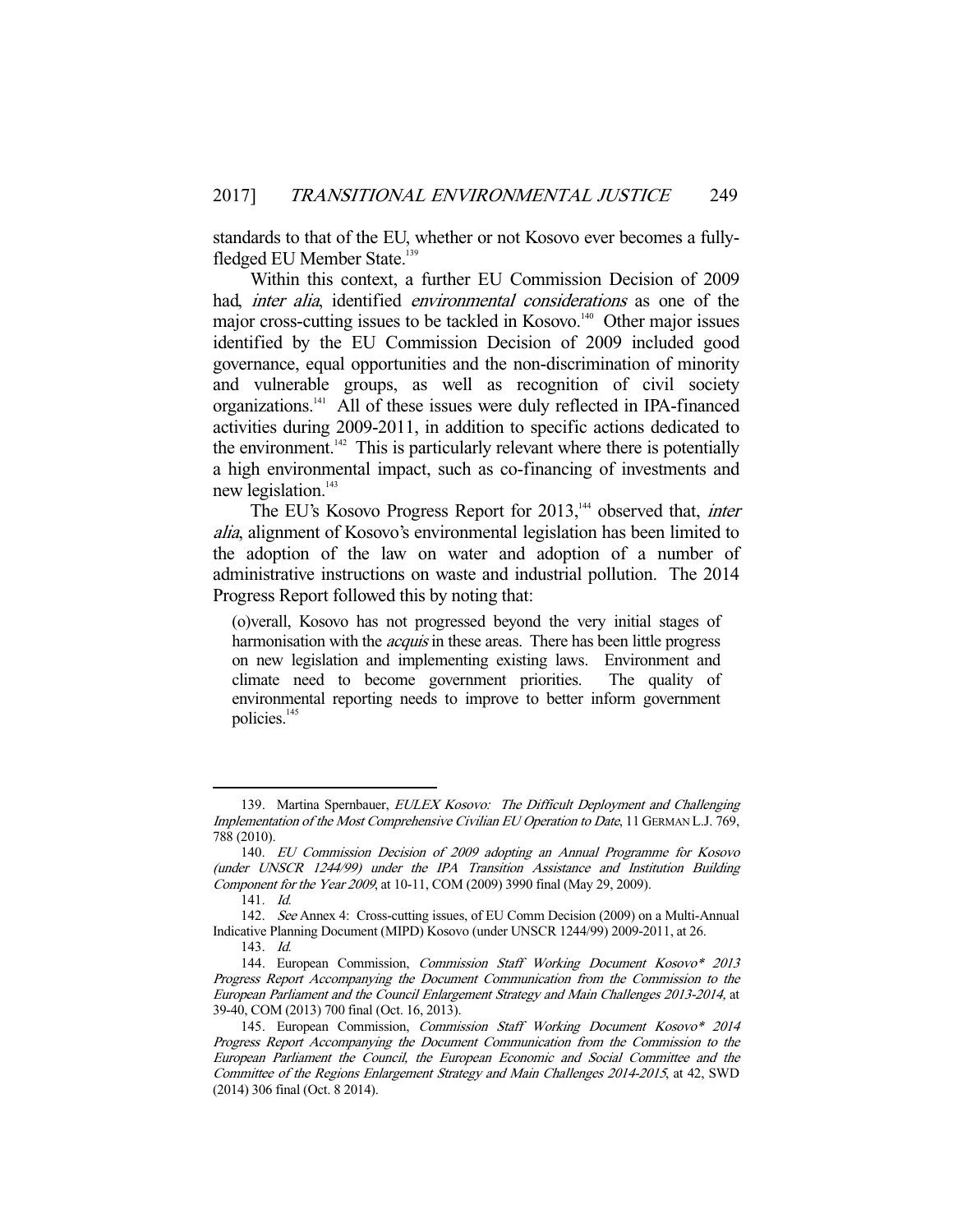standards to that of the EU, whether or not Kosovo ever becomes a fully-fledged EU Member State.[139]

Within this context, a further EU Commission Decision of 2009 had, *inter alia*, identified *environmental considerations* as one of the major cross-cutting issues to be tackled in Kosovo.[140] Other major issues identified by the EU Commission Decision of 2009 included good governance, equal opportunities and the non-discrimination of minority and vulnerable groups, as well as recognition of civil society organizations.[141] All of these issues were duly reflected in IPA-financed activities during 2009-2011, in addition to specific actions dedicated to the environment.[142] This is particularly relevant where there is potentially a high environmental impact, such as co-financing of investments and new legislation.[143]

The EU's Kosovo Progress Report for 2013,[144] observed that, *inter alia*, alignment of Kosovo's environmental legislation has been limited to the adoption of the law on water and adoption of a number of administrative instructions on waste and industrial pollution. The 2014 Progress Report followed this by noting that:

> (o)verall, Kosovo has not progressed beyond the very initial stages of harmonisation with the *acquis* in these areas. There has been little progress on new legislation and implementing existing laws. Environment and climate need to become government priorities. The quality of environmental reporting needs to improve to better inform government policies.[145]

---

139. Martina Spernbauer, *EULEX Kosovo: The Difficult Deployment and Challenging Implementation of the Most Comprehensive Civilian EU Operation to Date*, 11 GERMAN L.J. 769, 788 (2010).

140. *EU Commission Decision of 2009 adopting an Annual Programme for Kosovo (under UNSCR 1244/99) under the IPA Transition Assistance and Institution Building Component for the Year 2009*, at 10-11, COM (2009) 3990 final (May 29, 2009).

141. *Id.*

142. *See* Annex 4: Cross-cutting issues, of EU Comm Decision (2009) on a Multi-Annual Indicative Planning Document (MIPD) Kosovo (under UNSCR 1244/99) 2009-2011, at 26.

143. *Id.*

144. European Commission, *Commission Staff Working Document Kosovo\* 2013 Progress Report Accompanying the Document Communication from the Commission to the European Parliament and the Council Enlargement Strategy and Main Challenges 2013-2014,* at 39-40, COM (2013) 700 final (Oct. 16, 2013).

145. European Commission, *Commission Staff Working Document Kosovo\* 2014 Progress Report Accompanying the Document Communication from the Commission to the European Parliament the Council, the European Economic and Social Committee and the Committee of the Regions Enlargement Strategy and Main Challenges 2014-2015*, at 42, SWD (2014) 306 final (Oct. 8 2014).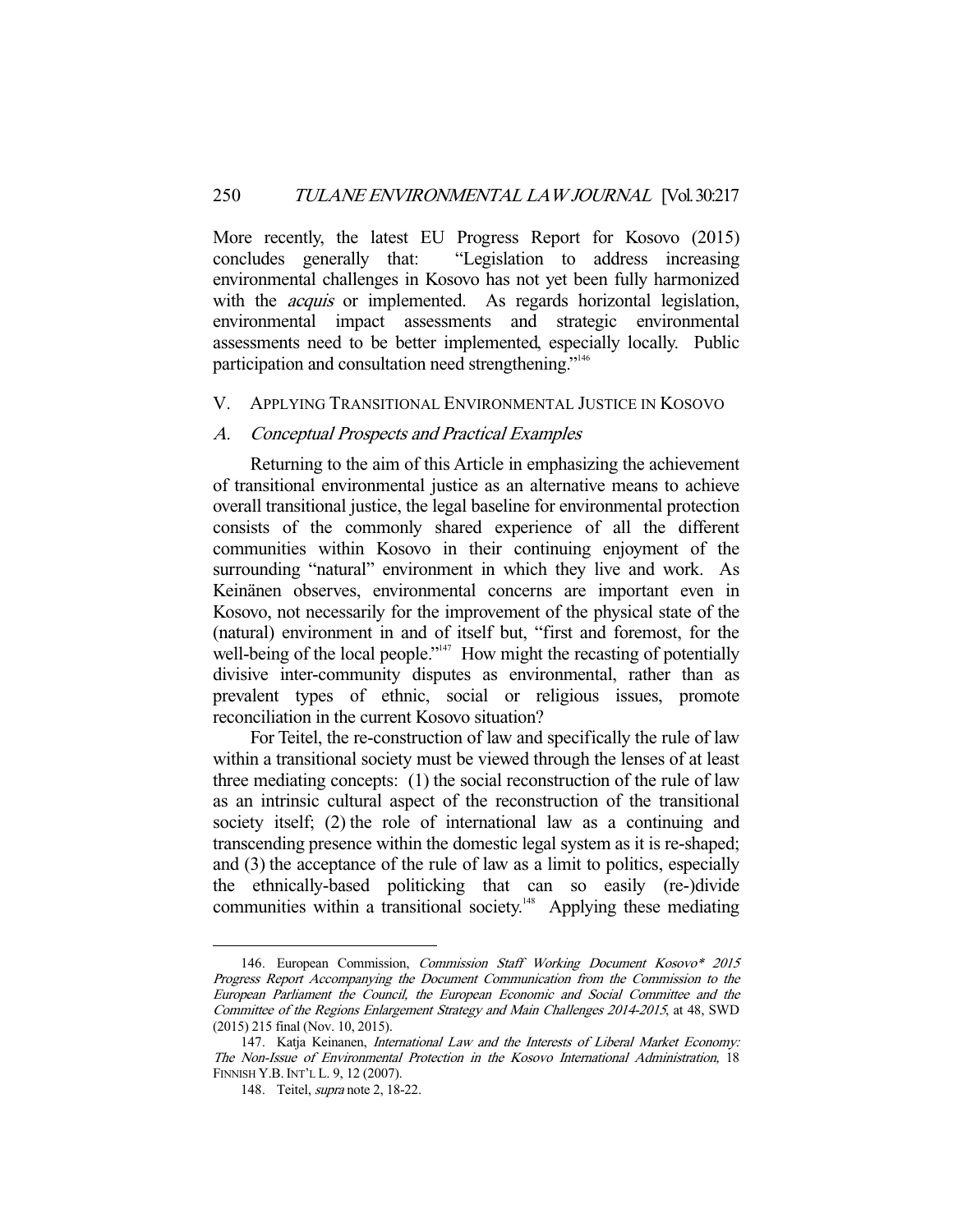More recently, the latest EU Progress Report for Kosovo (2015) concludes generally that: "Legislation to address increasing environmental challenges in Kosovo has not yet been fully harmonized with the *acquis* or implemented. As regards horizontal legislation, environmental impact assessments and strategic environmental assessments need to be better implemented, especially locally. Public participation and consultation need strengthening."[146]

## V. Applying Transitional Environmental Justice in Kosovo

### A. *Conceptual Prospects and Practical Examples*

Returning to the aim of this Article in emphasizing the achievement of transitional environmental justice as an alternative means to achieve overall transitional justice, the legal baseline for environmental protection consists of the commonly shared experience of all the different communities within Kosovo in their continuing enjoyment of the surrounding "natural" environment in which they live and work. As Keinänen observes, environmental concerns are important even in Kosovo, not necessarily for the improvement of the physical state of the (natural) environment in and of itself but, "first and foremost, for the well-being of the local people."[147] How might the recasting of potentially divisive inter-community disputes as environmental, rather than as prevalent types of ethnic, social or religious issues, promote reconciliation in the current Kosovo situation?

For Teitel, the re-construction of law and specifically the rule of law within a transitional society must be viewed through the lenses of at least three mediating concepts: (1) the social reconstruction of the rule of law as an intrinsic cultural aspect of the reconstruction of the transitional society itself; (2) the role of international law as a continuing and transcending presence within the domestic legal system as it is re-shaped; and (3) the acceptance of the rule of law as a limit to politics, especially the ethnically-based politicking that can so easily (re-)divide communities within a transitional society.[148] Applying these mediating

---

146. European Commission, *Commission Staff Working Document Kosovo\* 2015 Progress Report Accompanying the Document Communication from the Commission to the European Parliament the Council, the European Economic and Social Committee and the Committee of the Regions Enlargement Strategy and Main Challenges 2014-2015*, at 48, SWD (2015) 215 final (Nov. 10, 2015).

147. Katja Keinanen, *International Law and the Interests of Liberal Market Economy: The Non-Issue of Environmental Protection in the Kosovo International Administration,* 18 FINNISH Y.B. INT'L L. 9, 12 (2007).

148. Teitel, *supra* note 2, 18-22.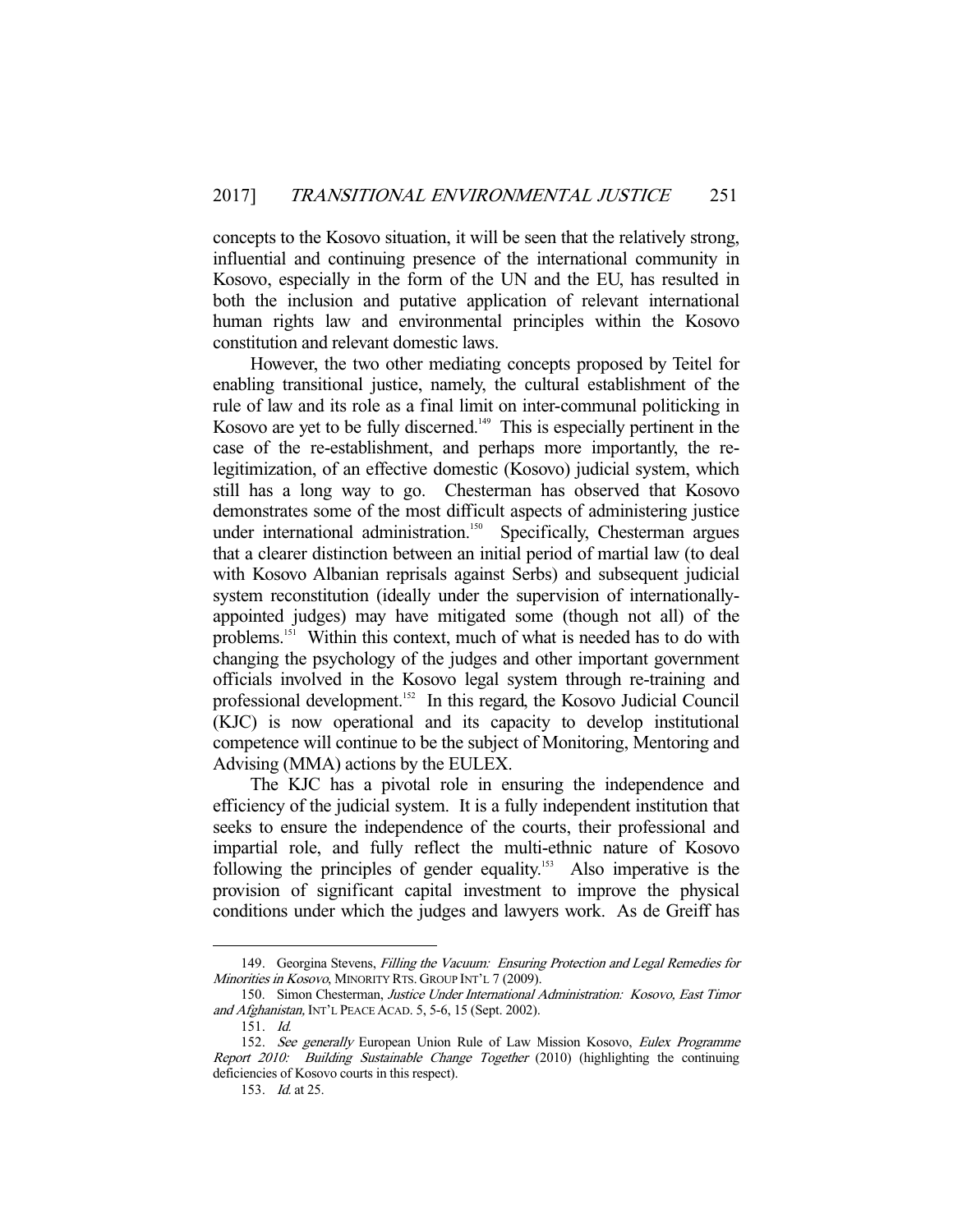concepts to the Kosovo situation, it will be seen that the relatively strong, influential and continuing presence of the international community in Kosovo, especially in the form of the UN and the EU, has resulted in both the inclusion and putative application of relevant international human rights law and environmental principles within the Kosovo constitution and relevant domestic laws.

However, the two other mediating concepts proposed by Teitel for enabling transitional justice, namely, the cultural establishment of the rule of law and its role as a final limit on inter-communal politicking in Kosovo are yet to be fully discerned.[149] This is especially pertinent in the case of the re-establishment, and perhaps more importantly, the re-legitimization, of an effective domestic (Kosovo) judicial system, which still has a long way to go. Chesterman has observed that Kosovo demonstrates some of the most difficult aspects of administering justice under international administration.[150] Specifically, Chesterman argues that a clearer distinction between an initial period of martial law (to deal with Kosovo Albanian reprisals against Serbs) and subsequent judicial system reconstitution (ideally under the supervision of internationally-appointed judges) may have mitigated some (though not all) of the problems.[151] Within this context, much of what is needed has to do with changing the psychology of the judges and other important government officials involved in the Kosovo legal system through re-training and professional development.[152] In this regard, the Kosovo Judicial Council (KJC) is now operational and its capacity to develop institutional competence will continue to be the subject of Monitoring, Mentoring and Advising (MMA) actions by the EULEX.

The KJC has a pivotal role in ensuring the independence and efficiency of the judicial system. It is a fully independent institution that seeks to ensure the independence of the courts, their professional and impartial role, and fully reflect the multi-ethnic nature of Kosovo following the principles of gender equality.[153] Also imperative is the provision of significant capital investment to improve the physical conditions under which the judges and lawyers work. As de Greiff has

---

149. Georgina Stevens, *Filling the Vacuum: Ensuring Protection and Legal Remedies for Minorities in Kosovo*, MINORITY RTS. GROUP INT'L 7 (2009).

150. Simon Chesterman, *Justice Under International Administration: Kosovo, East Timor and Afghanistan,* INT'L PEACE ACAD. 5, 5-6, 15 (Sept. 2002).

151. *Id.*

152. *See generally* European Union Rule of Law Mission Kosovo, *Eulex Programme Report 2010: Building Sustainable Change Together* (2010) (highlighting the continuing deficiencies of Kosovo courts in this respect).

153. *Id.* at 25.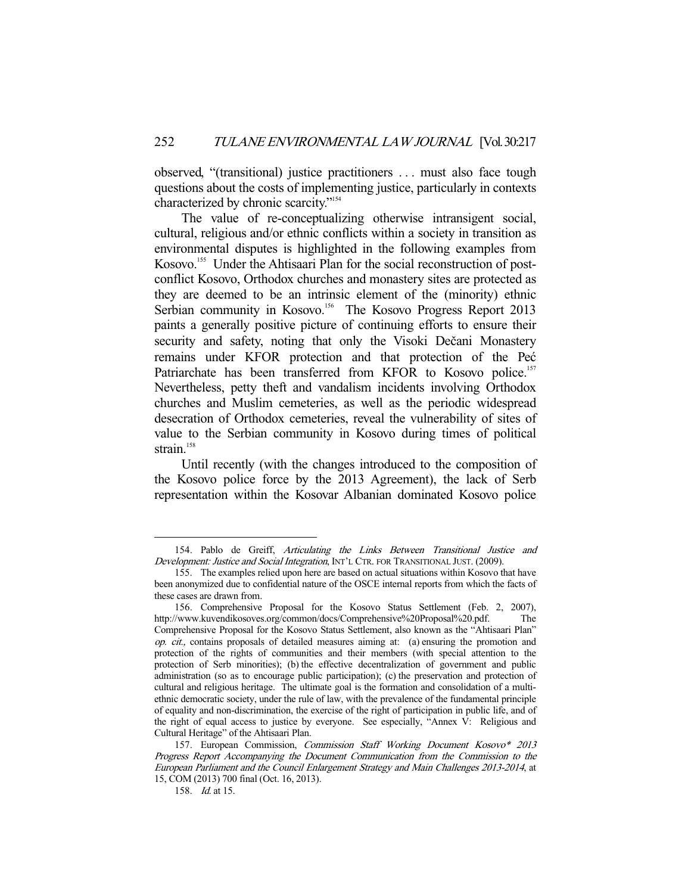observed, "(transitional) justice practitioners . . . must also face tough questions about the costs of implementing justice, particularly in contexts characterized by chronic scarcity."[154]

The value of re-conceptualizing otherwise intransigent social, cultural, religious and/or ethnic conflicts within a society in transition as environmental disputes is highlighted in the following examples from Kosovo.[155] Under the Ahtisaari Plan for the social reconstruction of post-conflict Kosovo, Orthodox churches and monastery sites are protected as they are deemed to be an intrinsic element of the (minority) ethnic Serbian community in Kosovo.[156] The Kosovo Progress Report 2013 paints a generally positive picture of continuing efforts to ensure their security and safety, noting that only the Visoki Dečani Monastery remains under KFOR protection and that protection of the Peć Patriarchate has been transferred from KFOR to Kosovo police.[157] Nevertheless, petty theft and vandalism incidents involving Orthodox churches and Muslim cemeteries, as well as the periodic widespread desecration of Orthodox cemeteries, reveal the vulnerability of sites of value to the Serbian community in Kosovo during times of political strain.[158]

Until recently (with the changes introduced to the composition of the Kosovo police force by the 2013 Agreement), the lack of Serb representation within the Kosovar Albanian dominated Kosovo police

---

154. Pablo de Greiff, *Articulating the Links Between Transitional Justice and Development: Justice and Social Integration*, INT'L CTR. FOR TRANSITIONAL JUST. (2009).

155. The examples relied upon here are based on actual situations within Kosovo that have been anonymized due to confidential nature of the OSCE internal reports from which the facts of these cases are drawn from.

156. Comprehensive Proposal for the Kosovo Status Settlement (Feb. 2, 2007), http://www.kuvendikosoves.org/common/docs/Comprehensive%20Proposal%20.pdf. The Comprehensive Proposal for the Kosovo Status Settlement, also known as the "Ahtisaari Plan" *op. cit.,* contains proposals of detailed measures aiming at: (a) ensuring the promotion and protection of the rights of communities and their members (with special attention to the protection of Serb minorities); (b) the effective decentralization of government and public administration (so as to encourage public participation); (c) the preservation and protection of cultural and religious heritage. The ultimate goal is the formation and consolidation of a multi-ethnic democratic society, under the rule of law, with the prevalence of the fundamental principle of equality and non-discrimination, the exercise of the right of participation in public life, and of the right of equal access to justice by everyone. See especially, "Annex V: Religious and Cultural Heritage" of the Ahtisaari Plan.

157. European Commission, *Commission Staff Working Document Kosovo\* 2013 Progress Report Accompanying the Document Communication from the Commission to the European Parliament and the Council Enlargement Strategy and Main Challenges 2013-2014*, at 15, COM (2013) 700 final (Oct. 16, 2013).

158. *Id.* at 15.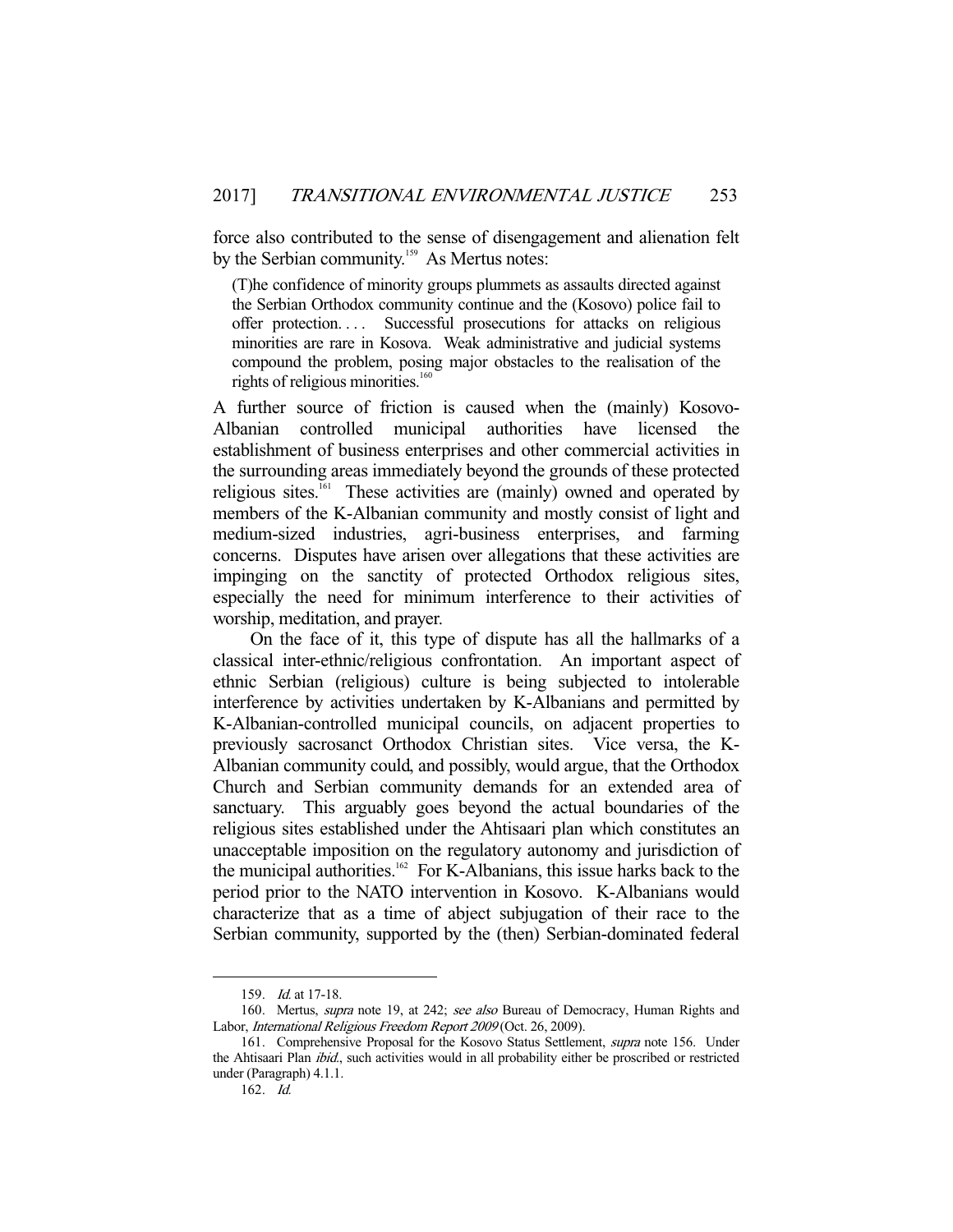force also contributed to the sense of disengagement and alienation felt by the Serbian community.[159] As Mertus notes:

> (T)he confidence of minority groups plummets as assaults directed against the Serbian Orthodox community continue and the (Kosovo) police fail to offer protection. . . . Successful prosecutions for attacks on religious minorities are rare in Kosova. Weak administrative and judicial systems compound the problem, posing major obstacles to the realisation of the rights of religious minorities.[160]

A further source of friction is caused when the (mainly) Kosovo-Albanian controlled municipal authorities have licensed the establishment of business enterprises and other commercial activities in the surrounding areas immediately beyond the grounds of these protected religious sites.[161] These activities are (mainly) owned and operated by members of the K-Albanian community and mostly consist of light and medium-sized industries, agri-business enterprises, and farming concerns. Disputes have arisen over allegations that these activities are impinging on the sanctity of protected Orthodox religious sites, especially the need for minimum interference to their activities of worship, meditation, and prayer.

On the face of it, this type of dispute has all the hallmarks of a classical inter-ethnic/religious confrontation. An important aspect of ethnic Serbian (religious) culture is being subjected to intolerable interference by activities undertaken by K-Albanians and permitted by K-Albanian-controlled municipal councils, on adjacent properties to previously sacrosanct Orthodox Christian sites. Vice versa, the K-Albanian community could, and possibly, would argue, that the Orthodox Church and Serbian community demands for an extended area of sanctuary. This arguably goes beyond the actual boundaries of the religious sites established under the Ahtisaari plan which constitutes an unacceptable imposition on the regulatory autonomy and jurisdiction of the municipal authorities.[162] For K-Albanians, this issue harks back to the period prior to the NATO intervention in Kosovo. K-Albanians would characterize that as a time of abject subjugation of their race to the Serbian community, supported by the (then) Serbian-dominated federal

---

159. *Id.* at 17-18.

160. Mertus, *supra* note 19, at 242; *see also* Bureau of Democracy, Human Rights and Labor, *International Religious Freedom Report 2009* (Oct. 26, 2009).

161. Comprehensive Proposal for the Kosovo Status Settlement, *supra* note 156. Under the Ahtisaari Plan *ibid.*, such activities would in all probability either be proscribed or restricted under (Paragraph) 4.1.1.

162. *Id.*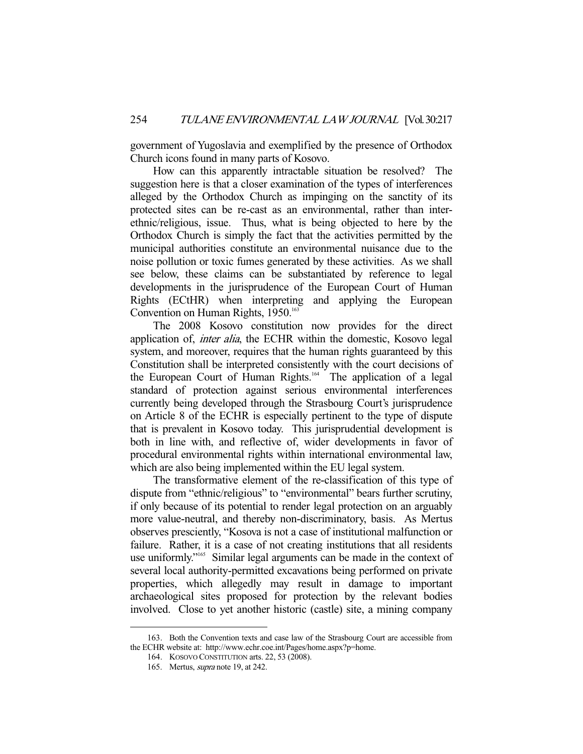government of Yugoslavia and exemplified by the presence of Orthodox Church icons found in many parts of Kosovo.

How can this apparently intractable situation be resolved? The suggestion here is that a closer examination of the types of interferences alleged by the Orthodox Church as impinging on the sanctity of its protected sites can be re-cast as an environmental, rather than inter-ethnic/religious, issue. Thus, what is being objected to here by the Orthodox Church is simply the fact that the activities permitted by the municipal authorities constitute an environmental nuisance due to the noise pollution or toxic fumes generated by these activities. As we shall see below, these claims can be substantiated by reference to legal developments in the jurisprudence of the European Court of Human Rights (ECtHR) when interpreting and applying the European Convention on Human Rights, 1950.[163]

The 2008 Kosovo constitution now provides for the direct application of, *inter alia*, the ECHR within the domestic, Kosovo legal system, and moreover, requires that the human rights guaranteed by this Constitution shall be interpreted consistently with the court decisions of the European Court of Human Rights.[164] The application of a legal standard of protection against serious environmental interferences currently being developed through the Strasbourg Court's jurisprudence on Article 8 of the ECHR is especially pertinent to the type of dispute that is prevalent in Kosovo today. This jurisprudential development is both in line with, and reflective of, wider developments in favor of procedural environmental rights within international environmental law, which are also being implemented within the EU legal system.

The transformative element of the re-classification of this type of dispute from "ethnic/religious" to "environmental" bears further scrutiny, if only because of its potential to render legal protection on an arguably more value-neutral, and thereby non-discriminatory, basis. As Mertus observes presciently, "Kosova is not a case of institutional malfunction or failure. Rather, it is a case of not creating institutions that all residents use uniformly."[165] Similar legal arguments can be made in the context of several local authority-permitted excavations being performed on private properties, which allegedly may result in damage to important archaeological sites proposed for protection by the relevant bodies involved. Close to yet another historic (castle) site, a mining company

---

163. Both the Convention texts and case law of the Strasbourg Court are accessible from the ECHR website at: http://www.echr.coe.int/Pages/home.aspx?p=home.

164. KOSOVO CONSTITUTION arts. 22, 53 (2008).

165. Mertus, *supra* note 19, at 242.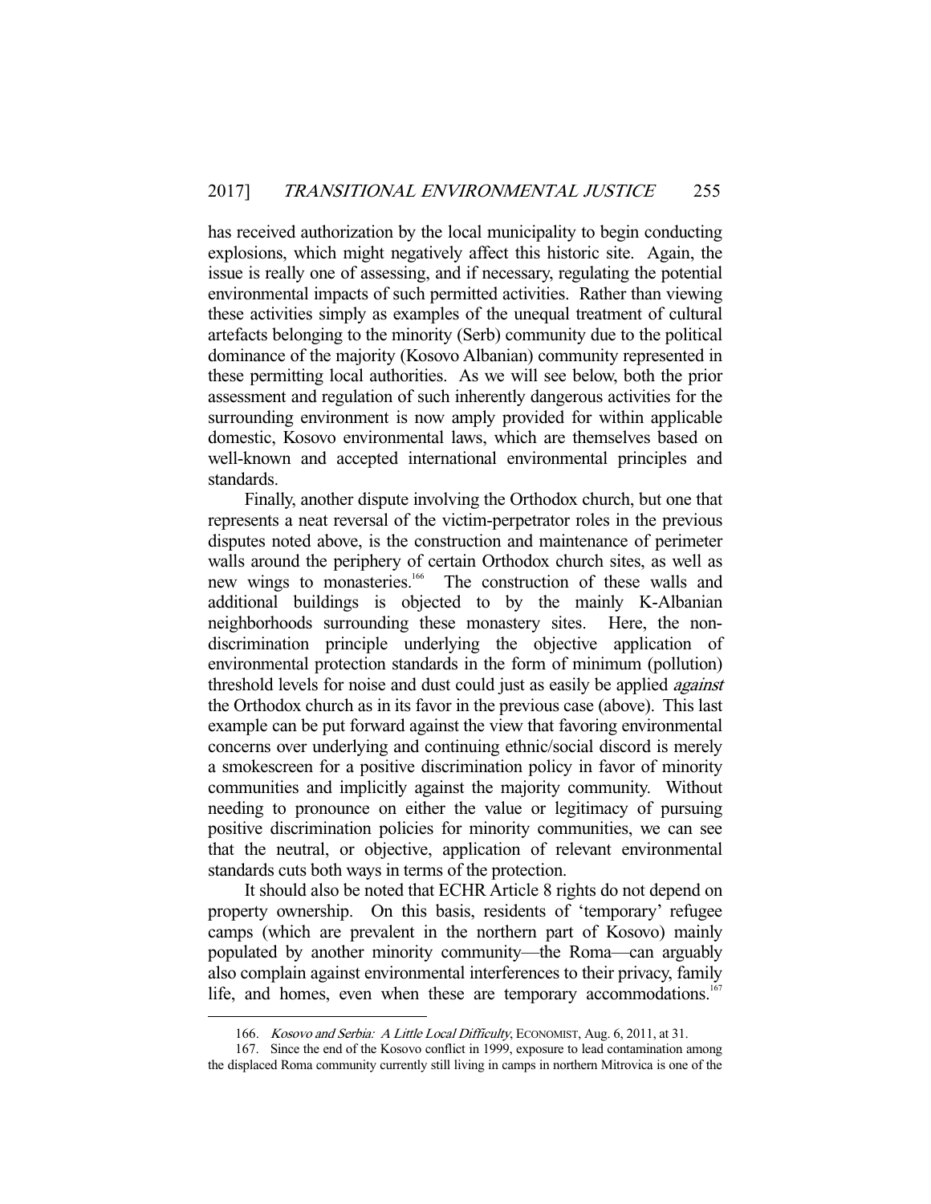has received authorization by the local municipality to begin conducting explosions, which might negatively affect this historic site. Again, the issue is really one of assessing, and if necessary, regulating the potential environmental impacts of such permitted activities. Rather than viewing these activities simply as examples of the unequal treatment of cultural artefacts belonging to the minority (Serb) community due to the political dominance of the majority (Kosovo Albanian) community represented in these permitting local authorities. As we will see below, both the prior assessment and regulation of such inherently dangerous activities for the surrounding environment is now amply provided for within applicable domestic, Kosovo environmental laws, which are themselves based on well-known and accepted international environmental principles and standards.

Finally, another dispute involving the Orthodox church, but one that represents a neat reversal of the victim-perpetrator roles in the previous disputes noted above, is the construction and maintenance of perimeter walls around the periphery of certain Orthodox church sites, as well as new wings to monasteries.[166] The construction of these walls and additional buildings is objected to by the mainly K-Albanian neighborhoods surrounding these monastery sites. Here, the non-discrimination principle underlying the objective application of environmental protection standards in the form of minimum (pollution) threshold levels for noise and dust could just as easily be applied *against* the Orthodox church as in its favor in the previous case (above). This last example can be put forward against the view that favoring environmental concerns over underlying and continuing ethnic/social discord is merely a smokescreen for a positive discrimination policy in favor of minority communities and implicitly against the majority community. Without needing to pronounce on either the value or legitimacy of pursuing positive discrimination policies for minority communities, we can see that the neutral, or objective, application of relevant environmental standards cuts both ways in terms of the protection.

It should also be noted that ECHR Article 8 rights do not depend on property ownership. On this basis, residents of 'temporary' refugee camps (which are prevalent in the northern part of Kosovo) mainly populated by another minority community—the Roma—can arguably also complain against environmental interferences to their privacy, family life, and homes, even when these are temporary accommodations.[167]

---

166. *Kosovo and Serbia: A Little Local Difficulty*, ECONOMIST, Aug. 6, 2011, at 31.

167. Since the end of the Kosovo conflict in 1999, exposure to lead contamination among the displaced Roma community currently still living in camps in northern Mitrovica is one of the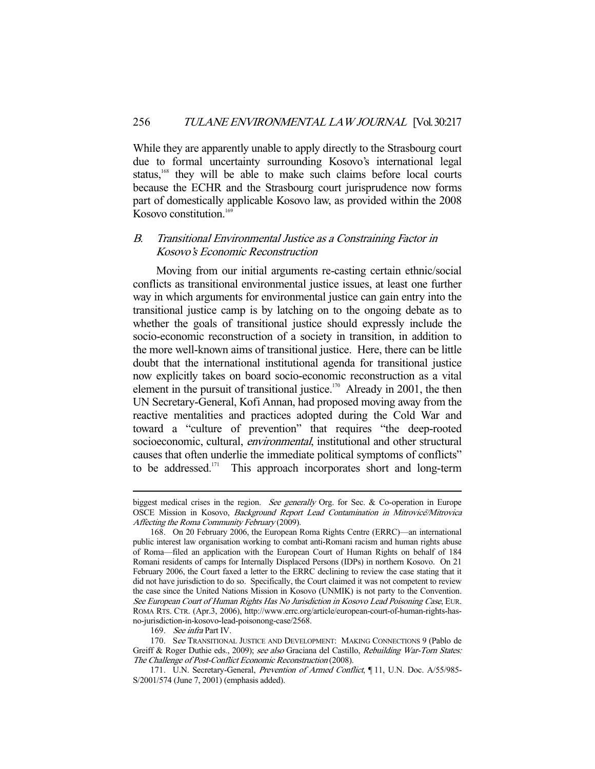While they are apparently unable to apply directly to the Strasbourg court due to formal uncertainty surrounding Kosovo's international legal status,[168] they will be able to make such claims before local courts because the ECHR and the Strasbourg court jurisprudence now forms part of domestically applicable Kosovo law, as provided within the 2008 Kosovo constitution.[169]

## *B. Transitional Environmental Justice as a Constraining Factor in Kosovo's Economic Reconstruction*

Moving from our initial arguments re-casting certain ethnic/social conflicts as transitional environmental justice issues, at least one further way in which arguments for environmental justice can gain entry into the transitional justice camp is by latching on to the ongoing debate as to whether the goals of transitional justice should expressly include the socio-economic reconstruction of a society in transition, in addition to the more well-known aims of transitional justice. Here, there can be little doubt that the international institutional agenda for transitional justice now explicitly takes on board socio-economic reconstruction as a vital element in the pursuit of transitional justice.[170] Already in 2001, the then UN Secretary-General, Kofi Annan, had proposed moving away from the reactive mentalities and practices adopted during the Cold War and toward a "culture of prevention" that requires "the deep-rooted socioeconomic, cultural, *environmental*, institutional and other structural causes that often underlie the immediate political symptoms of conflicts" to be addressed.[171] This approach incorporates short and long-term

---

biggest medical crises in the region. *See generally* Org. for Sec. & Co-operation in Europe OSCE Mission in Kosovo, *Background Report Lead Contamination in Mitrovicë/Mitrovica Affecting the Roma Community February* (2009).

168. On 20 February 2006, the European Roma Rights Centre (ERRC)—an international public interest law organisation working to combat anti-Romani racism and human rights abuse of Roma—filed an application with the European Court of Human Rights on behalf of 184 Romani residents of camps for Internally Displaced Persons (IDPs) in northern Kosovo. On 21 February 2006, the Court faxed a letter to the ERRC declining to review the case stating that it did not have jurisdiction to do so. Specifically, the Court claimed it was not competent to review the case since the United Nations Mission in Kosovo (UNMIK) is not party to the Convention. *See European Court of Human Rights Has No Jurisdiction in Kosovo Lead Poisoning Case*, EUR. ROMA RTS. CTR. (Apr.3, 2006), http://www.errc.org/article/european-court-of-human-rights-has-no-jurisdiction-in-kosovo-lead-poisonong-case/2568.

169. *See infra* Part IV.

170. S*ee* TRANSITIONAL JUSTICE AND DEVELOPMENT: MAKING CONNECTIONS 9 (Pablo de Greiff & Roger Duthie eds., 2009); *see also* Graciana del Castillo, *Rebuilding War-Torn States: The Challenge of Post-Conflict Economic Reconstruction* (2008).

171. U.N. Secretary-General, *Prevention of Armed Conflict*, ¶ 11, U.N. Doc. A/55/985-S/2001/574 (June 7, 2001) (emphasis added).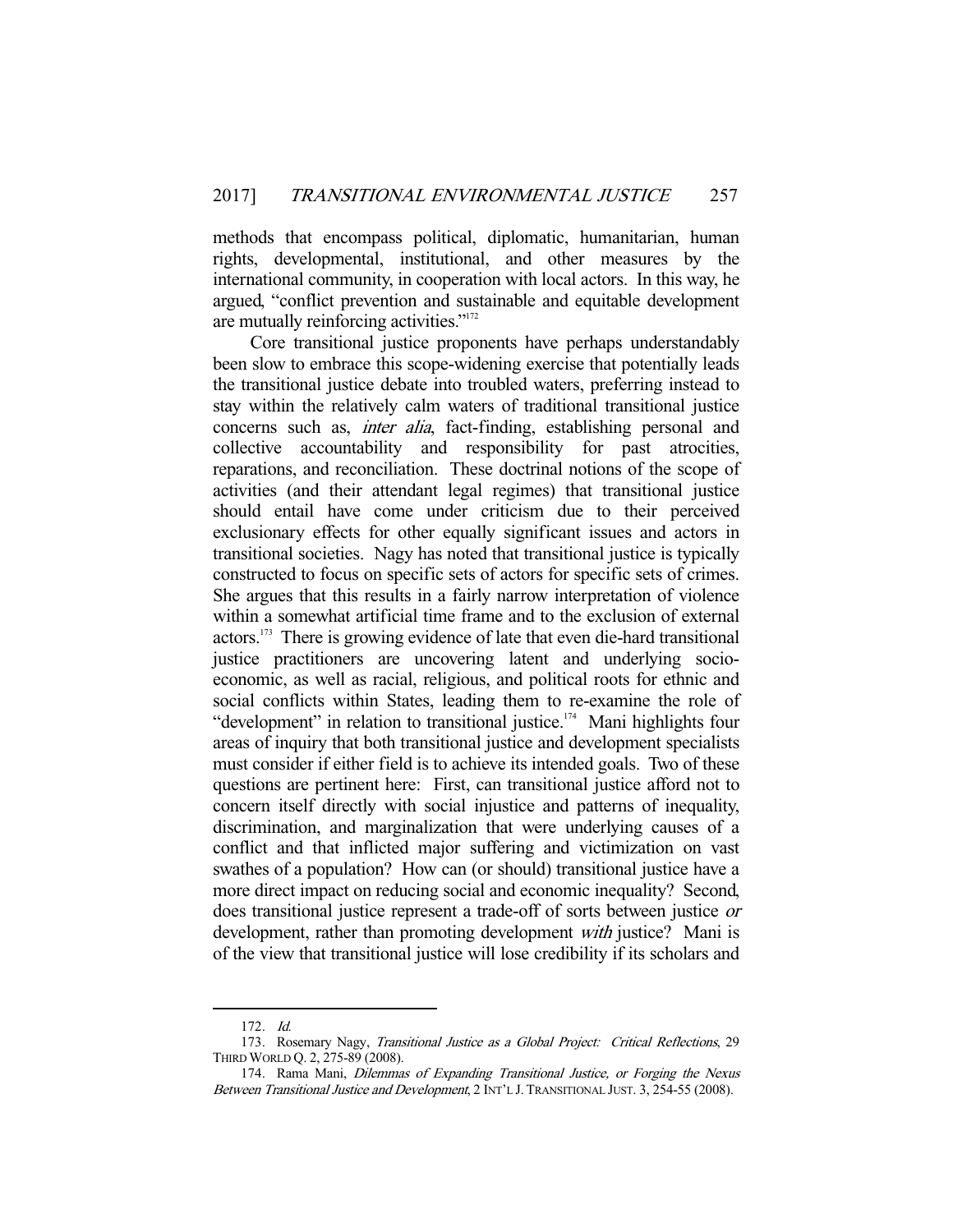methods that encompass political, diplomatic, humanitarian, human rights, developmental, institutional, and other measures by the international community, in cooperation with local actors. In this way, he argued, "conflict prevention and sustainable and equitable development are mutually reinforcing activities."[172]

Core transitional justice proponents have perhaps understandably been slow to embrace this scope-widening exercise that potentially leads the transitional justice debate into troubled waters, preferring instead to stay within the relatively calm waters of traditional transitional justice concerns such as, *inter alia*, fact-finding, establishing personal and collective accountability and responsibility for past atrocities, reparations, and reconciliation. These doctrinal notions of the scope of activities (and their attendant legal regimes) that transitional justice should entail have come under criticism due to their perceived exclusionary effects for other equally significant issues and actors in transitional societies. Nagy has noted that transitional justice is typically constructed to focus on specific sets of actors for specific sets of crimes. She argues that this results in a fairly narrow interpretation of violence within a somewhat artificial time frame and to the exclusion of external actors.[173] There is growing evidence of late that even die-hard transitional justice practitioners are uncovering latent and underlying socio-economic, as well as racial, religious, and political roots for ethnic and social conflicts within States, leading them to re-examine the role of "development" in relation to transitional justice.[174] Mani highlights four areas of inquiry that both transitional justice and development specialists must consider if either field is to achieve its intended goals. Two of these questions are pertinent here: First, can transitional justice afford not to concern itself directly with social injustice and patterns of inequality, discrimination, and marginalization that were underlying causes of a conflict and that inflicted major suffering and victimization on vast swathes of a population? How can (or should) transitional justice have a more direct impact on reducing social and economic inequality? Second, does transitional justice represent a trade-off of sorts between justice *or* development, rather than promoting development *with* justice? Mani is of the view that transitional justice will lose credibility if its scholars and

---

172. *Id.*

173. Rosemary Nagy, *Transitional Justice as a Global Project: Critical Reflections*, 29 THIRD WORLD Q. 2, 275-89 (2008).

174. Rama Mani, *Dilemmas of Expanding Transitional Justice, or Forging the Nexus Between Transitional Justice and Development*, 2 INT'L J. TRANSITIONAL JUST. 3, 254-55 (2008).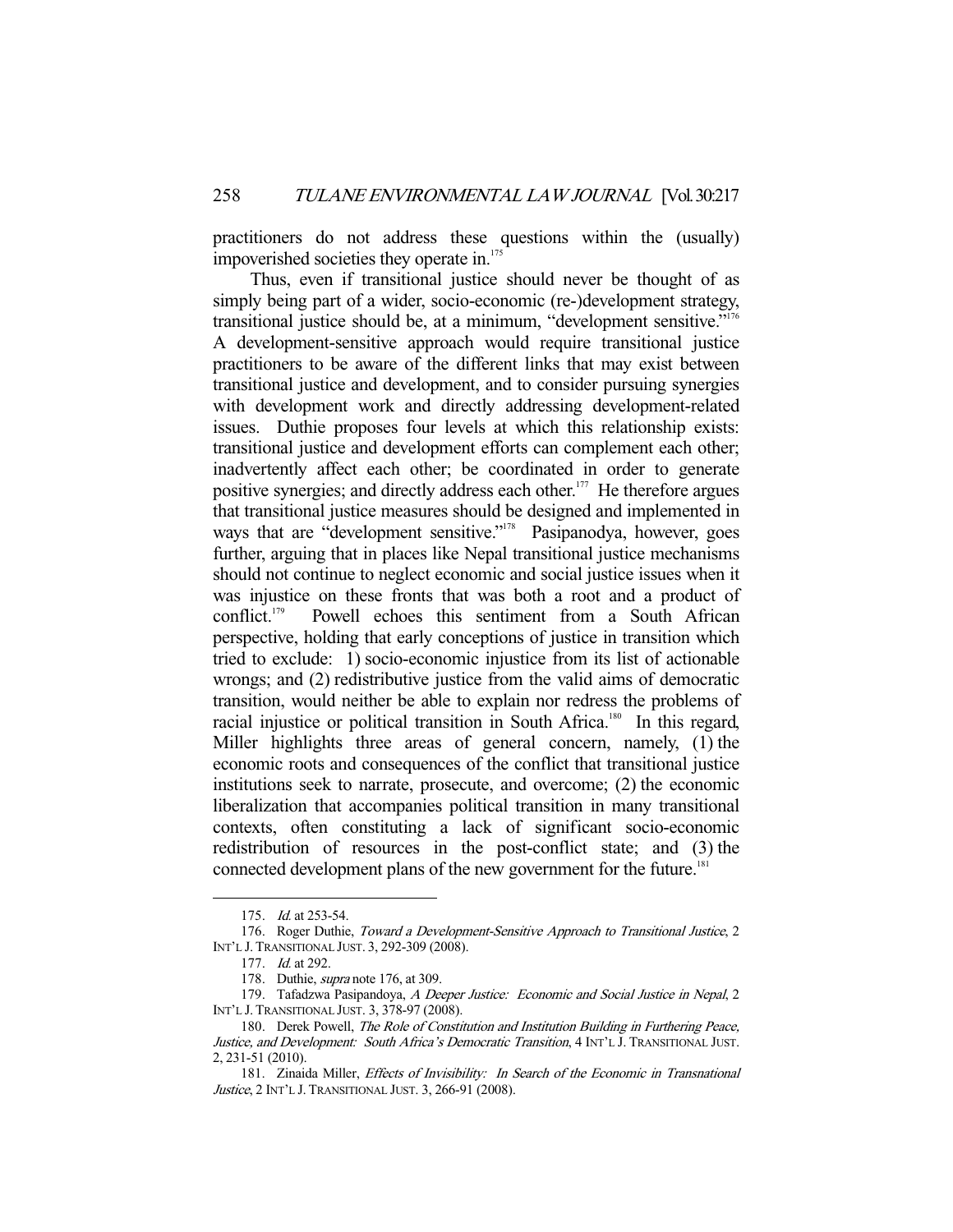practitioners do not address these questions within the (usually) impoverished societies they operate in.[175]

Thus, even if transitional justice should never be thought of as simply being part of a wider, socio-economic (re-)development strategy, transitional justice should be, at a minimum, "development sensitive."[176] A development-sensitive approach would require transitional justice practitioners to be aware of the different links that may exist between transitional justice and development, and to consider pursuing synergies with development work and directly addressing development-related issues. Duthie proposes four levels at which this relationship exists: transitional justice and development efforts can complement each other; inadvertently affect each other; be coordinated in order to generate positive synergies; and directly address each other.[177] He therefore argues that transitional justice measures should be designed and implemented in ways that are "development sensitive."[178] Pasipanodya, however, goes further, arguing that in places like Nepal transitional justice mechanisms should not continue to neglect economic and social justice issues when it was injustice on these fronts that was both a root and a product of conflict.[179] Powell echoes this sentiment from a South African perspective, holding that early conceptions of justice in transition which tried to exclude: 1) socio-economic injustice from its list of actionable wrongs; and (2) redistributive justice from the valid aims of democratic transition, would neither be able to explain nor redress the problems of racial injustice or political transition in South Africa.[180] In this regard, Miller highlights three areas of general concern, namely, (1) the economic roots and consequences of the conflict that transitional justice institutions seek to narrate, prosecute, and overcome; (2) the economic liberalization that accompanies political transition in many transitional contexts, often constituting a lack of significant socio-economic redistribution of resources in the post-conflict state; and (3) the connected development plans of the new government for the future.[181]

---

175. *Id.* at 253-54.

176. Roger Duthie, *Toward a Development-Sensitive Approach to Transitional Justice*, 2 INT'L J. TRANSITIONAL JUST. 3, 292-309 (2008).

177. *Id.* at 292.

178. Duthie, *supra* note 176, at 309.

179. Tafadzwa Pasipandoya, *A Deeper Justice: Economic and Social Justice in Nepal*, 2 INT'L J. TRANSITIONAL JUST. 3, 378-97 (2008).

180. Derek Powell, *The Role of Constitution and Institution Building in Furthering Peace, Justice, and Development: South Africa's Democratic Transition*, 4 INT'L J. TRANSITIONAL JUST. 2, 231-51 (2010).

181. Zinaida Miller, *Effects of Invisibility: In Search of the Economic in Transnational Justice*, 2 INT'L J. TRANSITIONAL JUST. 3, 266-91 (2008).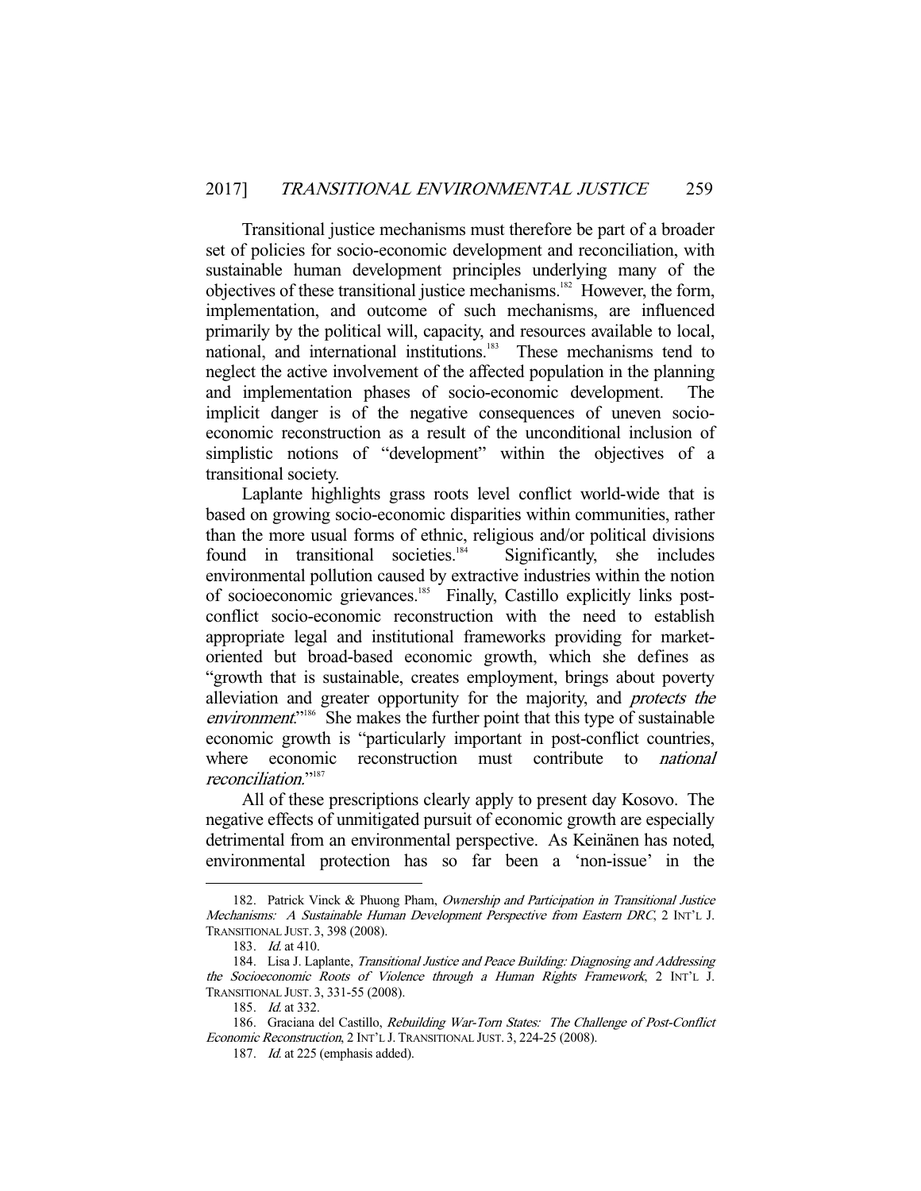Transitional justice mechanisms must therefore be part of a broader set of policies for socio-economic development and reconciliation, with sustainable human development principles underlying many of the objectives of these transitional justice mechanisms.[182] However, the form, implementation, and outcome of such mechanisms, are influenced primarily by the political will, capacity, and resources available to local, national, and international institutions.[183] These mechanisms tend to neglect the active involvement of the affected population in the planning and implementation phases of socio-economic development. The implicit danger is of the negative consequences of uneven socio-economic reconstruction as a result of the unconditional inclusion of simplistic notions of "development" within the objectives of a transitional society.

Laplante highlights grass roots level conflict world-wide that is based on growing socio-economic disparities within communities, rather than the more usual forms of ethnic, religious and/or political divisions found in transitional societies.[184] Significantly, she includes environmental pollution caused by extractive industries within the notion of socioeconomic grievances.[185] Finally, Castillo explicitly links post-conflict socio-economic reconstruction with the need to establish appropriate legal and institutional frameworks providing for market-oriented but broad-based economic growth, which she defines as "growth that is sustainable, creates employment, brings about poverty alleviation and greater opportunity for the majority, and *protects the environment*."[186] She makes the further point that this type of sustainable economic growth is "particularly important in post-conflict countries, where economic reconstruction must contribute to *national reconciliation*."[187]

All of these prescriptions clearly apply to present day Kosovo. The negative effects of unmitigated pursuit of economic growth are especially detrimental from an environmental perspective. As Keinänen has noted, environmental protection has so far been a 'non-issue' in the

---

182. Patrick Vinck & Phuong Pham, *Ownership and Participation in Transitional Justice Mechanisms: A Sustainable Human Development Perspective from Eastern DRC*, 2 INT'L J. TRANSITIONAL JUST. 3, 398 (2008).

183. *Id.* at 410.

184. Lisa J. Laplante, *Transitional Justice and Peace Building: Diagnosing and Addressing the Socioeconomic Roots of Violence through a Human Rights Framework*, 2 INT'L J. TRANSITIONAL JUST. 3, 331-55 (2008).

185. *Id.* at 332.

186. Graciana del Castillo, *Rebuilding War-Torn States: The Challenge of Post-Conflict Economic Reconstruction*, 2 INT'L J. TRANSITIONAL JUST. 3, 224-25 (2008).

187. *Id.* at 225 (emphasis added).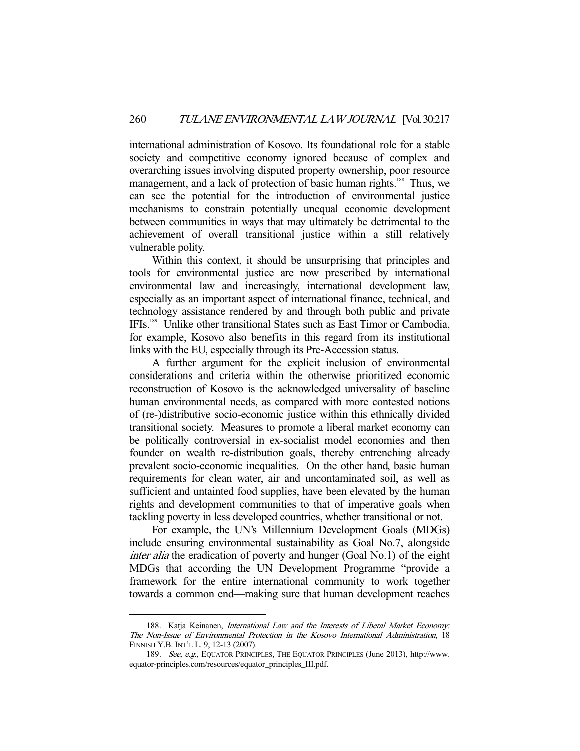international administration of Kosovo. Its foundational role for a stable society and competitive economy ignored because of complex and overarching issues involving disputed property ownership, poor resource management, and a lack of protection of basic human rights.[188] Thus, we can see the potential for the introduction of environmental justice mechanisms to constrain potentially unequal economic development between communities in ways that may ultimately be detrimental to the achievement of overall transitional justice within a still relatively vulnerable polity.

Within this context, it should be unsurprising that principles and tools for environmental justice are now prescribed by international environmental law and increasingly, international development law, especially as an important aspect of international finance, technical, and technology assistance rendered by and through both public and private IFIs.[189] Unlike other transitional States such as East Timor or Cambodia, for example, Kosovo also benefits in this regard from its institutional links with the EU, especially through its Pre-Accession status.

A further argument for the explicit inclusion of environmental considerations and criteria within the otherwise prioritized economic reconstruction of Kosovo is the acknowledged universality of baseline human environmental needs, as compared with more contested notions of (re-)distributive socio-economic justice within this ethnically divided transitional society. Measures to promote a liberal market economy can be politically controversial in ex-socialist model economies and then founder on wealth re-distribution goals, thereby entrenching already prevalent socio-economic inequalities. On the other hand, basic human requirements for clean water, air and uncontaminated soil, as well as sufficient and untainted food supplies, have been elevated by the human rights and development communities to that of imperative goals when tackling poverty in less developed countries, whether transitional or not.

For example, the UN's Millennium Development Goals (MDGs) include ensuring environmental sustainability as Goal No.7, alongside *inter alia* the eradication of poverty and hunger (Goal No.1) of the eight MDGs that according the UN Development Programme "provide a framework for the entire international community to work together towards a common end—making sure that human development reaches

---

188. Katja Keinanen, *International Law and the Interests of Liberal Market Economy: The Non-Issue of Environmental Protection in the Kosovo International Administration*, 18 FINNISH Y.B. INT'L L. 9, 12-13 (2007).

189. *See, e.g.*, EQUATOR PRINCIPLES, THE EQUATOR PRINCIPLES (June 2013), http://www.equator-principles.com/resources/equator_principles_III.pdf.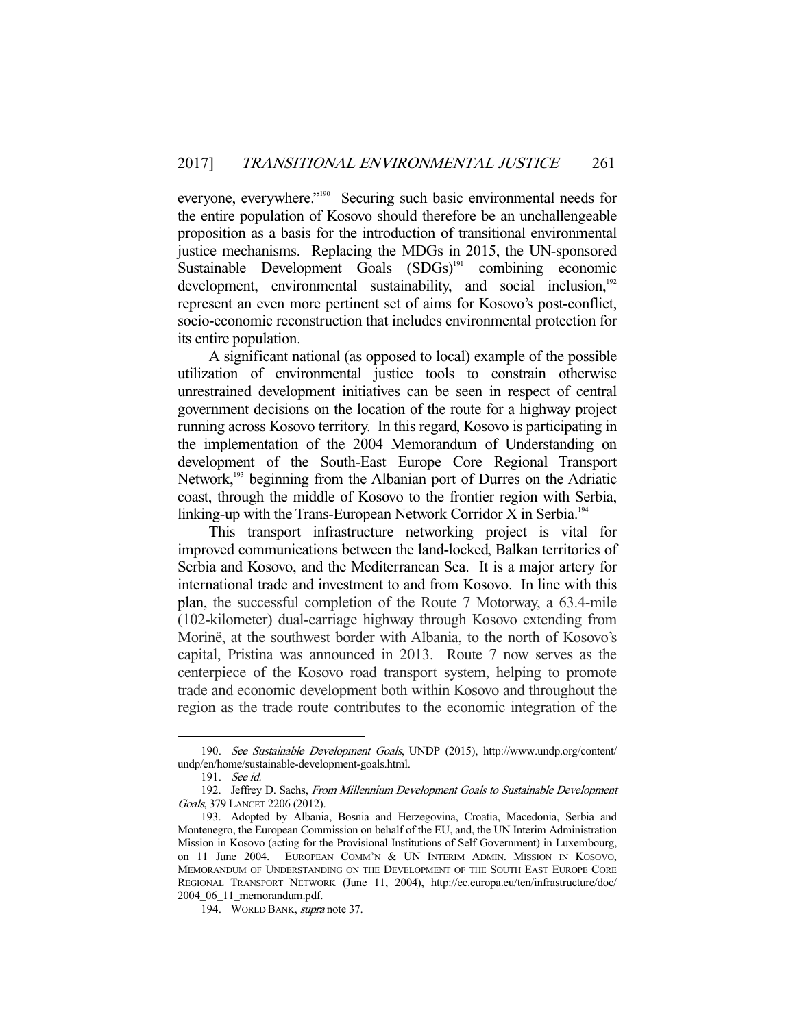everyone, everywhere."[190] Securing such basic environmental needs for the entire population of Kosovo should therefore be an unchallengeable proposition as a basis for the introduction of transitional environmental justice mechanisms. Replacing the MDGs in 2015, the UN-sponsored Sustainable Development Goals (SDGs)[191] combining economic development, environmental sustainability, and social inclusion,[192] represent an even more pertinent set of aims for Kosovo's post-conflict, socio-economic reconstruction that includes environmental protection for its entire population.

A significant national (as opposed to local) example of the possible utilization of environmental justice tools to constrain otherwise unrestrained development initiatives can be seen in respect of central government decisions on the location of the route for a highway project running across Kosovo territory. In this regard, Kosovo is participating in the implementation of the 2004 Memorandum of Understanding on development of the South-East Europe Core Regional Transport Network,[193] beginning from the Albanian port of Durres on the Adriatic coast, through the middle of Kosovo to the frontier region with Serbia, linking-up with the Trans-European Network Corridor X in Serbia.[194]

This transport infrastructure networking project is vital for improved communications between the land-locked, Balkan territories of Serbia and Kosovo, and the Mediterranean Sea. It is a major artery for international trade and investment to and from Kosovo. In line with this plan, the successful completion of the Route 7 Motorway, a 63.4-mile (102-kilometer) dual-carriage highway through Kosovo extending from Morinë, at the southwest border with Albania, to the north of Kosovo's capital, Pristina was announced in 2013. Route 7 now serves as the centerpiece of the Kosovo road transport system, helping to promote trade and economic development both within Kosovo and throughout the region as the trade route contributes to the economic integration of the

---

190. *See Sustainable Development Goals*, UNDP (2015), http://www.undp.org/content/undp/en/home/sustainable-development-goals.html.

191. *See id.*

192. Jeffrey D. Sachs, *From Millennium Development Goals to Sustainable Development Goals*, 379 LANCET 2206 (2012).

193. Adopted by Albania, Bosnia and Herzegovina, Croatia, Macedonia, Serbia and Montenegro, the European Commission on behalf of the EU, and, the UN Interim Administration Mission in Kosovo (acting for the Provisional Institutions of Self Government) in Luxembourg, on 11 June 2004. EUROPEAN COMM'N & UN INTERIM ADMIN. MISSION IN KOSOVO, MEMORANDUM OF UNDERSTANDING ON THE DEVELOPMENT OF THE SOUTH EAST EUROPE CORE REGIONAL TRANSPORT NETWORK (June 11, 2004), http://ec.europa.eu/ten/infrastructure/doc/2004_06_11_memorandum.pdf.

194. WORLD BANK, *supra* note 37.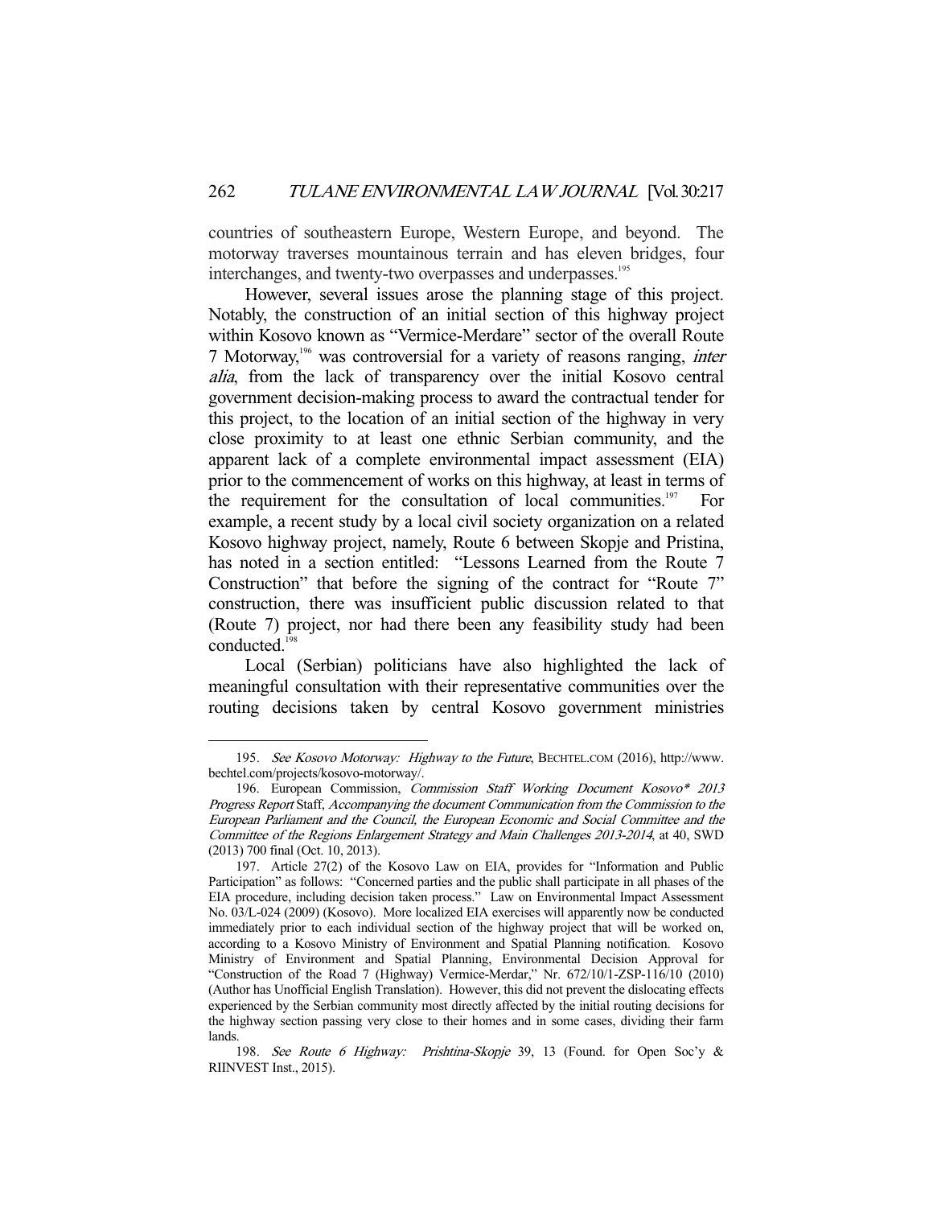countries of southeastern Europe, Western Europe, and beyond. The motorway traverses mountainous terrain and has eleven bridges, four interchanges, and twenty-two overpasses and underpasses.[195]

However, several issues arose the planning stage of this project. Notably, the construction of an initial section of this highway project within Kosovo known as "Vermice-Merdare" sector of the overall Route 7 Motorway,[196] was controversial for a variety of reasons ranging, *inter alia*, from the lack of transparency over the initial Kosovo central government decision-making process to award the contractual tender for this project, to the location of an initial section of the highway in very close proximity to at least one ethnic Serbian community, and the apparent lack of a complete environmental impact assessment (EIA) prior to the commencement of works on this highway, at least in terms of the requirement for the consultation of local communities.[197] For example, a recent study by a local civil society organization on a related Kosovo highway project, namely, Route 6 between Skopje and Pristina, has noted in a section entitled: "Lessons Learned from the Route 7 Construction" that before the signing of the contract for "Route 7" construction, there was insufficient public discussion related to that (Route 7) project, nor had there been any feasibility study had been conducted.[198]

Local (Serbian) politicians have also highlighted the lack of meaningful consultation with their representative communities over the routing decisions taken by central Kosovo government ministries

---

195. *See Kosovo Motorway: Highway to the Future*, BECHTEL.COM (2016), http://www.bechtel.com/projects/kosovo-motorway/.

196. European Commission, *Commission Staff Working Document Kosovo\* 2013 Progress Report* Staff, *Accompanying the document Communication from the Commission to the European Parliament and the Council, the European Economic and Social Committee and the Committee of the Regions Enlargement Strategy and Main Challenges 2013-2014*, at 40, SWD (2013) 700 final (Oct. 10, 2013).

197. Article 27(2) of the Kosovo Law on EIA, provides for "Information and Public Participation" as follows: "Concerned parties and the public shall participate in all phases of the EIA procedure, including decision taken process." Law on Environmental Impact Assessment No. 03/L-024 (2009) (Kosovo). More localized EIA exercises will apparently now be conducted immediately prior to each individual section of the highway project that will be worked on, according to a Kosovo Ministry of Environment and Spatial Planning notification. Kosovo Ministry of Environment and Spatial Planning, Environmental Decision Approval for "Construction of the Road 7 (Highway) Vermice-Merdar," Nr. 672/10/1-ZSP-116/10 (2010) (Author has Unofficial English Translation). However, this did not prevent the dislocating effects experienced by the Serbian community most directly affected by the initial routing decisions for the highway section passing very close to their homes and in some cases, dividing their farm lands.

198. *See Route 6 Highway: Prishtina-Skopje* 39, 13 (Found. for Open Soc'y & RIINVEST Inst., 2015).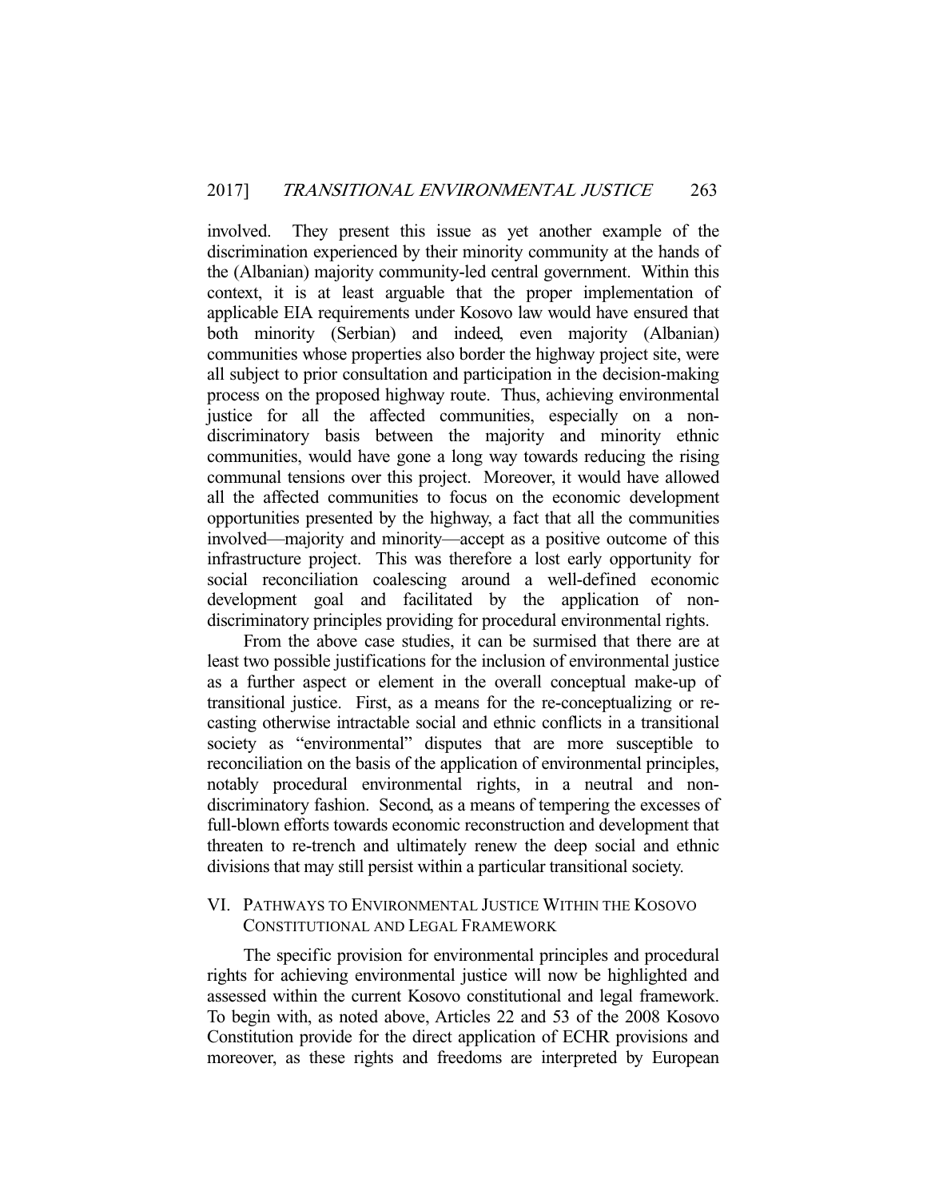involved. They present this issue as yet another example of the discrimination experienced by their minority community at the hands of the (Albanian) majority community-led central government. Within this context, it is at least arguable that the proper implementation of applicable EIA requirements under Kosovo law would have ensured that both minority (Serbian) and indeed, even majority (Albanian) communities whose properties also border the highway project site, were all subject to prior consultation and participation in the decision-making process on the proposed highway route. Thus, achieving environmental justice for all the affected communities, especially on a non-discriminatory basis between the majority and minority ethnic communities, would have gone a long way towards reducing the rising communal tensions over this project. Moreover, it would have allowed all the affected communities to focus on the economic development opportunities presented by the highway, a fact that all the communities involved—majority and minority—accept as a positive outcome of this infrastructure project. This was therefore a lost early opportunity for social reconciliation coalescing around a well-defined economic development goal and facilitated by the application of non-discriminatory principles providing for procedural environmental rights.

From the above case studies, it can be surmised that there are at least two possible justifications for the inclusion of environmental justice as a further aspect or element in the overall conceptual make-up of transitional justice. First, as a means for the re-conceptualizing or re-casting otherwise intractable social and ethnic conflicts in a transitional society as "environmental" disputes that are more susceptible to reconciliation on the basis of the application of environmental principles, notably procedural environmental rights, in a neutral and non-discriminatory fashion. Second, as a means of tempering the excesses of full-blown efforts towards economic reconstruction and development that threaten to re-trench and ultimately renew the deep social and ethnic divisions that may still persist within a particular transitional society.

## VI. Pathways to Environmental Justice Within the Kosovo Constitutional and Legal Framework

The specific provision for environmental principles and procedural rights for achieving environmental justice will now be highlighted and assessed within the current Kosovo constitutional and legal framework. To begin with, as noted above, Articles 22 and 53 of the 2008 Kosovo Constitution provide for the direct application of ECHR provisions and moreover, as these rights and freedoms are interpreted by European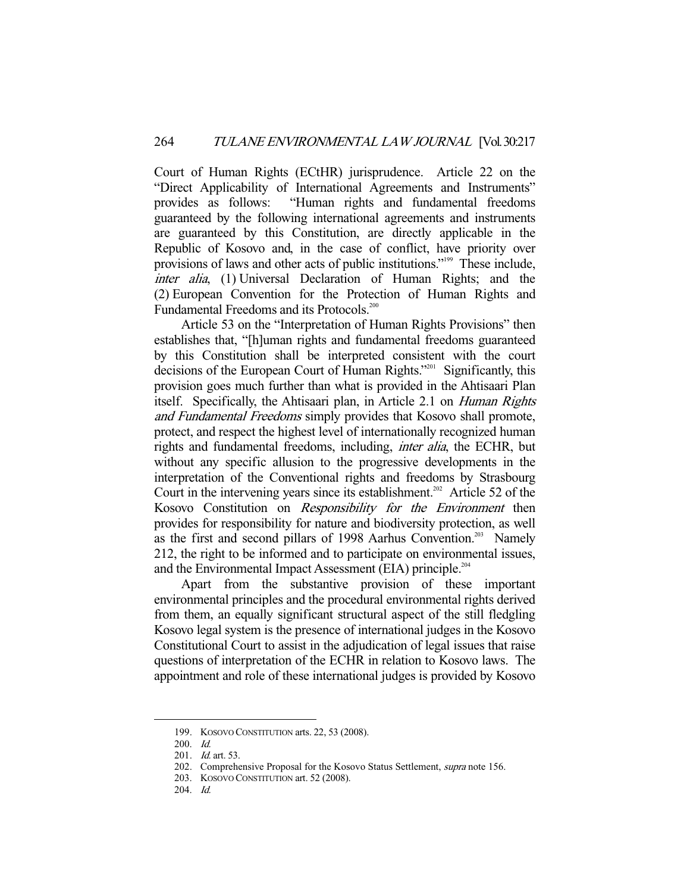Court of Human Rights (ECtHR) jurisprudence. Article 22 on the "Direct Applicability of International Agreements and Instruments" provides as follows: "Human rights and fundamental freedoms guaranteed by the following international agreements and instruments are guaranteed by this Constitution, are directly applicable in the Republic of Kosovo and, in the case of conflict, have priority over provisions of laws and other acts of public institutions."[199] These include, *inter alia*, (1) Universal Declaration of Human Rights; and the (2) European Convention for the Protection of Human Rights and Fundamental Freedoms and its Protocols.[200]

Article 53 on the "Interpretation of Human Rights Provisions" then establishes that, "[h]uman rights and fundamental freedoms guaranteed by this Constitution shall be interpreted consistent with the court decisions of the European Court of Human Rights."[201] Significantly, this provision goes much further than what is provided in the Ahtisaari Plan itself. Specifically, the Ahtisaari plan, in Article 2.1 on *Human Rights and Fundamental Freedoms* simply provides that Kosovo shall promote, protect, and respect the highest level of internationally recognized human rights and fundamental freedoms, including, *inter alia*, the ECHR, but without any specific allusion to the progressive developments in the interpretation of the Conventional rights and freedoms by Strasbourg Court in the intervening years since its establishment.[202] Article 52 of the Kosovo Constitution on *Responsibility for the Environment* then provides for responsibility for nature and biodiversity protection, as well as the first and second pillars of 1998 Aarhus Convention.[203] Namely 212, the right to be informed and to participate on environmental issues, and the Environmental Impact Assessment (EIA) principle.[204]

Apart from the substantive provision of these important environmental principles and the procedural environmental rights derived from them, an equally significant structural aspect of the still fledgling Kosovo legal system is the presence of international judges in the Kosovo Constitutional Court to assist in the adjudication of legal issues that raise questions of interpretation of the ECHR in relation to Kosovo laws. The appointment and role of these international judges is provided by Kosovo

---

199. KOSOVO CONSTITUTION arts. 22, 53 (2008).

200. *Id.*

201. *Id.* art. 53.

202. Comprehensive Proposal for the Kosovo Status Settlement, *supra* note 156.

203. KOSOVO CONSTITUTION art. 52 (2008).

204. *Id.*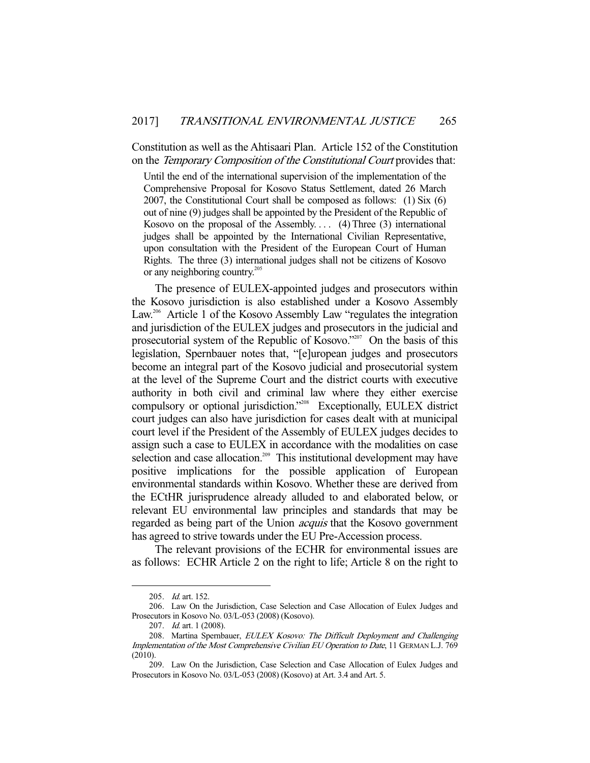Constitution as well as the Ahtisaari Plan. Article 152 of the Constitution on the *Temporary Composition of the Constitutional Court* provides that:

> Until the end of the international supervision of the implementation of the Comprehensive Proposal for Kosovo Status Settlement, dated 26 March 2007, the Constitutional Court shall be composed as follows: (1) Six (6) out of nine (9) judges shall be appointed by the President of the Republic of Kosovo on the proposal of the Assembly. . . . (4) Three (3) international judges shall be appointed by the International Civilian Representative, upon consultation with the President of the European Court of Human Rights. The three (3) international judges shall not be citizens of Kosovo or any neighboring country.[205]

The presence of EULEX-appointed judges and prosecutors within the Kosovo jurisdiction is also established under a Kosovo Assembly Law.[206] Article 1 of the Kosovo Assembly Law "regulates the integration and jurisdiction of the EULEX judges and prosecutors in the judicial and prosecutorial system of the Republic of Kosovo."[207] On the basis of this legislation, Spernbauer notes that, "[e]uropean judges and prosecutors become an integral part of the Kosovo judicial and prosecutorial system at the level of the Supreme Court and the district courts with executive authority in both civil and criminal law where they either exercise compulsory or optional jurisdiction."[208] Exceptionally, EULEX district court judges can also have jurisdiction for cases dealt with at municipal court level if the President of the Assembly of EULEX judges decides to assign such a case to EULEX in accordance with the modalities on case selection and case allocation.[209] This institutional development may have positive implications for the possible application of European environmental standards within Kosovo. Whether these are derived from the ECtHR jurisprudence already alluded to and elaborated below, or relevant EU environmental law principles and standards that may be regarded as being part of the Union *acquis* that the Kosovo government has agreed to strive towards under the EU Pre-Accession process.

The relevant provisions of the ECHR for environmental issues are as follows: ECHR Article 2 on the right to life; Article 8 on the right to

---

205. *Id.* art. 152.

206. Law On the Jurisdiction, Case Selection and Case Allocation of Eulex Judges and Prosecutors in Kosovo No. 03/L-053 (2008) (Kosovo).

207. *Id.* art. 1 (2008).

208. Martina Spernbauer, *EULEX Kosovo: The Difficult Deployment and Challenging Implementation of the Most Comprehensive Civilian EU Operation to Date*, 11 GERMAN L.J. 769 (2010).

209. Law On the Jurisdiction, Case Selection and Case Allocation of Eulex Judges and Prosecutors in Kosovo No. 03/L-053 (2008) (Kosovo) at Art. 3.4 and Art. 5.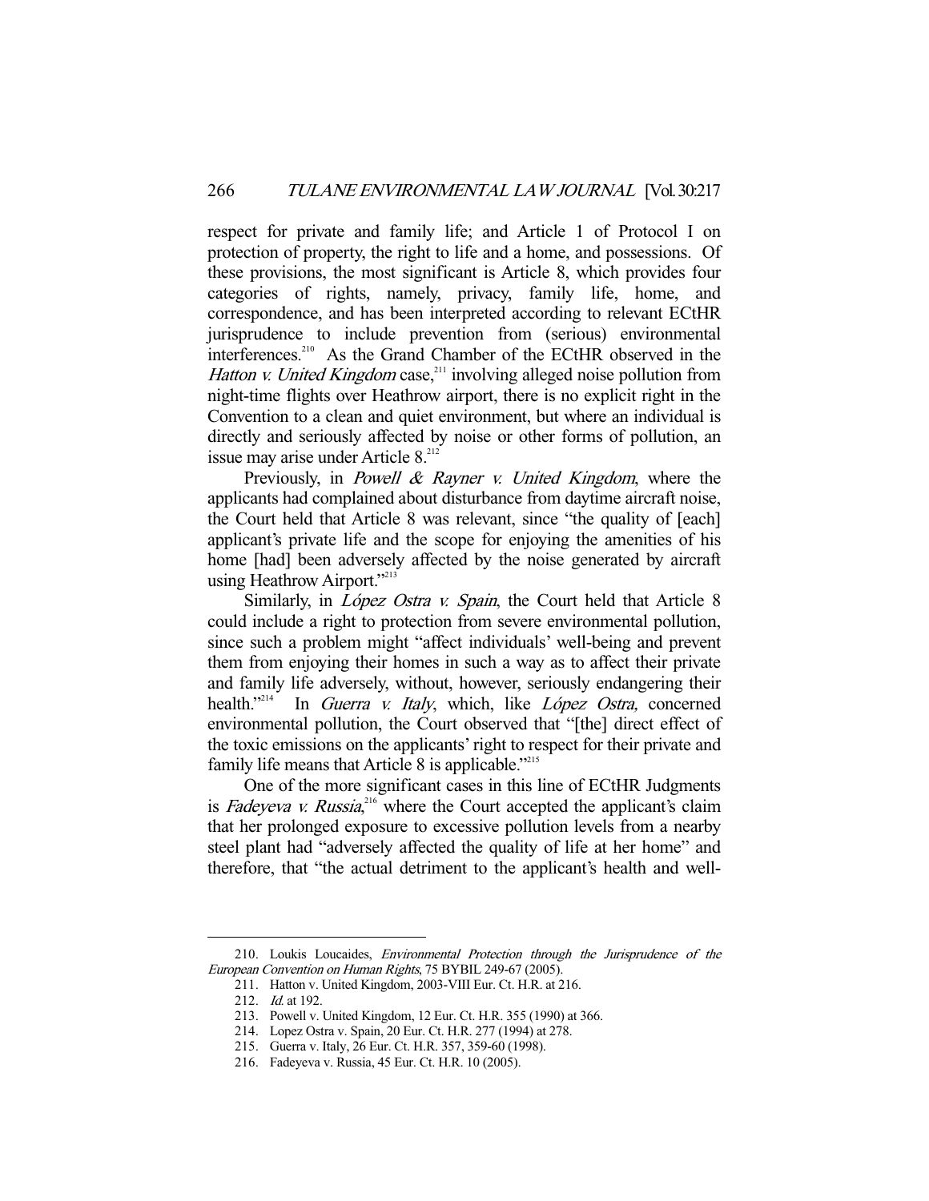respect for private and family life; and Article 1 of Protocol I on protection of property, the right to life and a home, and possessions. Of these provisions, the most significant is Article 8, which provides four categories of rights, namely, privacy, family life, home, and correspondence, and has been interpreted according to relevant ECtHR jurisprudence to include prevention from (serious) environmental interferences.[210] As the Grand Chamber of the ECtHR observed in the *Hatton v. United Kingdom* case,[211] involving alleged noise pollution from night-time flights over Heathrow airport, there is no explicit right in the Convention to a clean and quiet environment, but where an individual is directly and seriously affected by noise or other forms of pollution, an issue may arise under Article 8.[212]

Previously, in *Powell & Rayner v. United Kingdom*, where the applicants had complained about disturbance from daytime aircraft noise, the Court held that Article 8 was relevant, since "the quality of [each] applicant's private life and the scope for enjoying the amenities of his home [had] been adversely affected by the noise generated by aircraft using Heathrow Airport."[213]

Similarly, in *López Ostra v. Spain*, the Court held that Article 8 could include a right to protection from severe environmental pollution, since such a problem might "affect individuals' well-being and prevent them from enjoying their homes in such a way as to affect their private and family life adversely, without, however, seriously endangering their health."[214] In *Guerra v. Italy*, which, like *López Ostra,* concerned environmental pollution, the Court observed that "[the] direct effect of the toxic emissions on the applicants' right to respect for their private and family life means that Article 8 is applicable."[215]

One of the more significant cases in this line of ECtHR Judgments is *Fadeyeva v. Russia*,[216] where the Court accepted the applicant's claim that her prolonged exposure to excessive pollution levels from a nearby steel plant had "adversely affected the quality of life at her home" and therefore, that "the actual detriment to the applicant's health and well-

---

210. Loukis Loucaides, *Environmental Protection through the Jurisprudence of the European Convention on Human Rights*, 75 BYBIL 249-67 (2005).

211. Hatton v. United Kingdom, 2003-VIII Eur. Ct. H.R. at 216.

212. *Id.* at 192.

213. Powell v. United Kingdom, 12 Eur. Ct. H.R. 355 (1990) at 366.

214. Lopez Ostra v. Spain, 20 Eur. Ct. H.R. 277 (1994) at 278.

215. Guerra v. Italy, 26 Eur. Ct. H.R. 357, 359-60 (1998).

216. Fadeyeva v. Russia, 45 Eur. Ct. H.R. 10 (2005).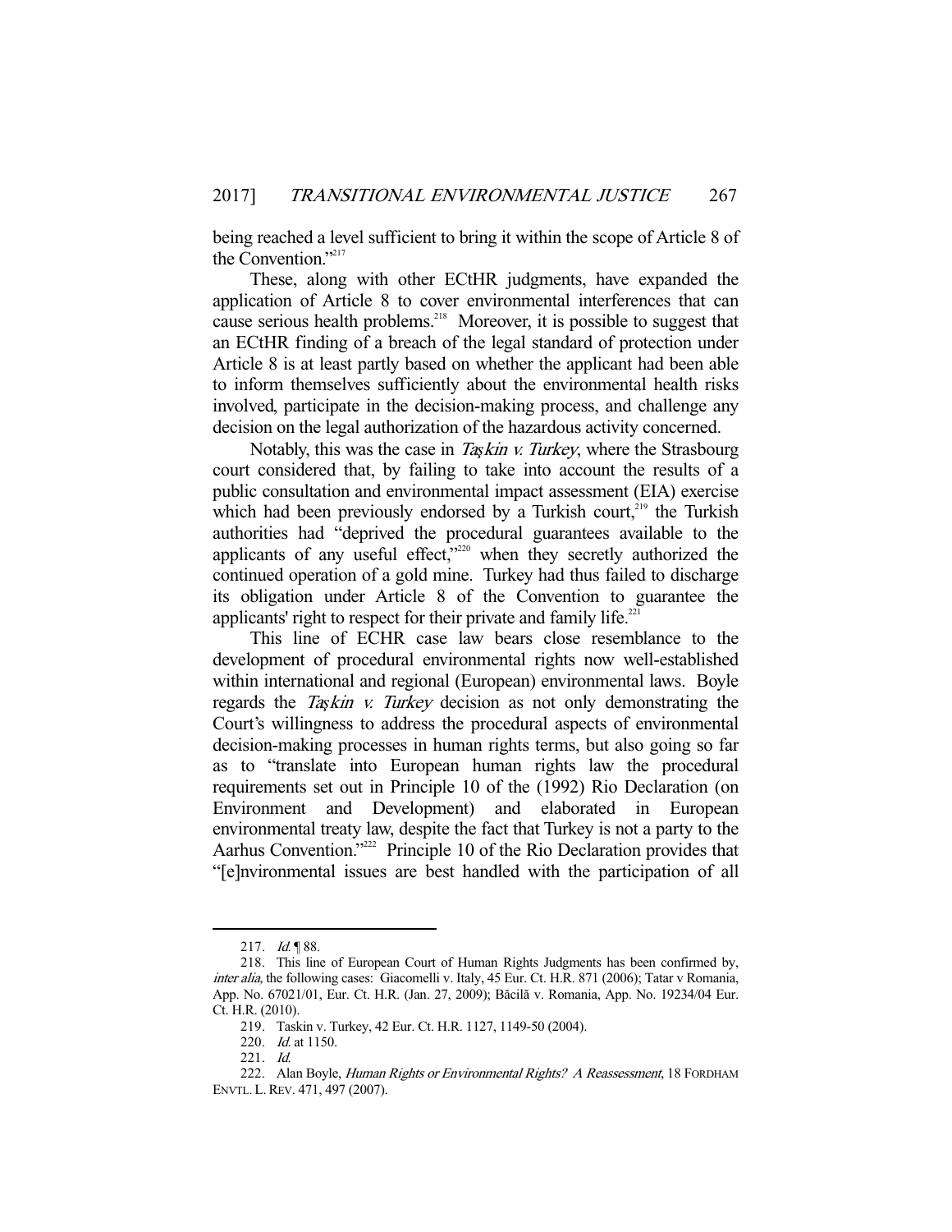being reached a level sufficient to bring it within the scope of Article 8 of the Convention."[217]

These, along with other ECtHR judgments, have expanded the application of Article 8 to cover environmental interferences that can cause serious health problems.[218] Moreover, it is possible to suggest that an ECtHR finding of a breach of the legal standard of protection under Article 8 is at least partly based on whether the applicant had been able to inform themselves sufficiently about the environmental health risks involved, participate in the decision-making process, and challenge any decision on the legal authorization of the hazardous activity concerned.

Notably, this was the case in *Taşkin v. Turkey*, where the Strasbourg court considered that, by failing to take into account the results of a public consultation and environmental impact assessment (EIA) exercise which had been previously endorsed by a Turkish court,[219] the Turkish authorities had "deprived the procedural guarantees available to the applicants of any useful effect,"[220] when they secretly authorized the continued operation of a gold mine. Turkey had thus failed to discharge its obligation under Article 8 of the Convention to guarantee the applicants' right to respect for their private and family life.[221]

This line of ECHR case law bears close resemblance to the development of procedural environmental rights now well-established within international and regional (European) environmental laws. Boyle regards the *Taşkin v. Turkey* decision as not only demonstrating the Court's willingness to address the procedural aspects of environmental decision-making processes in human rights terms, but also going so far as to "translate into European human rights law the procedural requirements set out in Principle 10 of the (1992) Rio Declaration (on Environment and Development) and elaborated in European environmental treaty law, despite the fact that Turkey is not a party to the Aarhus Convention."[222] Principle 10 of the Rio Declaration provides that "[e]nvironmental issues are best handled with the participation of all

---

217. *Id.* ¶ 88.

218. This line of European Court of Human Rights Judgments has been confirmed by, *inter alia*, the following cases: Giacomelli v. Italy, 45 Eur. Ct. H.R. 871 (2006); Tatar v Romania, App. No. 67021/01, Eur. Ct. H.R. (Jan. 27, 2009); Băcilă v. Romania, App. No. 19234/04 Eur. Ct. H.R. (2010).

219. Taskin v. Turkey, 42 Eur. Ct. H.R. 1127, 1149-50 (2004).

220. *Id.* at 1150.

221. *Id.*

222. Alan Boyle, *Human Rights or Environmental Rights? A Reassessment*, 18 FORDHAM ENVTL. L. REV. 471, 497 (2007).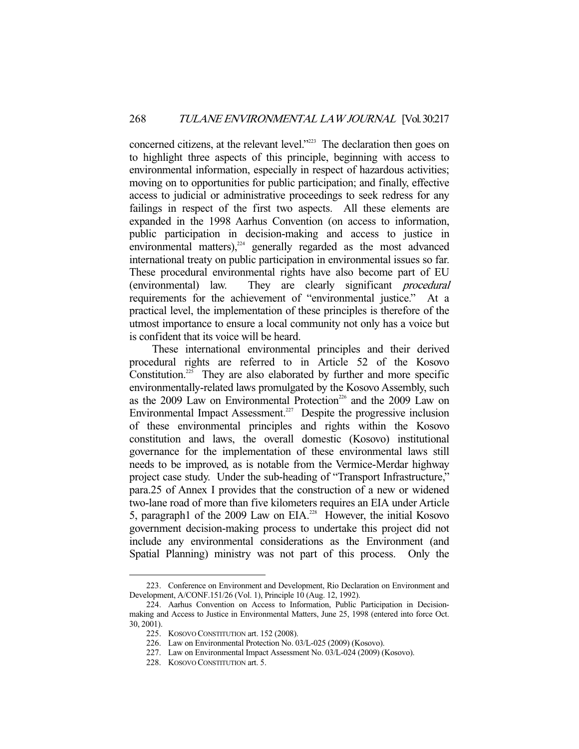concerned citizens, at the relevant level."[223] The declaration then goes on to highlight three aspects of this principle, beginning with access to environmental information, especially in respect of hazardous activities; moving on to opportunities for public participation; and finally, effective access to judicial or administrative proceedings to seek redress for any failings in respect of the first two aspects. All these elements are expanded in the 1998 Aarhus Convention (on access to information, public participation in decision-making and access to justice in environmental matters),[224] generally regarded as the most advanced international treaty on public participation in environmental issues so far. These procedural environmental rights have also become part of EU (environmental) law. They are clearly significant *procedural* requirements for the achievement of "environmental justice." At a practical level, the implementation of these principles is therefore of the utmost importance to ensure a local community not only has a voice but is confident that its voice will be heard.

These international environmental principles and their derived procedural rights are referred to in Article 52 of the Kosovo Constitution.[225] They are also elaborated by further and more specific environmentally-related laws promulgated by the Kosovo Assembly, such as the 2009 Law on Environmental Protection[226] and the 2009 Law on Environmental Impact Assessment.[227] Despite the progressive inclusion of these environmental principles and rights within the Kosovo constitution and laws, the overall domestic (Kosovo) institutional governance for the implementation of these environmental laws still needs to be improved, as is notable from the Vermice-Merdar highway project case study. Under the sub-heading of "Transport Infrastructure," para.25 of Annex I provides that the construction of a new or widened two-lane road of more than five kilometers requires an EIA under Article 5, paragraph1 of the 2009 Law on EIA.[228] However, the initial Kosovo government decision-making process to undertake this project did not include any environmental considerations as the Environment (and Spatial Planning) ministry was not part of this process. Only the

---

223. Conference on Environment and Development, Rio Declaration on Environment and Development, A/CONF.151/26 (Vol. 1), Principle 10 (Aug. 12, 1992).

224. Aarhus Convention on Access to Information, Public Participation in Decision-making and Access to Justice in Environmental Matters, June 25, 1998 (entered into force Oct. 30, 2001).

225. KOSOVO CONSTITUTION art. 152 (2008).

226. Law on Environmental Protection No. 03/L-025 (2009) (Kosovo).

227. Law on Environmental Impact Assessment No. 03/L-024 (2009) (Kosovo).

228. KOSOVO CONSTITUTION art. 5.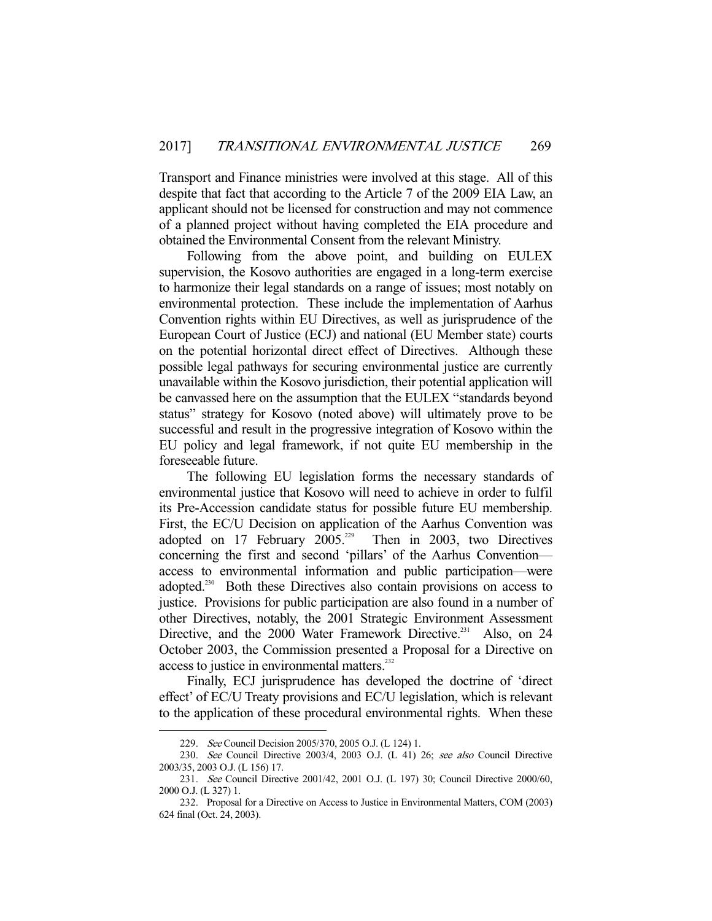Transport and Finance ministries were involved at this stage. All of this despite that fact that according to the Article 7 of the 2009 EIA Law, an applicant should not be licensed for construction and may not commence of a planned project without having completed the EIA procedure and obtained the Environmental Consent from the relevant Ministry.

Following from the above point, and building on EULEX supervision, the Kosovo authorities are engaged in a long-term exercise to harmonize their legal standards on a range of issues; most notably on environmental protection. These include the implementation of Aarhus Convention rights within EU Directives, as well as jurisprudence of the European Court of Justice (ECJ) and national (EU Member state) courts on the potential horizontal direct effect of Directives. Although these possible legal pathways for securing environmental justice are currently unavailable within the Kosovo jurisdiction, their potential application will be canvassed here on the assumption that the EULEX "standards beyond status" strategy for Kosovo (noted above) will ultimately prove to be successful and result in the progressive integration of Kosovo within the EU policy and legal framework, if not quite EU membership in the foreseeable future.

The following EU legislation forms the necessary standards of environmental justice that Kosovo will need to achieve in order to fulfil its Pre-Accession candidate status for possible future EU membership. First, the EC/U Decision on application of the Aarhus Convention was adopted on 17 February 2005.[229] Then in 2003, two Directives concerning the first and second 'pillars' of the Aarhus Convention—access to environmental information and public participation—were adopted.[230] Both these Directives also contain provisions on access to justice. Provisions for public participation are also found in a number of other Directives, notably, the 2001 Strategic Environment Assessment Directive, and the 2000 Water Framework Directive.[231] Also, on 24 October 2003, the Commission presented a Proposal for a Directive on access to justice in environmental matters.[232]

Finally, ECJ jurisprudence has developed the doctrine of 'direct effect' of EC/U Treaty provisions and EC/U legislation, which is relevant to the application of these procedural environmental rights. When these

229. *See* Council Decision 2005/370, 2005 O.J. (L 124) 1.

230. *See* Council Directive 2003/4, 2003 O.J. (L 41) 26; *see also* Council Directive 2003/35, 2003 O.J. (L 156) 17.

231. *See* Council Directive 2001/42, 2001 O.J. (L 197) 30; Council Directive 2000/60, 2000 O.J. (L 327) 1.

232. Proposal for a Directive on Access to Justice in Environmental Matters, COM (2003) 624 final (Oct. 24, 2003).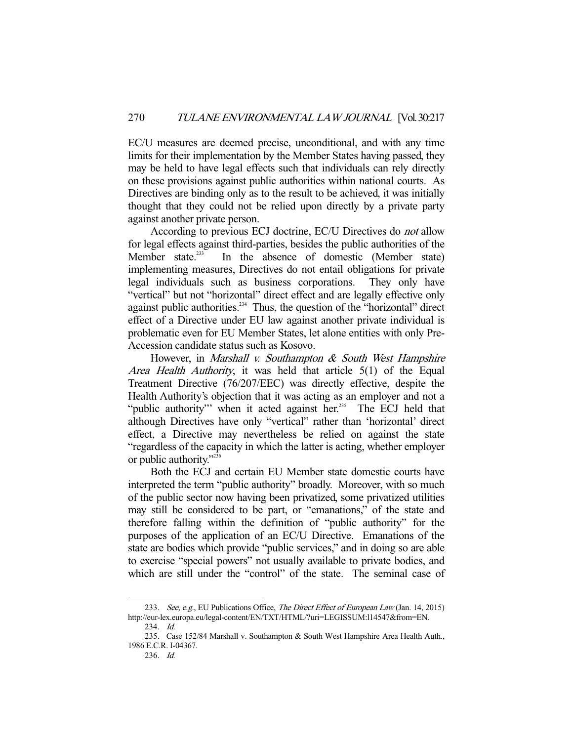EC/U measures are deemed precise, unconditional, and with any time limits for their implementation by the Member States having passed, they may be held to have legal effects such that individuals can rely directly on these provisions against public authorities within national courts. As Directives are binding only as to the result to be achieved, it was initially thought that they could not be relied upon directly by a private party against another private person.

According to previous ECJ doctrine, EC/U Directives do *not* allow for legal effects against third-parties, besides the public authorities of the Member state.[233] In the absence of domestic (Member state) implementing measures, Directives do not entail obligations for private legal individuals such as business corporations. They only have "vertical" but not "horizontal" direct effect and are legally effective only against public authorities.[234] Thus, the question of the "horizontal" direct effect of a Directive under EU law against another private individual is problematic even for EU Member States, let alone entities with only Pre-Accession candidate status such as Kosovo.

However, in *Marshall v. Southampton & South West Hampshire Area Health Authority*, it was held that article 5(1) of the Equal Treatment Directive (76/207/EEC) was directly effective, despite the Health Authority's objection that it was acting as an employer and not a "public authority"' when it acted against her.[235] The ECJ held that although Directives have only "vertical" rather than 'horizontal' direct effect, a Directive may nevertheless be relied on against the state "regardless of the capacity in which the latter is acting, whether employer or public authority."[236]

Both the ECJ and certain EU Member state domestic courts have interpreted the term "public authority" broadly. Moreover, with so much of the public sector now having been privatized, some privatized utilities may still be considered to be part, or "emanations," of the state and therefore falling within the definition of "public authority" for the purposes of the application of an EC/U Directive. Emanations of the state are bodies which provide "public services," and in doing so are able to exercise "special powers" not usually available to private bodies, and which are still under the "control" of the state. The seminal case of

---

233. *See, e.g.*, EU Publications Office, *The Direct Effect of European Law* (Jan. 14, 2015) http://eur-lex.europa.eu/legal-content/EN/TXT/HTML/?uri=LEGISSUM:l14547&from=EN.

234. *Id.*

235. Case 152/84 Marshall v. Southampton & South West Hampshire Area Health Auth., 1986 E.C.R. I-04367.

236. *Id.*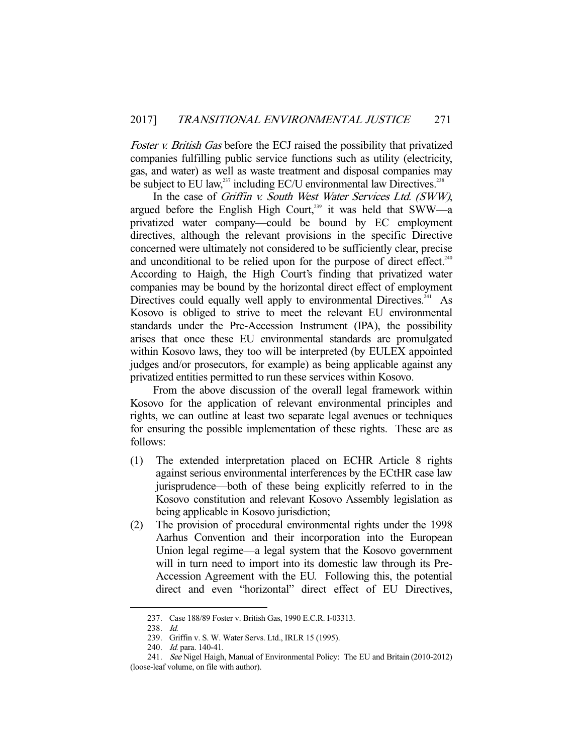*Foster v. British Gas* before the ECJ raised the possibility that privatized companies fulfilling public service functions such as utility (electricity, gas, and water) as well as waste treatment and disposal companies may be subject to EU law,[237] including EC/U environmental law Directives.[238]

In the case of *Griffin v. South West Water Services Ltd. (SWW)*, argued before the English High Court,[239] it was held that SWW—a privatized water company—could be bound by EC employment directives, although the relevant provisions in the specific Directive concerned were ultimately not considered to be sufficiently clear, precise and unconditional to be relied upon for the purpose of direct effect.[240] According to Haigh, the High Court's finding that privatized water companies may be bound by the horizontal direct effect of employment Directives could equally well apply to environmental Directives.[241] As Kosovo is obliged to strive to meet the relevant EU environmental standards under the Pre-Accession Instrument (IPA), the possibility arises that once these EU environmental standards are promulgated within Kosovo laws, they too will be interpreted (by EULEX appointed judges and/or prosecutors, for example) as being applicable against any privatized entities permitted to run these services within Kosovo.

From the above discussion of the overall legal framework within Kosovo for the application of relevant environmental principles and rights, we can outline at least two separate legal avenues or techniques for ensuring the possible implementation of these rights. These are as follows:

(1) The extended interpretation placed on ECHR Article 8 rights against serious environmental interferences by the ECtHR case law jurisprudence—both of these being explicitly referred to in the Kosovo constitution and relevant Kosovo Assembly legislation as being applicable in Kosovo jurisdiction;

(2) The provision of procedural environmental rights under the 1998 Aarhus Convention and their incorporation into the European Union legal regime—a legal system that the Kosovo government will in turn need to import into its domestic law through its Pre-Accession Agreement with the EU. Following this, the potential direct and even "horizontal" direct effect of EU Directives,

---

237. Case 188/89 Foster v. British Gas, 1990 E.C.R. I-03313.

238. *Id.*

239. Griffin v. S. W. Water Servs. Ltd., IRLR 15 (1995).

240. *Id.* para. 140-41.

241. *See* Nigel Haigh, Manual of Environmental Policy: The EU and Britain (2010-2012) (loose-leaf volume, on file with author).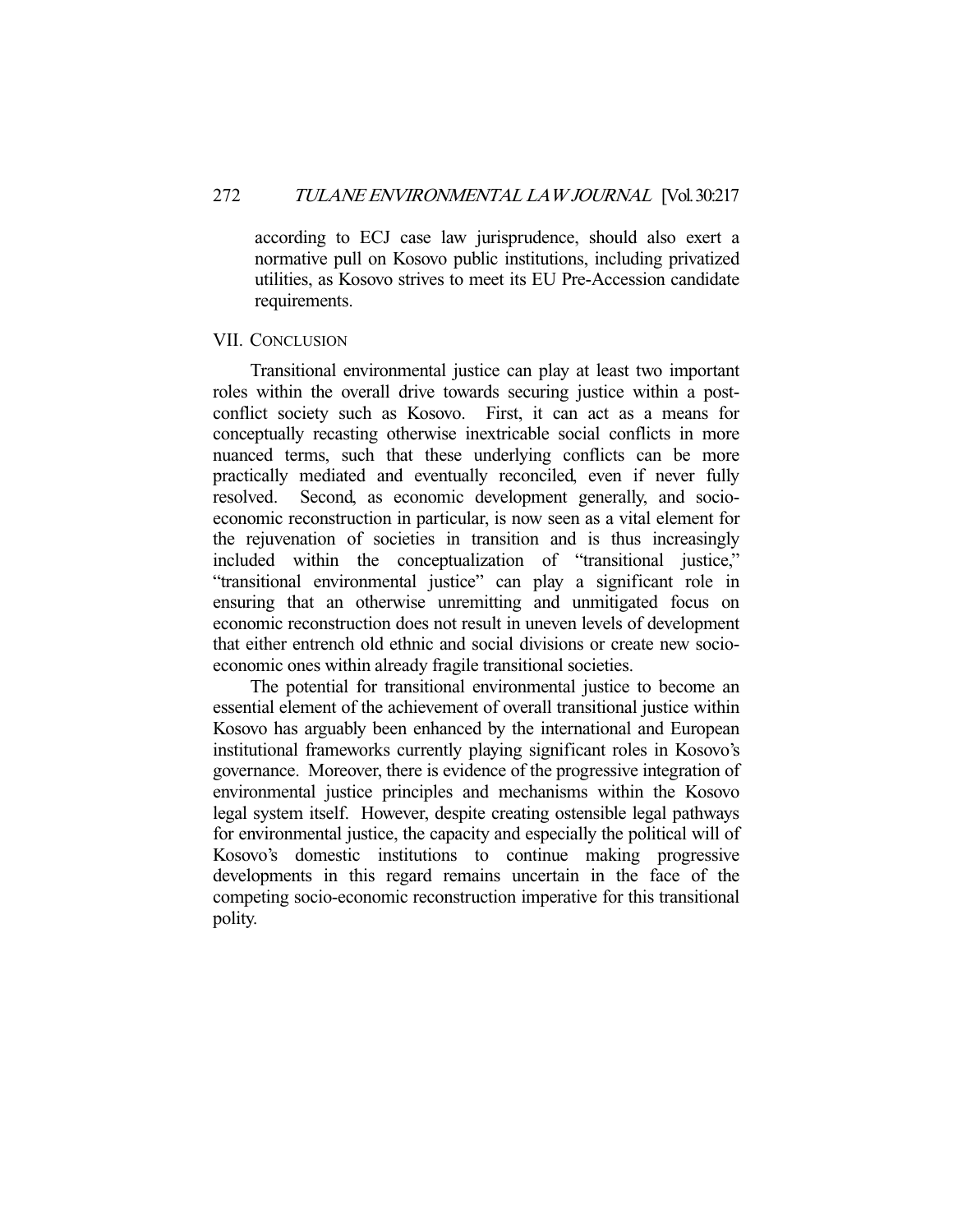according to ECJ case law jurisprudence, should also exert a normative pull on Kosovo public institutions, including privatized utilities, as Kosovo strives to meet its EU Pre-Accession candidate requirements.

## VII. CONCLUSION

Transitional environmental justice can play at least two important roles within the overall drive towards securing justice within a post-conflict society such as Kosovo. First, it can act as a means for conceptually recasting otherwise inextricable social conflicts in more nuanced terms, such that these underlying conflicts can be more practically mediated and eventually reconciled, even if never fully resolved. Second, as economic development generally, and socio-economic reconstruction in particular, is now seen as a vital element for the rejuvenation of societies in transition and is thus increasingly included within the conceptualization of "transitional justice," "transitional environmental justice" can play a significant role in ensuring that an otherwise unremitting and unmitigated focus on economic reconstruction does not result in uneven levels of development that either entrench old ethnic and social divisions or create new socio-economic ones within already fragile transitional societies.

The potential for transitional environmental justice to become an essential element of the achievement of overall transitional justice within Kosovo has arguably been enhanced by the international and European institutional frameworks currently playing significant roles in Kosovo's governance. Moreover, there is evidence of the progressive integration of environmental justice principles and mechanisms within the Kosovo legal system itself. However, despite creating ostensible legal pathways for environmental justice, the capacity and especially the political will of Kosovo's domestic institutions to continue making progressive developments in this regard remains uncertain in the face of the competing socio-economic reconstruction imperative for this transitional polity.